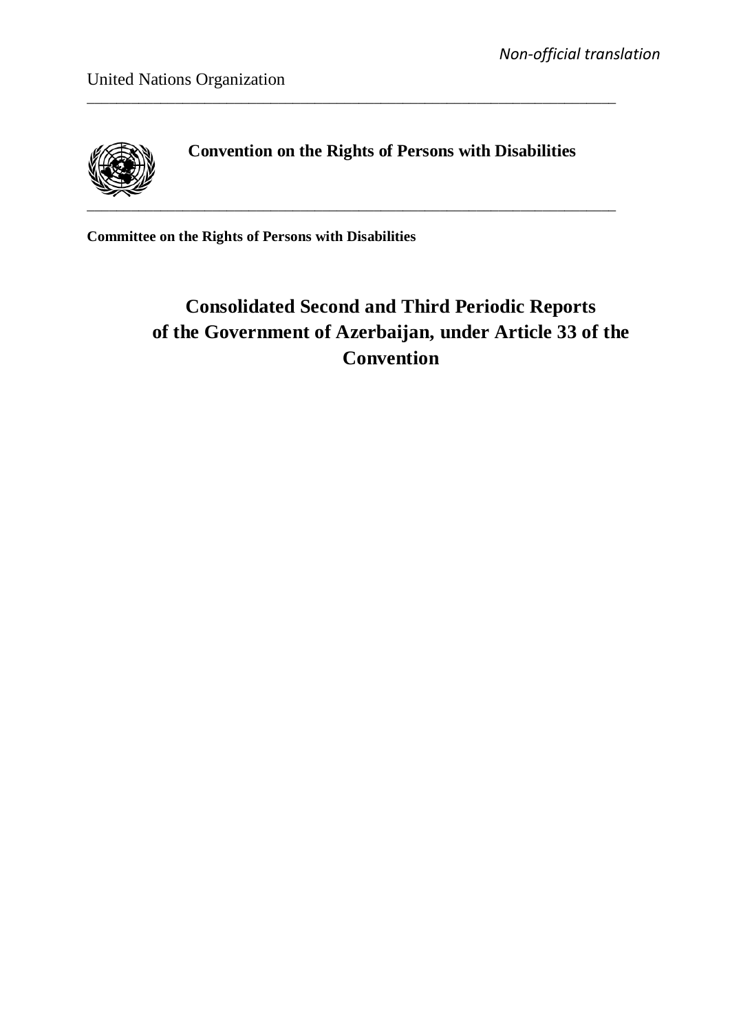*Non-official translation*

United Nations Organization

**Convention on the Rights of Persons with Disabilities**

**Committee on the Rights of Persons with Disabilities**

# Consolidated Second and Third Periodic Reports of the Government of Azerbaijan, under Article 33 of the Convention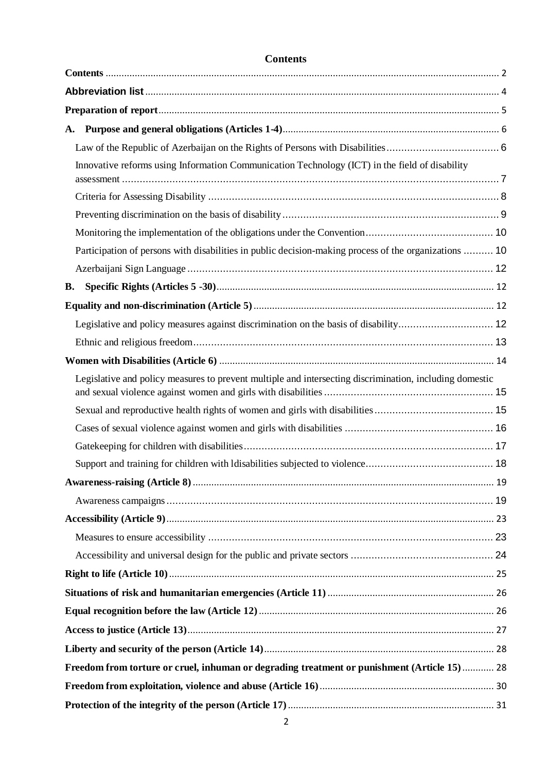# Contents

**Contents** .................................................. 2

**Abbreviation list** .................................................. 4

**Preparation of report** .................................................. 5

**A. Purpose and general obligations (Articles 1-4)** .................................................. 6

- Law of the Republic of Azerbaijan on the Rights of Persons with Disabilities .................................................. 6
- Innovative reforms using Information Communication Technology (ICT) in the field of disability assessment .................................................. 7
- Criteria for Assessing Disability .................................................. 8
- Preventing discrimination on the basis of disability .................................................. 9
- Monitoring the implementation of the obligations under the Convention .................................................. 10
- Participation of persons with disabilities in public decision-making process of the organizations .................................................. 10
- Azerbaijani Sign Language .................................................. 12

**B. Specific Rights (Articles 5 -30)** .................................................. 12

**Equality and non-discrimination (Article 5)** .................................................. 12

- Legislative and policy measures against discrimination on the basis of disability .................................................. 12
- Ethnic and religious freedom .................................................. 13

**Women with Disabilities (Article 6)** .................................................. 14

- Legislative and policy measures to prevent multiple and intersecting discrimination, including domestic and sexual violence against women and girls with disabilities .................................................. 15
- Sexual and reproductive health rights of women and girls with disabilities .................................................. 15
- Cases of sexual violence against women and girls with disabilities .................................................. 16
- Gatekeeping for children with disabilities .................................................. 17
- Support and training for children with ldisabilities subjected to violence .................................................. 18

**Awareness-raising (Article 8)** .................................................. 19

- Awareness campaigns .................................................. 19

**Accessibility (Article 9)** .................................................. 23

- Measures to ensure accessibility .................................................. 23
- Accessibility and universal design for the public and private sectors .................................................. 24

**Right to life (Article 10)** .................................................. 25

**Situations of risk and humanitarian emergencies (Article 11)** .................................................. 26

**Equal recognition before the law (Article 12)** .................................................. 26

**Access to justice (Article 13)** .................................................. 27

**Liberty and security of the person (Article 14)** .................................................. 28

**Freedom from torture or cruel, inhuman or degrading treatment or punishment (Article 15)** .................................................. 28

**Freedom from exploitation, violence and abuse (Article 16)** .................................................. 30

**Protection of the integrity of the person (Article 17)** .................................................. 31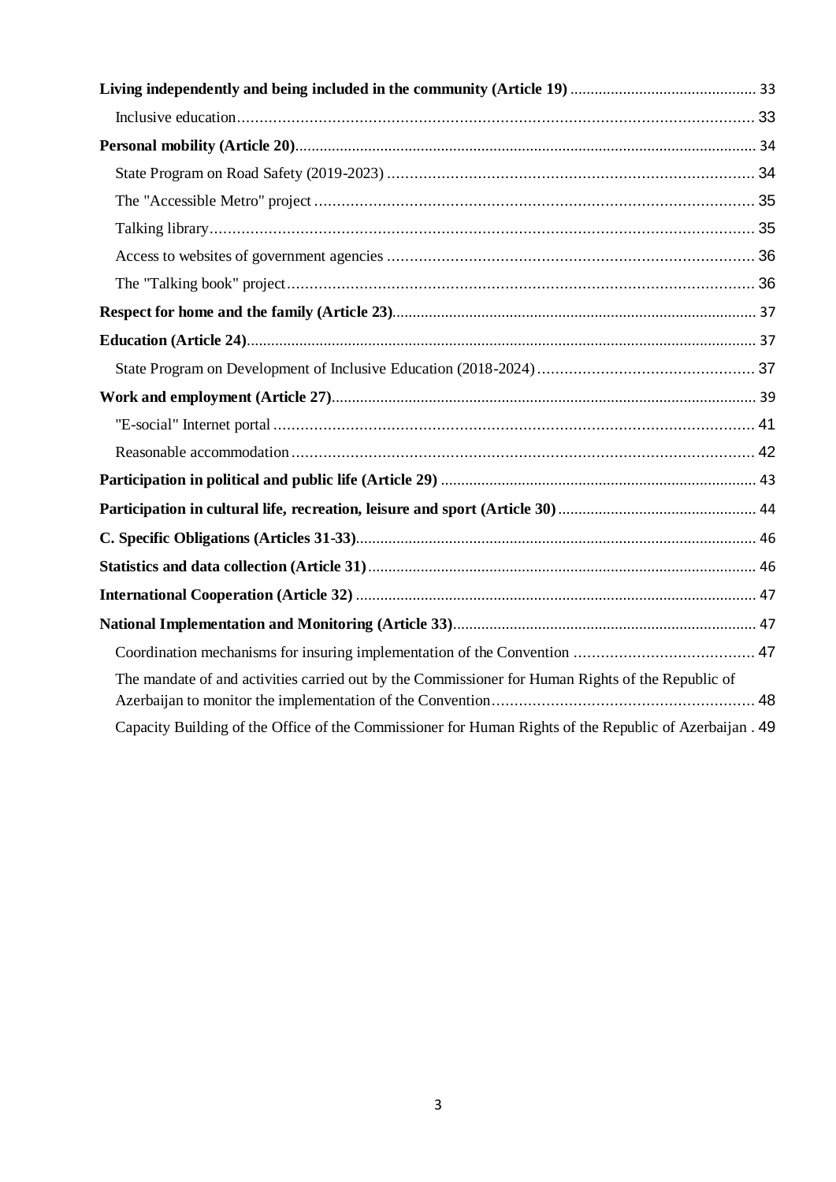**Living independently and being included in the community (Article 19)** ............................................. 33

Inclusive education................................................................................................................... 33

**Personal mobility (Article 20)**................................................................................................................ 34

State Program on Road Safety (2019-2023) ................................................................................ 34

The "Accessible Metro" project ................................................................................................. 35

Talking library........................................................................................................................ 35

Access to websites of government agencies ................................................................................ 36

The "Talking book" project....................................................................................................... 36

**Respect for home and the family (Article 23)**......................................................................................... 37

**Education (Article 24)**............................................................................................................................ 37

State Program on Development of Inclusive Education (2018-2024) ................................................ 37

**Work and employment (Article 27)**......................................................................................................... 39

"E-social" Internet portal .......................................................................................................... 41

Reasonable accommodation ...................................................................................................... 42

**Participation in political and public life (Article 29)** ............................................................................. 43

**Participation in cultural life, recreation, leisure and sport (Article 30)** ................................................ 44

**C. Specific Obligations (Articles 31-33)**.................................................................................................. 46

**Statistics and data collection (Article 31)**............................................................................................... 46

**International Cooperation (Article 32)** .................................................................................................. 47

**National Implementation and Monitoring (Article 33)**........................................................................... 47

Coordination mechanisms for insuring implementation of the Convention ........................................ 47

The mandate of and activities carried out by the Commissioner for Human Rights of the Republic of Azerbaijan to monitor the implementation of the Convention.......................................................... 48

Capacity Building of the Office of the Commissioner for Human Rights of the Republic of Azerbaijan . 49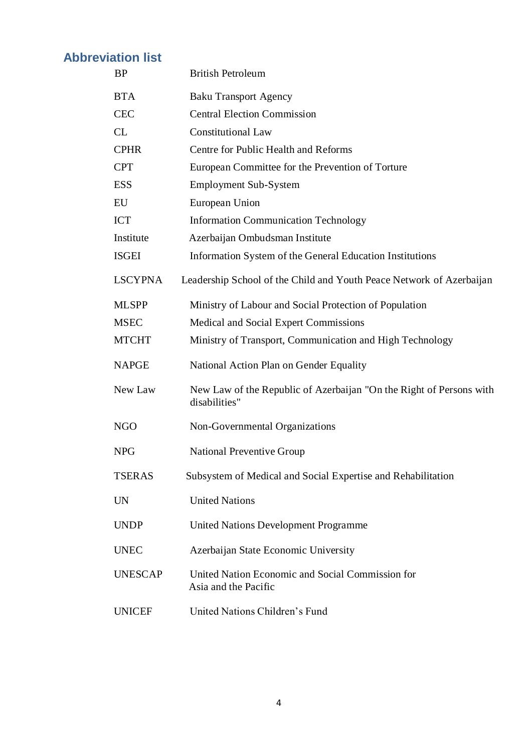## Abbreviation list

| | |
|---|---|
| BP | British Petroleum |
| BTA | Baku Transport Agency |
| CEC | Central Election Commission |
| CL | Constitutional Law |
| CPHR | Centre for Public Health and Reforms |
| CPT | European Committee for the Prevention of Torture |
| ESS | Employment Sub-System |
| EU | European Union |
| ICT | Information Communication Technology |
| Institute | Azerbaijan Ombudsman Institute |
| ISGEI | Information System of the General Education Institutions |
| LSCYPNA | Leadership School of the Child and Youth Peace Network of Azerbaijan |
| MLSPP | Ministry of Labour and Social Protection of Population |
| MSEC | Medical and Social Expert Commissions |
| MTCHT | Ministry of Transport, Communication and High Technology |
| NAPGE | National Action Plan on Gender Equality |
| New Law | New Law of the Republic of Azerbaijan "On the Right of Persons with disabilities" |
| NGO | Non-Governmental Organizations |
| NPG | National Preventive Group |
| TSERAS | Subsystem of Medical and Social Expertise and Rehabilitation |
| UN | United Nations |
| UNDP | United Nations Development Programme |
| UNEC | Azerbaijan State Economic University |
| UNESCAP | United Nation Economic and Social Commission for Asia and the Pacific |
| UNICEF | United Nations Children's Fund |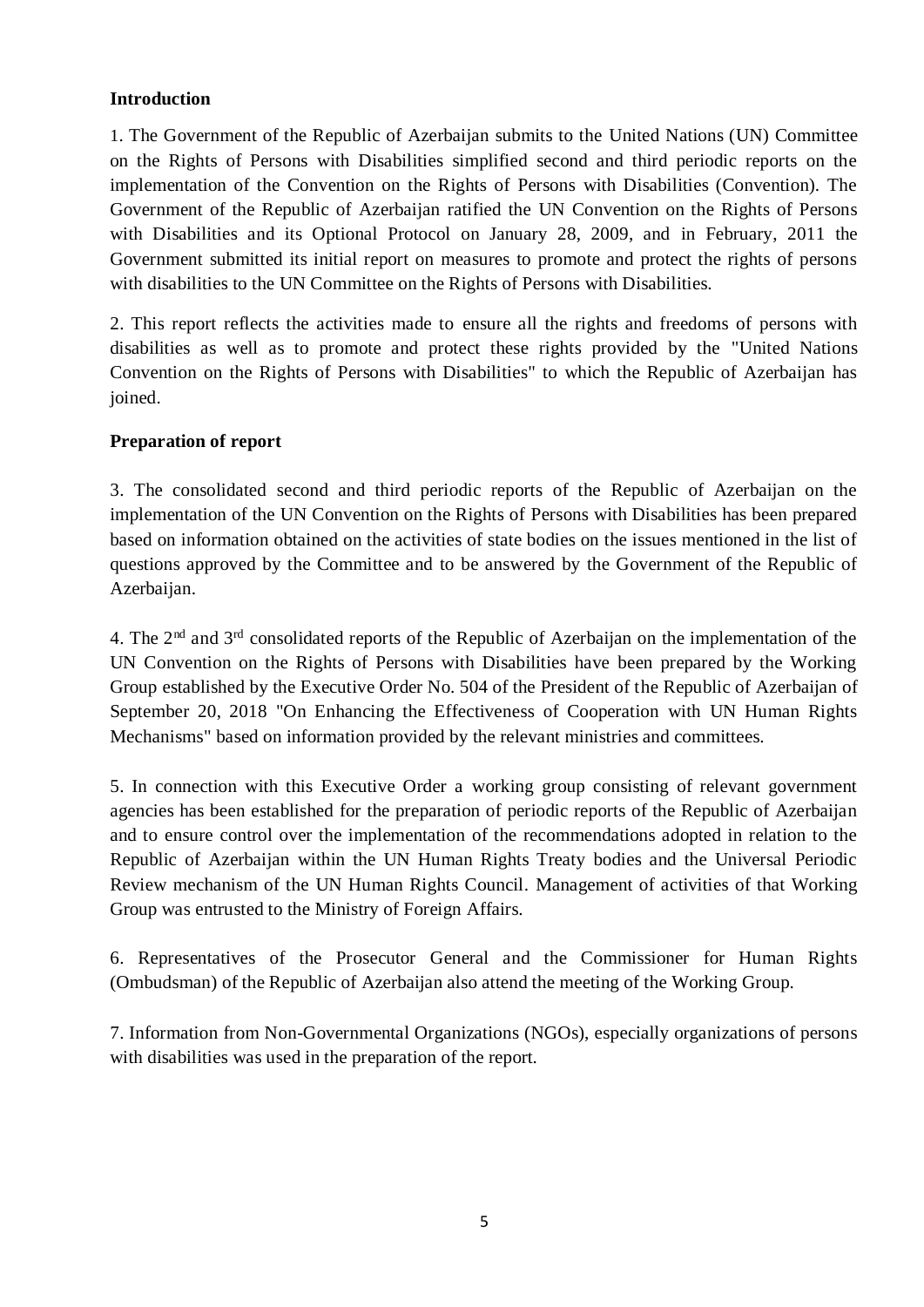**Introduction**

1. The Government of the Republic of Azerbaijan submits to the United Nations (UN) Committee on the Rights of Persons with Disabilities simplified second and third periodic reports on the implementation of the Convention on the Rights of Persons with Disabilities (Convention). The Government of the Republic of Azerbaijan ratified the UN Convention on the Rights of Persons with Disabilities and its Optional Protocol on January 28, 2009, and in February, 2011 the Government submitted its initial report on measures to promote and protect the rights of persons with disabilities to the UN Committee on the Rights of Persons with Disabilities.

2. This report reflects the activities made to ensure all the rights and freedoms of persons with disabilities as well as to promote and protect these rights provided by the "United Nations Convention on the Rights of Persons with Disabilities" to which the Republic of Azerbaijan has joined.

**Preparation of report**

3. The consolidated second and third periodic reports of the Republic of Azerbaijan on the implementation of the UN Convention on the Rights of Persons with Disabilities has been prepared based on information obtained on the activities of state bodies on the issues mentioned in the list of questions approved by the Committee and to be answered by the Government of the Republic of Azerbaijan.

4. The 2nd and 3rd consolidated reports of the Republic of Azerbaijan on the implementation of the UN Convention on the Rights of Persons with Disabilities have been prepared by the Working Group established by the Executive Order No. 504 of the President of the Republic of Azerbaijan of September 20, 2018 "On Enhancing the Effectiveness of Cooperation with UN Human Rights Mechanisms" based on information provided by the relevant ministries and committees.

5. In connection with this Executive Order a working group consisting of relevant government agencies has been established for the preparation of periodic reports of the Republic of Azerbaijan and to ensure control over the implementation of the recommendations adopted in relation to the Republic of Azerbaijan within the UN Human Rights Treaty bodies and the Universal Periodic Review mechanism of the UN Human Rights Council. Management of activities of that Working Group was entrusted to the Ministry of Foreign Affairs.

6. Representatives of the Prosecutor General and the Commissioner for Human Rights (Ombudsman) of the Republic of Azerbaijan also attend the meeting of the Working Group.

7. Information from Non-Governmental Organizations (NGOs), especially organizations of persons with disabilities was used in the preparation of the report.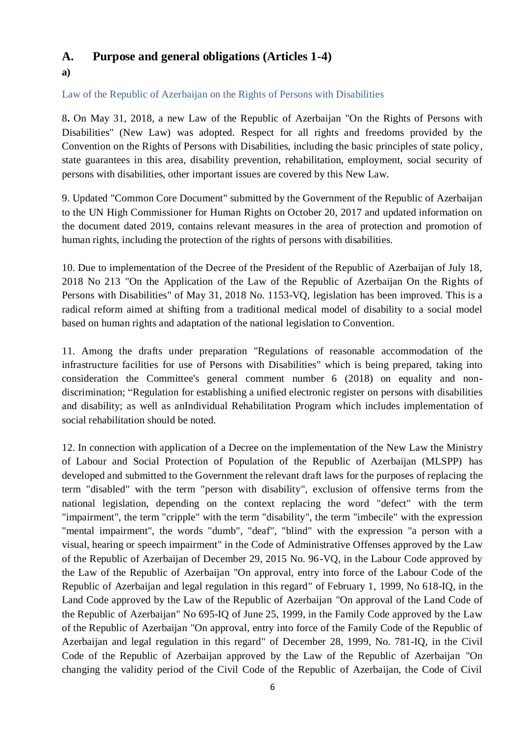## A. Purpose and general obligations (Articles 1-4)

**a)**

### Law of the Republic of Azerbaijan on the Rights of Persons with Disabilities

8**.** On May 31, 2018, a new Law of the Republic of Azerbaijan "On the Rights of Persons with Disabilities" (New Law) was adopted. Respect for all rights and freedoms provided by the Convention on the Rights of Persons with Disabilities, including the basic principles of state policy, state guarantees in this area, disability prevention, rehabilitation, employment, social security of persons with disabilities, other important issues are covered by this New Law.

9. Updated "Common Core Document" submitted by the Government of the Republic of Azerbaijan to the UN High Commissioner for Human Rights on October 20, 2017 and updated information on the document dated 2019, contains relevant measures in the area of protection and promotion of human rights, including the protection of the rights of persons with disabilities.

10. Due to implementation of the Decree of the President of the Republic of Azerbaijan of July 18, 2018 No 213 "On the Application of the Law of the Republic of Azerbaijan On the Rights of Persons with Disabilities" of May 31, 2018 No. 1153-VQ, legislation has been improved. This is a radical reform aimed at shifting from a traditional medical model of disability to a social model based on human rights and adaptation of the national legislation to Convention.

11. Among the drafts under preparation "Regulations of reasonable accommodation of the infrastructure facilities for use of Persons with Disabilities" which is being prepared, taking into consideration the Committee's general comment number 6 (2018) on equality and non-discrimination; "Regulation for establishing a unified electronic register on persons with disabilities and disability; as well as anIndividual Rehabilitation Program which includes implementation of social rehabilitation should be noted.

12. In connection with application of a Decree on the implementation of the New Law the Ministry of Labour and Social Protection of Population of the Republic of Azerbaijan (MLSPP) has developed and submitted to the Government the relevant draft laws for the purposes of replacing the term "disabled" with the term "person with disability", exclusion of offensive terms from the national legislation, depending on the context replacing the word "defect" with the term "impairment", the term "cripple" with the term "disability", the term "imbecile" with the expression "mental impairment", the words "dumb", "deaf", "blind" with the expression "a person with a visual, hearing or speech impairment" in the Code of Administrative Offenses approved by the Law of the Republic of Azerbaijan of December 29, 2015 No. 96-VQ, in the Labour Code approved by the Law of the Republic of Azerbaijan "On approval, entry into force of the Labour Code of the Republic of Azerbaijan and legal regulation in this regard" of February 1, 1999, No 618-IQ, in the Land Code approved by the Law of the Republic of Azerbaijan "On approval of the Land Code of the Republic of Azerbaijan" No 695-IQ of June 25, 1999, in the Family Code approved by the Law of the Republic of Azerbaijan "On approval, entry into force of the Family Code of the Republic of Azerbaijan and legal regulation in this regard" of December 28, 1999, No. 781-IQ, in the Civil Code of the Republic of Azerbaijan approved by the Law of the Republic of Azerbaijan "On changing the validity period of the Civil Code of the Republic of Azerbaijan, the Code of Civil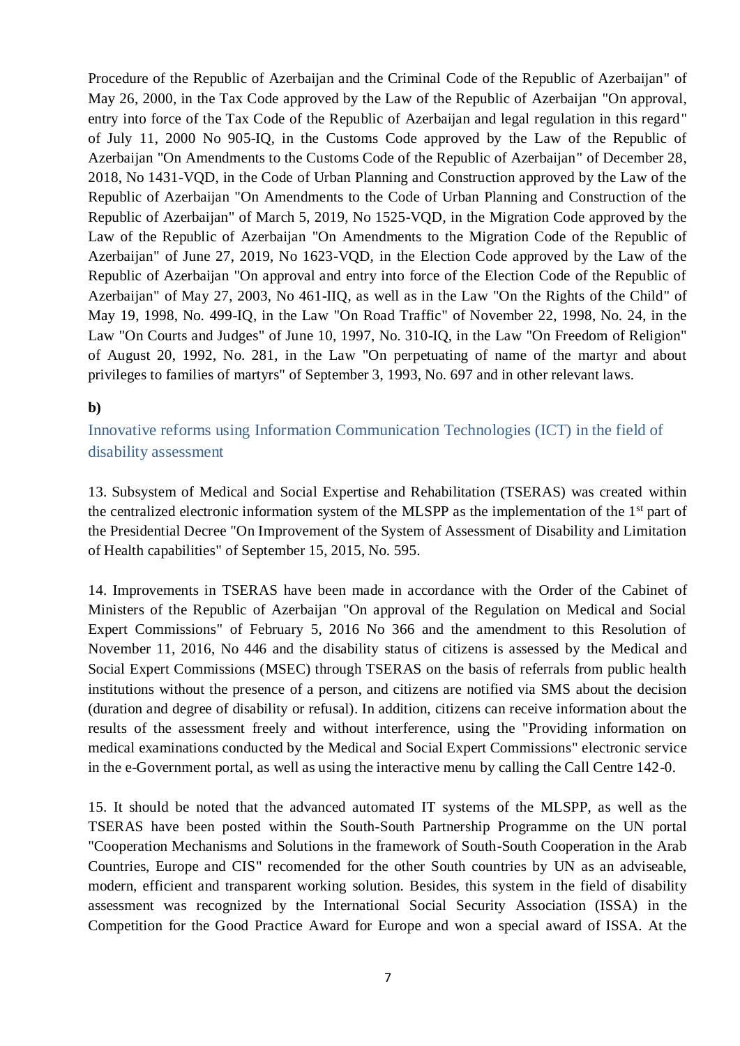Procedure of the Republic of Azerbaijan and the Criminal Code of the Republic of Azerbaijan" of May 26, 2000, in the Tax Code approved by the Law of the Republic of Azerbaijan "On approval, entry into force of the Tax Code of the Republic of Azerbaijan and legal regulation in this regard" of July 11, 2000 No 905-IQ, in the Customs Code approved by the Law of the Republic of Azerbaijan "On Amendments to the Customs Code of the Republic of Azerbaijan" of December 28, 2018, No 1431-VQD, in the Code of Urban Planning and Construction approved by the Law of the Republic of Azerbaijan "On Amendments to the Code of Urban Planning and Construction of the Republic of Azerbaijan" of March 5, 2019, No 1525-VQD, in the Migration Code approved by the Law of the Republic of Azerbaijan "On Amendments to the Migration Code of the Republic of Azerbaijan" of June 27, 2019, No 1623-VQD, in the Election Code approved by the Law of the Republic of Azerbaijan "On approval and entry into force of the Election Code of the Republic of Azerbaijan" of May 27, 2003, No 461-IIQ, as well as in the Law "On the Rights of the Child" of May 19, 1998, No. 499-IQ, in the Law "On Road Traffic" of November 22, 1998, No. 24, in the Law "On Courts and Judges" of June 10, 1997, No. 310-IQ, in the Law "On Freedom of Religion" of August 20, 1992, No. 281, in the Law "On perpetuating of name of the martyr and about privileges to families of martyrs" of September 3, 1993, No. 697 and in other relevant laws.

**b)**

### Innovative reforms using Information Communication Technologies (ICT) in the field of disability assessment

13. Subsystem of Medical and Social Expertise and Rehabilitation (TSERAS) was created within the centralized electronic information system of the MLSPP as the implementation of the 1st part of the Presidential Decree "On Improvement of the System of Assessment of Disability and Limitation of Health capabilities" of September 15, 2015, No. 595.

14. Improvements in TSERAS have been made in accordance with the Order of the Cabinet of Ministers of the Republic of Azerbaijan "On approval of the Regulation on Medical and Social Expert Commissions" of February 5, 2016 No 366 and the amendment to this Resolution of November 11, 2016, No 446 and the disability status of citizens is assessed by the Medical and Social Expert Commissions (MSEC) through TSERAS on the basis of referrals from public health institutions without the presence of a person, and citizens are notified via SMS about the decision (duration and degree of disability or refusal). In addition, citizens can receive information about the results of the assessment freely and without interference, using the "Providing information on medical examinations conducted by the Medical and Social Expert Commissions" electronic service in the e-Government portal, as well as using the interactive menu by calling the Call Centre 142-0.

15. It should be noted that the advanced automated IT systems of the MLSPP, as well as the TSERAS have been posted within the South-South Partnership Programme on the UN portal "Cooperation Mechanisms and Solutions in the framework of South-South Cooperation in the Arab Countries, Europe and CIS" recomended for the other South countries by UN as an adviseable, modern, efficient and transparent working solution. Besides, this system in the field of disability assessment was recognized by the International Social Security Association (ISSA) in the Competition for the Good Practice Award for Europe and won a special award of ISSA. At the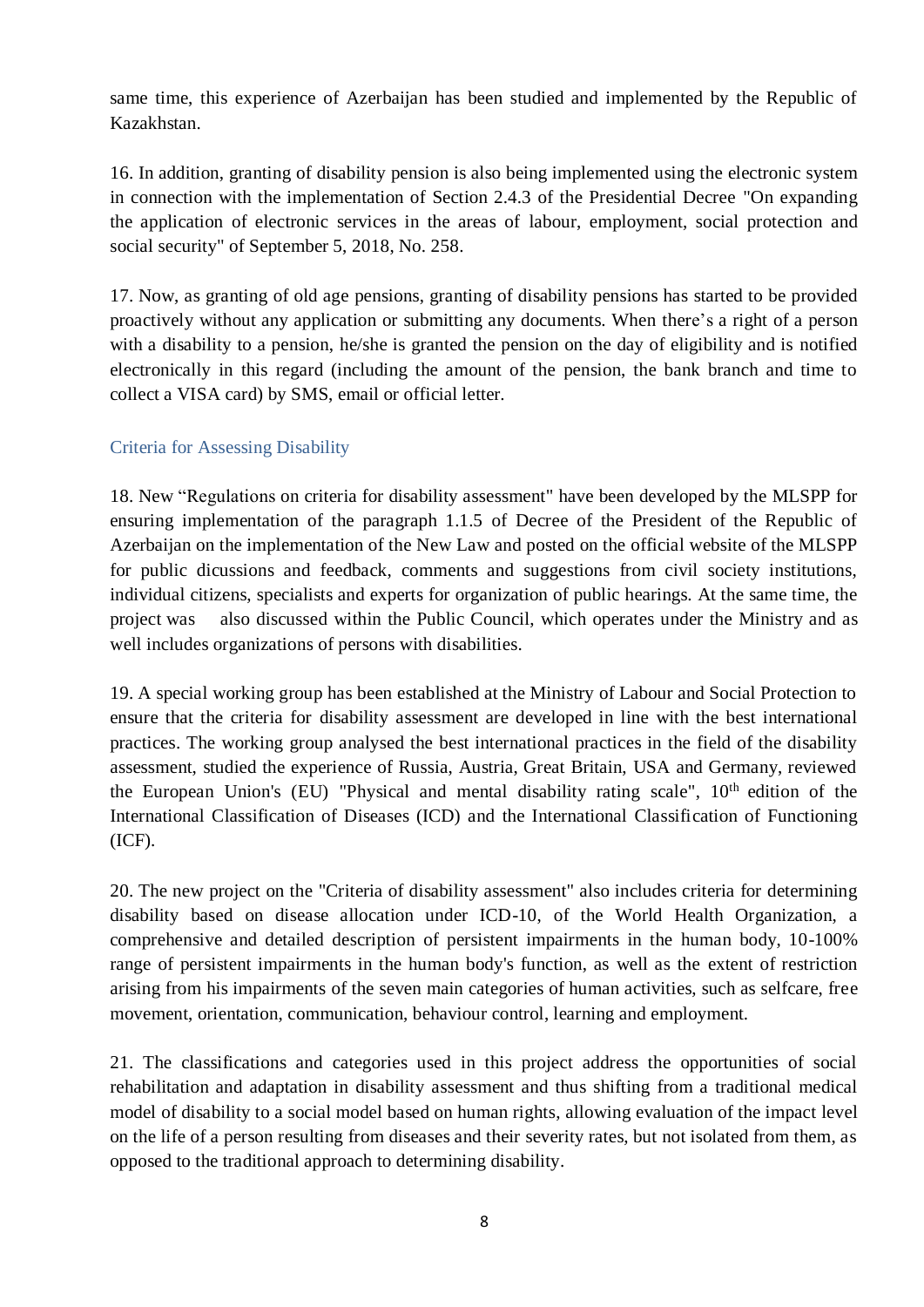same time, this experience of Azerbaijan has been studied and implemented by the Republic of Kazakhstan.

16. In addition, granting of disability pension is also being implemented using the electronic system in connection with the implementation of Section 2.4.3 of the Presidential Decree "On expanding the application of electronic services in the areas of labour, employment, social protection and social security" of September 5, 2018, No. 258.

17. Now, as granting of old age pensions, granting of disability pensions has started to be provided proactively without any application or submitting any documents. When there's a right of a person with a disability to a pension, he/she is granted the pension on the day of eligibility and is notified electronically in this regard (including the amount of the pension, the bank branch and time to collect a VISA card) by SMS, email or official letter.

### Criteria for Assessing Disability

18. New "Regulations on criteria for disability assessment" have been developed by the MLSPP for ensuring implementation of the paragraph 1.1.5 of Decree of the President of the Republic of Azerbaijan on the implementation of the New Law and posted on the official website of the MLSPP for public dicussions and feedback, comments and suggestions from civil society institutions, individual citizens, specialists and experts for organization of public hearings. At the same time, the project was also discussed within the Public Council, which operates under the Ministry and as well includes organizations of persons with disabilities.

19. A special working group has been established at the Ministry of Labour and Social Protection to ensure that the criteria for disability assessment are developed in line with the best international practices. The working group analysed the best international practices in the field of the disability assessment, studied the experience of Russia, Austria, Great Britain, USA and Germany, reviewed the European Union's (EU) "Physical and mental disability rating scale", 10th edition of the International Classification of Diseases (ICD) and the International Classification of Functioning (ICF).

20. The new project on the "Criteria of disability assessment" also includes criteria for determining disability based on disease allocation under ICD-10, of the World Health Organization, a comprehensive and detailed description of persistent impairments in the human body, 10-100% range of persistent impairments in the human body's function, as well as the extent of restriction arising from his impairments of the seven main categories of human activities, such as selfcare, free movement, orientation, communication, behaviour control, learning and employment.

21. The classifications and categories used in this project address the opportunities of social rehabilitation and adaptation in disability assessment and thus shifting from a traditional medical model of disability to a social model based on human rights, allowing evaluation of the impact level on the life of a person resulting from diseases and their severity rates, but not isolated from them, as opposed to the traditional approach to determining disability.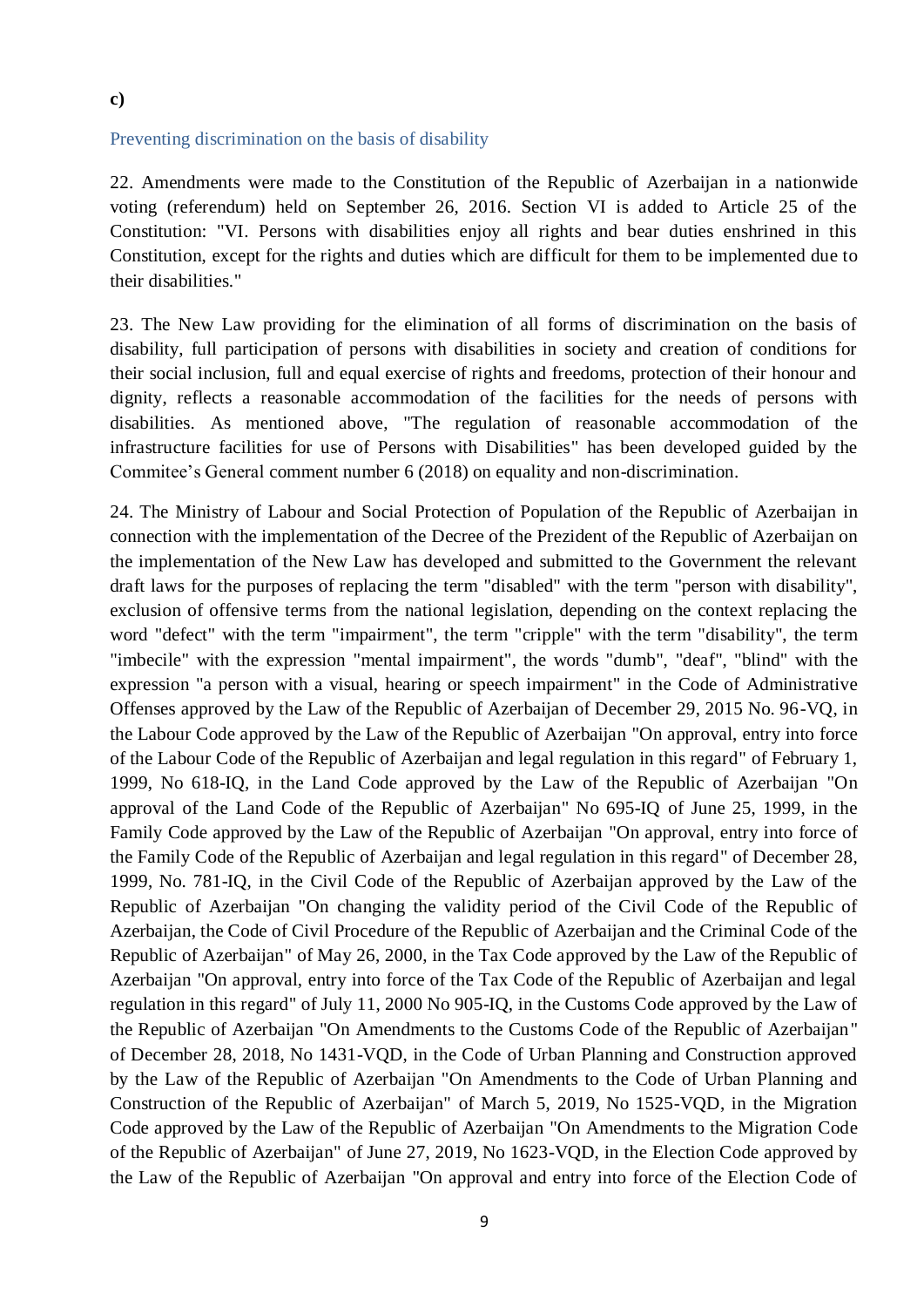**c)**

## Preventing discrimination on the basis of disability

22. Amendments were made to the Constitution of the Republic of Azerbaijan in a nationwide voting (referendum) held on September 26, 2016. Section VI is added to Article 25 of the Constitution: "VI. Persons with disabilities enjoy all rights and bear duties enshrined in this Constitution, except for the rights and duties which are difficult for them to be implemented due to their disabilities."

23. The New Law providing for the elimination of all forms of discrimination on the basis of disability, full participation of persons with disabilities in society and creation of conditions for their social inclusion, full and equal exercise of rights and freedoms, protection of their honour and dignity, reflects a reasonable accommodation of the facilities for the needs of persons with disabilities. As mentioned above, "The regulation of reasonable accommodation of the infrastructure facilities for use of Persons with Disabilities" has been developed guided by the Commitee's General comment number 6 (2018) on equality and non-discrimination.

24. The Ministry of Labour and Social Protection of Population of the Republic of Azerbaijan in connection with the implementation of the Decree of the Prezident of the Republic of Azerbaijan on the implementation of the New Law has developed and submitted to the Government the relevant draft laws for the purposes of replacing the term "disabled" with the term "person with disability", exclusion of offensive terms from the national legislation, depending on the context replacing the word "defect" with the term "impairment", the term "cripple" with the term "disability", the term "imbecile" with the expression "mental impairment", the words "dumb", "deaf", "blind" with the expression "a person with a visual, hearing or speech impairment" in the Code of Administrative Offenses approved by the Law of the Republic of Azerbaijan of December 29, 2015 No. 96-VQ, in the Labour Code approved by the Law of the Republic of Azerbaijan "On approval, entry into force of the Labour Code of the Republic of Azerbaijan and legal regulation in this regard" of February 1, 1999, No 618-IQ, in the Land Code approved by the Law of the Republic of Azerbaijan "On approval of the Land Code of the Republic of Azerbaijan" No 695-IQ of June 25, 1999, in the Family Code approved by the Law of the Republic of Azerbaijan "On approval, entry into force of the Family Code of the Republic of Azerbaijan and legal regulation in this regard" of December 28, 1999, No. 781-IQ, in the Civil Code of the Republic of Azerbaijan approved by the Law of the Republic of Azerbaijan "On changing the validity period of the Civil Code of the Republic of Azerbaijan, the Code of Civil Procedure of the Republic of Azerbaijan and the Criminal Code of the Republic of Azerbaijan" of May 26, 2000, in the Tax Code approved by the Law of the Republic of Azerbaijan "On approval, entry into force of the Tax Code of the Republic of Azerbaijan and legal regulation in this regard" of July 11, 2000 No 905-IQ, in the Customs Code approved by the Law of the Republic of Azerbaijan "On Amendments to the Customs Code of the Republic of Azerbaijan" of December 28, 2018, No 1431-VQD, in the Code of Urban Planning and Construction approved by the Law of the Republic of Azerbaijan "On Amendments to the Code of Urban Planning and Construction of the Republic of Azerbaijan" of March 5, 2019, No 1525-VQD, in the Migration Code approved by the Law of the Republic of Azerbaijan "On Amendments to the Migration Code of the Republic of Azerbaijan" of June 27, 2019, No 1623-VQD, in the Election Code approved by the Law of the Republic of Azerbaijan "On approval and entry into force of the Election Code of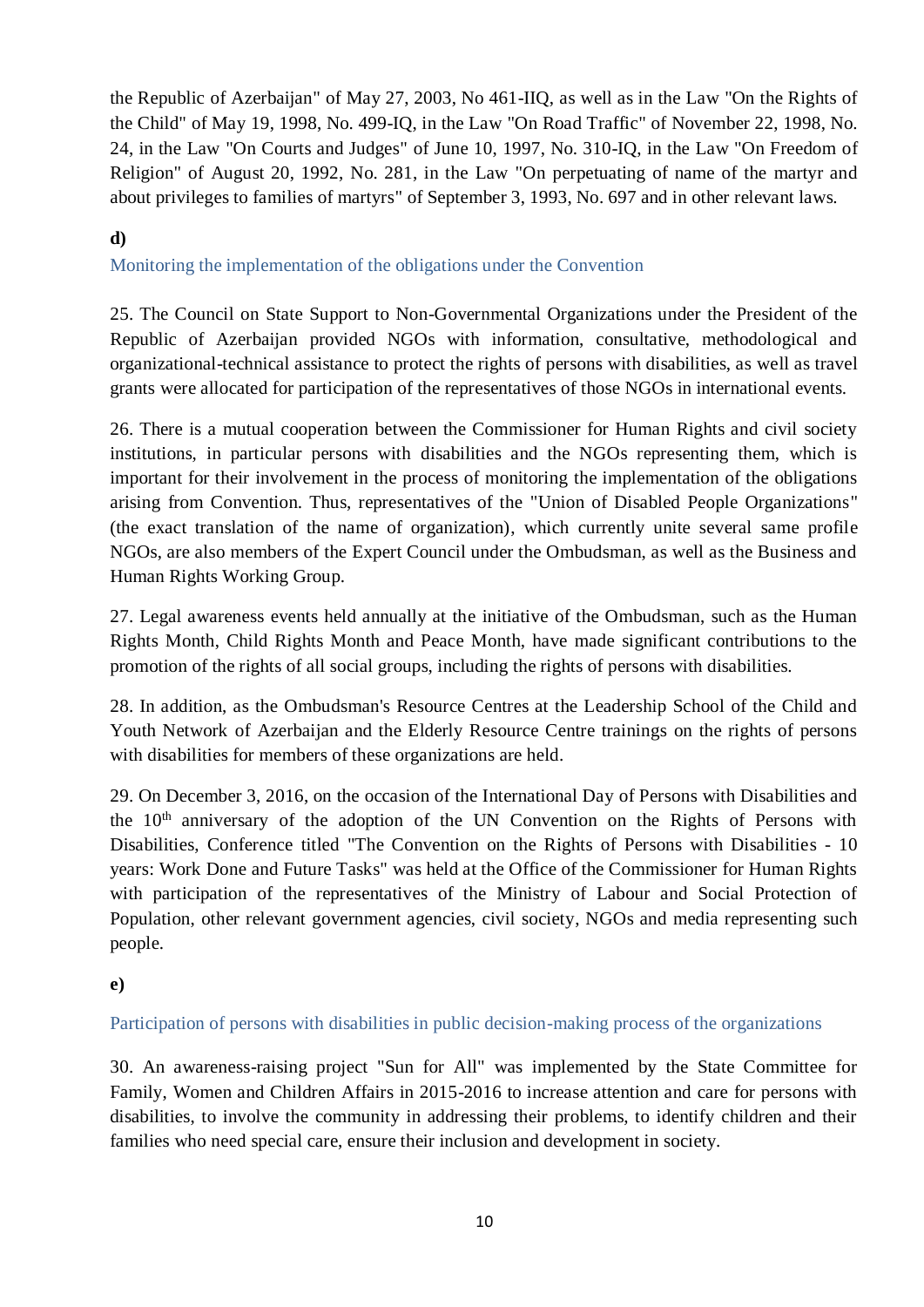the Republic of Azerbaijan" of May 27, 2003, No 461-IIQ, as well as in the Law "On the Rights of the Child" of May 19, 1998, No. 499-IQ, in the Law "On Road Traffic" of November 22, 1998, No. 24, in the Law "On Courts and Judges" of June 10, 1997, No. 310-IQ, in the Law "On Freedom of Religion" of August 20, 1992, No. 281, in the Law "On perpetuating of name of the martyr and about privileges to families of martyrs" of September 3, 1993, No. 697 and in other relevant laws.

**d)**

### Monitoring the implementation of the obligations under the Convention

25. The Council on State Support to Non-Governmental Organizations under the President of the Republic of Azerbaijan provided NGOs with information, consultative, methodological and organizational-technical assistance to protect the rights of persons with disabilities, as well as travel grants were allocated for participation of the representatives of those NGOs in international events.

26. There is a mutual cooperation between the Commissioner for Human Rights and civil society institutions, in particular persons with disabilities and the NGOs representing them, which is important for their involvement in the process of monitoring the implementation of the obligations arising from Convention. Thus, representatives of the "Union of Disabled People Organizations" (the exact translation of the name of organization), which currently unite several same profile NGOs, are also members of the Expert Council under the Ombudsman, as well as the Business and Human Rights Working Group.

27. Legal awareness events held annually at the initiative of the Ombudsman, such as the Human Rights Month, Child Rights Month and Peace Month, have made significant contributions to the promotion of the rights of all social groups, including the rights of persons with disabilities.

28. In addition, as the Ombudsman's Resource Centres at the Leadership School of the Child and Youth Network of Azerbaijan and the Elderly Resource Centre trainings on the rights of persons with disabilities for members of these organizations are held.

29. On December 3, 2016, on the occasion of the International Day of Persons with Disabilities and the 10th anniversary of the adoption of the UN Convention on the Rights of Persons with Disabilities, Conference titled "The Convention on the Rights of Persons with Disabilities - 10 years: Work Done and Future Tasks" was held at the Office of the Commissioner for Human Rights with participation of the representatives of the Ministry of Labour and Social Protection of Population, other relevant government agencies, civil society, NGOs and media representing such people.

**e)**

### Participation of persons with disabilities in public decision-making process of the organizations

30. An awareness-raising project "Sun for All" was implemented by the State Committee for Family, Women and Children Affairs in 2015-2016 to increase attention and care for persons with disabilities, to involve the community in addressing their problems, to identify children and their families who need special care, ensure their inclusion and development in society.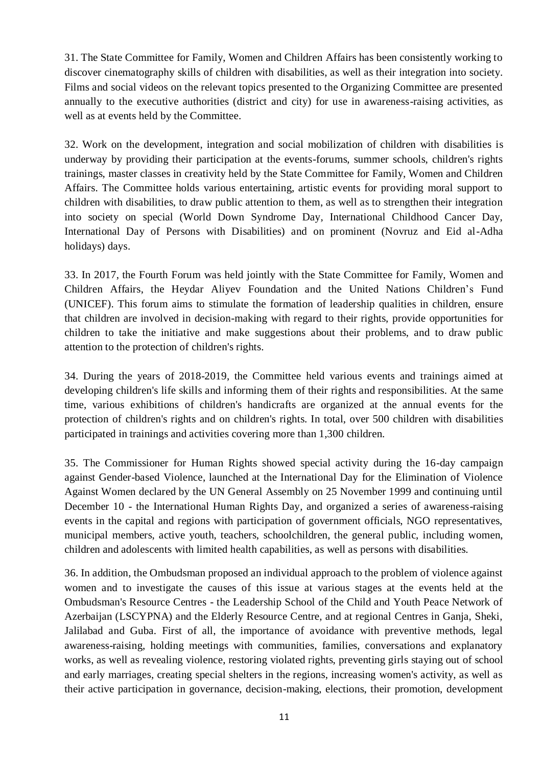31. The State Committee for Family, Women and Children Affairs has been consistently working to discover cinematography skills of children with disabilities, as well as their integration into society. Films and social videos on the relevant topics presented to the Organizing Committee are presented annually to the executive authorities (district and city) for use in awareness-raising activities, as well as at events held by the Committee.

32. Work on the development, integration and social mobilization of children with disabilities is underway by providing their participation at the events-forums, summer schools, children's rights trainings, master classes in creativity held by the State Committee for Family, Women and Children Affairs. The Committee holds various entertaining, artistic events for providing moral support to children with disabilities, to draw public attention to them, as well as to strengthen their integration into society on special (World Down Syndrome Day, International Childhood Cancer Day, International Day of Persons with Disabilities) and on prominent (Novruz and Eid al-Adha holidays) days.

33. In 2017, the Fourth Forum was held jointly with the State Committee for Family, Women and Children Affairs, the Heydar Aliyev Foundation and the United Nations Children's Fund (UNICEF). This forum aims to stimulate the formation of leadership qualities in children, ensure that children are involved in decision-making with regard to their rights, provide opportunities for children to take the initiative and make suggestions about their problems, and to draw public attention to the protection of children's rights.

34. During the years of 2018-2019, the Committee held various events and trainings aimed at developing children's life skills and informing them of their rights and responsibilities. At the same time, various exhibitions of children's handicrafts are organized at the annual events for the protection of children's rights and on children's rights. In total, over 500 children with disabilities participated in trainings and activities covering more than 1,300 children.

35. The Commissioner for Human Rights showed special activity during the 16-day campaign against Gender-based Violence, launched at the International Day for the Elimination of Violence Against Women declared by the UN General Assembly on 25 November 1999 and continuing until December 10 - the International Human Rights Day, and organized a series of awareness-raising events in the capital and regions with participation of government officials, NGO representatives, municipal members, active youth, teachers, schoolchildren, the general public, including women, children and adolescents with limited health capabilities, as well as persons with disabilities.

36. In addition, the Ombudsman proposed an individual approach to the problem of violence against women and to investigate the causes of this issue at various stages at the events held at the Ombudsman's Resource Centres - the Leadership School of the Child and Youth Peace Network of Azerbaijan (LSCYPNA) and the Elderly Resource Centre, and at regional Centres in Ganja, Sheki, Jalilabad and Guba. First of all, the importance of avoidance with preventive methods, legal awareness-raising, holding meetings with communities, families, conversations and explanatory works, as well as revealing violence, restoring violated rights, preventing girls staying out of school and early marriages, creating special shelters in the regions, increasing women's activity, as well as their active participation in governance, decision-making, elections, their promotion, development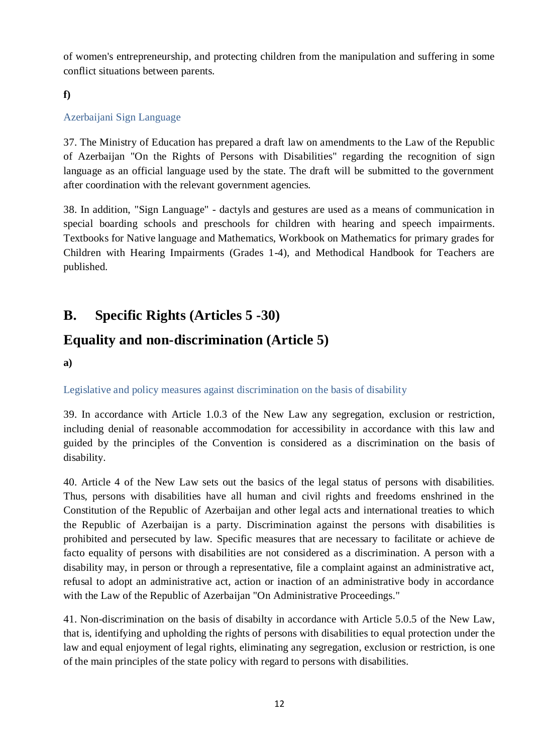of women's entrepreneurship, and protecting children from the manipulation and suffering in some conflict situations between parents.

**f)**

### Azerbaijani Sign Language

37. The Ministry of Education has prepared a draft law on amendments to the Law of the Republic of Azerbaijan "On the Rights of Persons with Disabilities" regarding the recognition of sign language as an official language used by the state. The draft will be submitted to the government after coordination with the relevant government agencies.

38. In addition, "Sign Language" - dactyls and gestures are used as a means of communication in special boarding schools and preschools for children with hearing and speech impairments. Textbooks for Native language and Mathematics, Workbook on Mathematics for primary grades for Children with Hearing Impairments (Grades 1-4), and Methodical Handbook for Teachers are published.

# B. Specific Rights (Articles 5 -30)

## Equality and non-discrimination (Article 5)

**a)**

### Legislative and policy measures against discrimination on the basis of disability

39. In accordance with Article 1.0.3 of the New Law any segregation, exclusion or restriction, including denial of reasonable accommodation for accessibility in accordance with this law and guided by the principles of the Convention is considered as a discrimination on the basis of disability.

40. Article 4 of the New Law sets out the basics of the legal status of persons with disabilities. Thus, persons with disabilities have all human and civil rights and freedoms enshrined in the Constitution of the Republic of Azerbaijan and other legal acts and international treaties to which the Republic of Azerbaijan is a party. Discrimination against the persons with disabilities is prohibited and persecuted by law. Specific measures that are necessary to facilitate or achieve de facto equality of persons with disabilities are not considered as a discrimination. A person with a disability may, in person or through a representative, file a complaint against an administrative act, refusal to adopt an administrative act, action or inaction of an administrative body in accordance with the Law of the Republic of Azerbaijan "On Administrative Proceedings."

41. Non-discrimination on the basis of disabilty in accordance with Article 5.0.5 of the New Law, that is, identifying and upholding the rights of persons with disabilities to equal protection under the law and equal enjoyment of legal rights, eliminating any segregation, exclusion or restriction, is one of the main principles of the state policy with regard to persons with disabilities.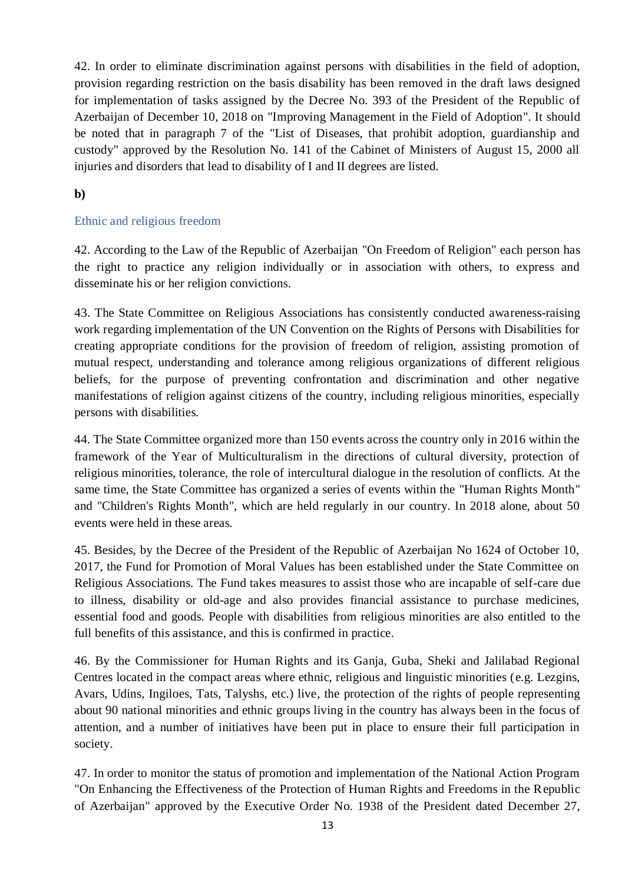42. In order to eliminate discrimination against persons with disabilities in the field of adoption, provision regarding restriction on the basis disability has been removed in the draft laws designed for implementation of tasks assigned by the Decree No. 393 of the President of the Republic of Azerbaijan of December 10, 2018 on "Improving Management in the Field of Adoption". It should be noted that in paragraph 7 of the "List of Diseases, that prohibit adoption, guardianship and custody" approved by the Resolution No. 141 of the Cabinet of Ministers of August 15, 2000 all injuries and disorders that lead to disability of I and II degrees are listed.

**b)**

### Ethnic and religious freedom

42. According to the Law of the Republic of Azerbaijan "On Freedom of Religion" each person has the right to practice any religion individually or in association with others, to express and disseminate his or her religion convictions.

43. The State Committee on Religious Associations has consistently conducted awareness-raising work regarding implementation of the UN Convention on the Rights of Persons with Disabilities for creating appropriate conditions for the provision of freedom of religion, assisting promotion of mutual respect, understanding and tolerance among religious organizations of different religious beliefs, for the purpose of preventing confrontation and discrimination and other negative manifestations of religion against citizens of the country, including religious minorities, especially persons with disabilities.

44. The State Committee organized more than 150 events across the country only in 2016 within the framework of the Year of Multiculturalism in the directions of cultural diversity, protection of religious minorities, tolerance, the role of intercultural dialogue in the resolution of conflicts. At the same time, the State Committee has organized a series of events within the "Human Rights Month" and "Children's Rights Month", which are held regularly in our country. In 2018 alone, about 50 events were held in these areas.

45. Besides, by the Decree of the President of the Republic of Azerbaijan No 1624 of October 10, 2017, the Fund for Promotion of Moral Values has been established under the State Committee on Religious Associations. The Fund takes measures to assist those who are incapable of self-care due to illness, disability or old-age and also provides financial assistance to purchase medicines, essential food and goods. People with disabilities from religious minorities are also entitled to the full benefits of this assistance, and this is confirmed in practice.

46. By the Commissioner for Human Rights and its Ganja, Guba, Sheki and Jalilabad Regional Centres located in the compact areas where ethnic, religious and linguistic minorities (e.g. Lezgins, Avars, Udins, Ingiloes, Tats, Talyshs, etc.) live, the protection of the rights of people representing about 90 national minorities and ethnic groups living in the country has always been in the focus of attention, and a number of initiatives have been put in place to ensure their full participation in society.

47. In order to monitor the status of promotion and implementation of the National Action Program "On Enhancing the Effectiveness of the Protection of Human Rights and Freedoms in the Republic of Azerbaijan" approved by the Executive Order No. 1938 of the President dated December 27,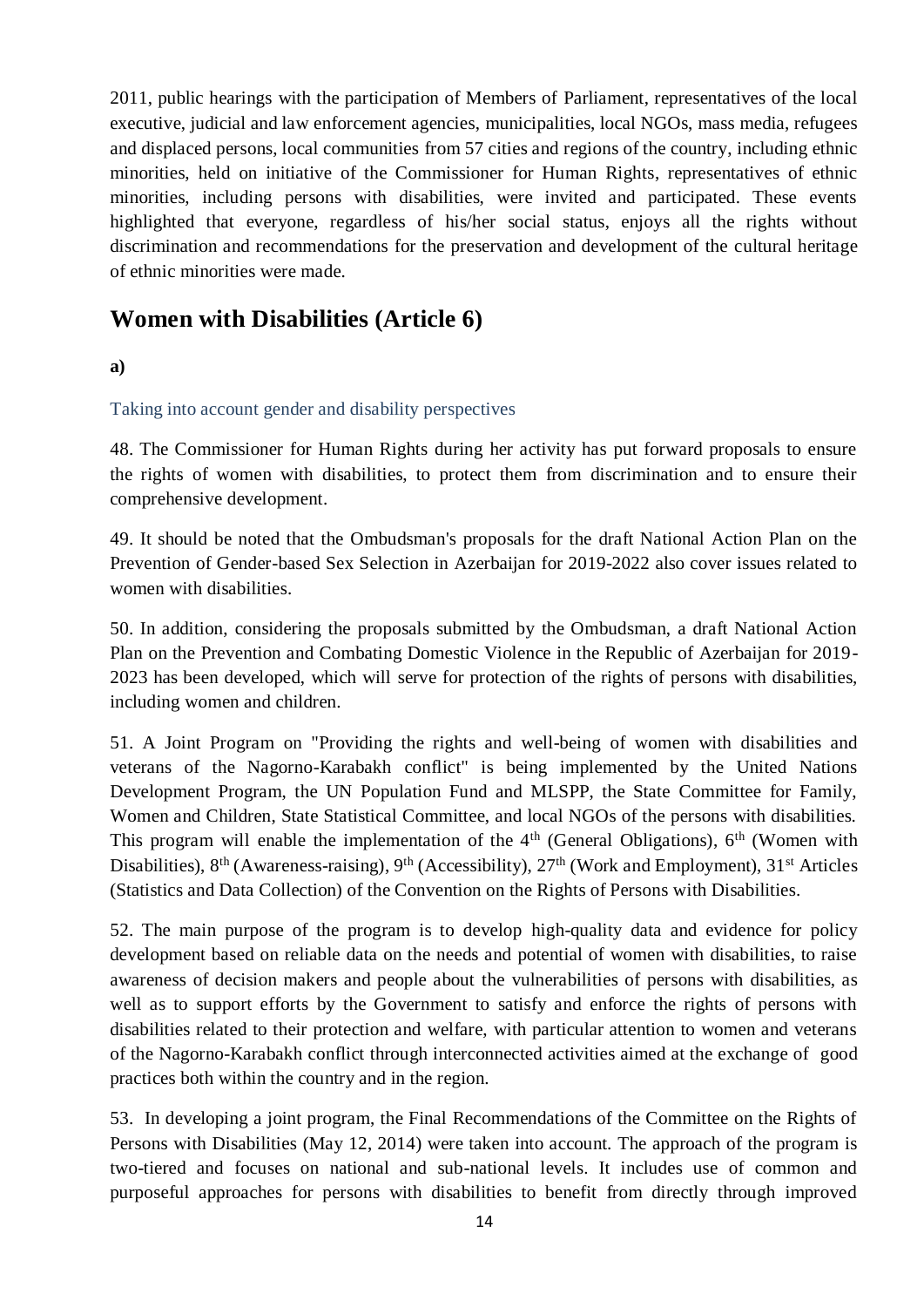2011, public hearings with the participation of Members of Parliament, representatives of the local executive, judicial and law enforcement agencies, municipalities, local NGOs, mass media, refugees and displaced persons, local communities from 57 cities and regions of the country, including ethnic minorities, held on initiative of the Commissioner for Human Rights, representatives of ethnic minorities, including persons with disabilities, were invited and participated. These events highlighted that everyone, regardless of his/her social status, enjoys all the rights without discrimination and recommendations for the preservation and development of the cultural heritage of ethnic minorities were made.

## Women with Disabilities (Article 6)

**a)**

### Taking into account gender and disability perspectives

48. The Commissioner for Human Rights during her activity has put forward proposals to ensure the rights of women with disabilities, to protect them from discrimination and to ensure their comprehensive development.

49. It should be noted that the Ombudsman's proposals for the draft National Action Plan on the Prevention of Gender-based Sex Selection in Azerbaijan for 2019-2022 also cover issues related to women with disabilities.

50. In addition, considering the proposals submitted by the Ombudsman, a draft National Action Plan on the Prevention and Combating Domestic Violence in the Republic of Azerbaijan for 2019-2023 has been developed, which will serve for protection of the rights of persons with disabilities, including women and children.

51. A Joint Program on "Providing the rights and well-being of women with disabilities and veterans of the Nagorno-Karabakh conflict" is being implemented by the United Nations Development Program, the UN Population Fund and MLSPP, the State Committee for Family, Women and Children, State Statistical Committee, and local NGOs of the persons with disabilities. This program will enable the implementation of the 4th (General Obligations), 6th (Women with Disabilities), 8th (Awareness-raising), 9th (Accessibility), 27th (Work and Employment), 31st Articles (Statistics and Data Collection) of the Convention on the Rights of Persons with Disabilities.

52. The main purpose of the program is to develop high-quality data and evidence for policy development based on reliable data on the needs and potential of women with disabilities, to raise awareness of decision makers and people about the vulnerabilities of persons with disabilities, as well as to support efforts by the Government to satisfy and enforce the rights of persons with disabilities related to their protection and welfare, with particular attention to women and veterans of the Nagorno-Karabakh conflict through interconnected activities aimed at the exchange of good practices both within the country and in the region.

53. In developing a joint program, the Final Recommendations of the Committee on the Rights of Persons with Disabilities (May 12, 2014) were taken into account. The approach of the program is two-tiered and focuses on national and sub-national levels. It includes use of common and purposeful approaches for persons with disabilities to benefit from directly through improved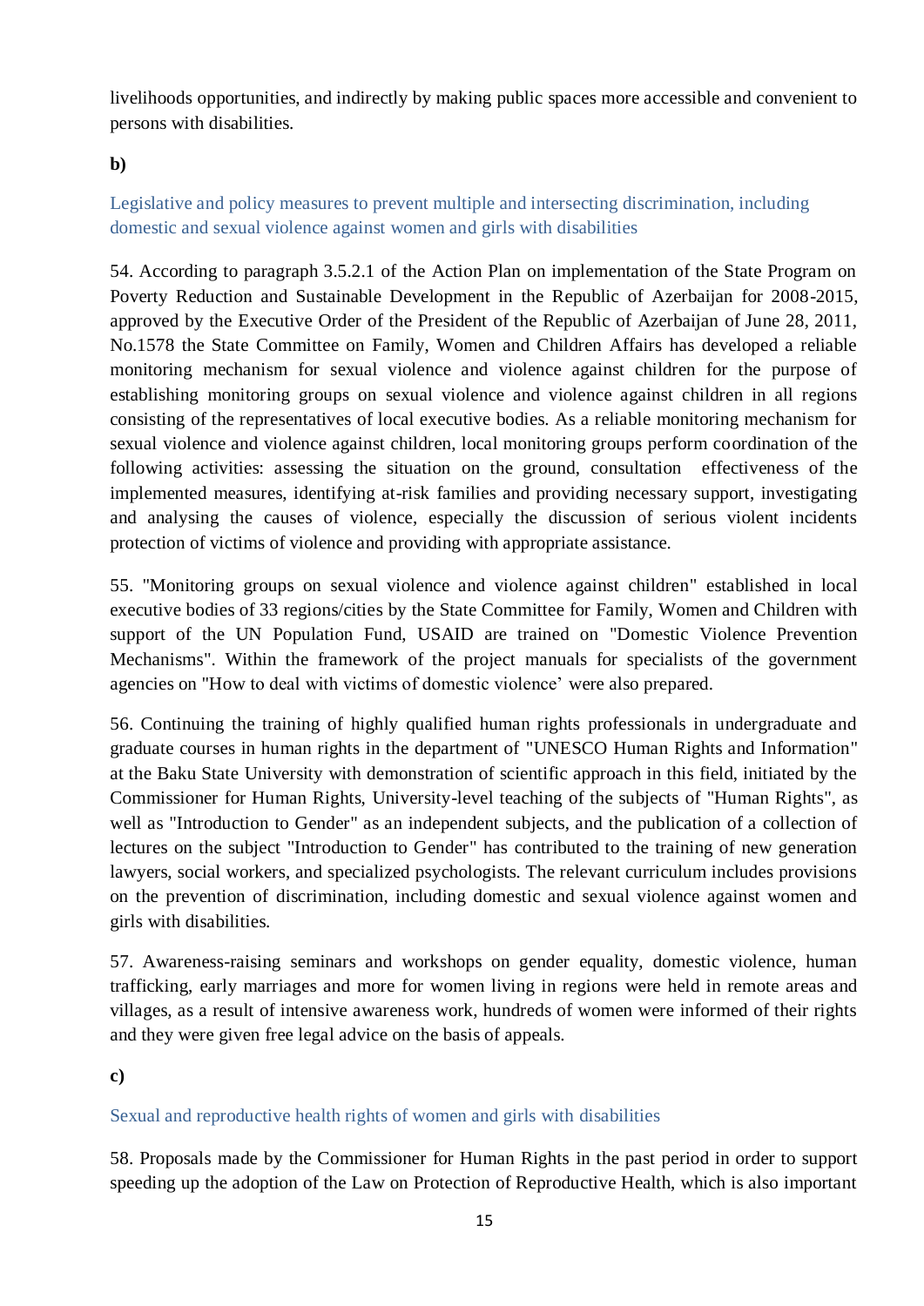livelihoods opportunities, and indirectly by making public spaces more accessible and convenient to persons with disabilities.

**b)**

### Legislative and policy measures to prevent multiple and intersecting discrimination, including domestic and sexual violence against women and girls with disabilities

54. According to paragraph 3.5.2.1 of the Action Plan on implementation of the State Program on Poverty Reduction and Sustainable Development in the Republic of Azerbaijan for 2008-2015, approved by the Executive Order of the President of the Republic of Azerbaijan of June 28, 2011, No.1578 the State Committee on Family, Women and Children Affairs has developed a reliable monitoring mechanism for sexual violence and violence against children for the purpose of establishing monitoring groups on sexual violence and violence against children in all regions consisting of the representatives of local executive bodies. As a reliable monitoring mechanism for sexual violence and violence against children, local monitoring groups perform coordination of the following activities: assessing the situation on the ground, consultation effectiveness of the implemented measures, identifying at-risk families and providing necessary support, investigating and analysing the causes of violence, especially the discussion of serious violent incidents protection of victims of violence and providing with appropriate assistance.

55. "Monitoring groups on sexual violence and violence against children" established in local executive bodies of 33 regions/cities by the State Committee for Family, Women and Children with support of the UN Population Fund, USAID are trained on "Domestic Violence Prevention Mechanisms". Within the framework of the project manuals for specialists of the government agencies on "How to deal with victims of domestic violence' were also prepared.

56. Continuing the training of highly qualified human rights professionals in undergraduate and graduate courses in human rights in the department of "UNESCO Human Rights and Information" at the Baku State University with demonstration of scientific approach in this field, initiated by the Commissioner for Human Rights, University-level teaching of the subjects of "Human Rights", as well as "Introduction to Gender" as an independent subjects, and the publication of a collection of lectures on the subject "Introduction to Gender" has contributed to the training of new generation lawyers, social workers, and specialized psychologists. The relevant curriculum includes provisions on the prevention of discrimination, including domestic and sexual violence against women and girls with disabilities.

57. Awareness-raising seminars and workshops on gender equality, domestic violence, human trafficking, early marriages and more for women living in regions were held in remote areas and villages, as a result of intensive awareness work, hundreds of women were informed of their rights and they were given free legal advice on the basis of appeals.

**c)**

### Sexual and reproductive health rights of women and girls with disabilities

58. Proposals made by the Commissioner for Human Rights in the past period in order to support speeding up the adoption of the Law on Protection of Reproductive Health, which is also important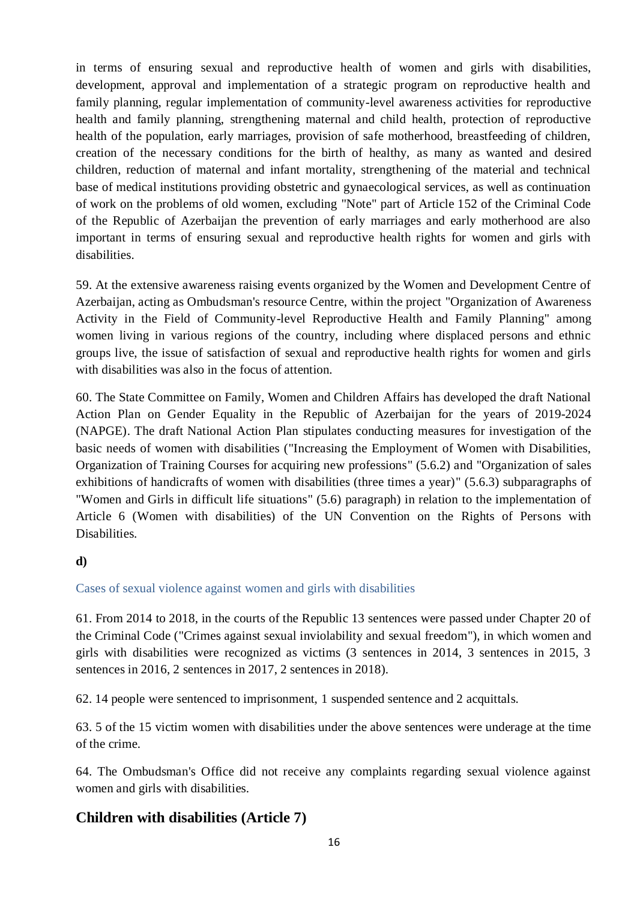in terms of ensuring sexual and reproductive health of women and girls with disabilities, development, approval and implementation of a strategic program on reproductive health and family planning, regular implementation of community-level awareness activities for reproductive health and family planning, strengthening maternal and child health, protection of reproductive health of the population, early marriages, provision of safe motherhood, breastfeeding of children, creation of the necessary conditions for the birth of healthy, as many as wanted and desired children, reduction of maternal and infant mortality, strengthening of the material and technical base of medical institutions providing obstetric and gynaecological services, as well as continuation of work on the problems of old women, excluding "Note" part of Article 152 of the Criminal Code of the Republic of Azerbaijan the prevention of early marriages and early motherhood are also important in terms of ensuring sexual and reproductive health rights for women and girls with disabilities.

59. At the extensive awareness raising events organized by the Women and Development Centre of Azerbaijan, acting as Ombudsman's resource Centre, within the project "Organization of Awareness Activity in the Field of Community-level Reproductive Health and Family Planning" among women living in various regions of the country, including where displaced persons and ethnic groups live, the issue of satisfaction of sexual and reproductive health rights for women and girls with disabilities was also in the focus of attention.

60. The State Committee on Family, Women and Children Affairs has developed the draft National Action Plan on Gender Equality in the Republic of Azerbaijan for the years of 2019-2024 (NAPGE). The draft National Action Plan stipulates conducting measures for investigation of the basic needs of women with disabilities ("Increasing the Employment of Women with Disabilities, Organization of Training Courses for acquiring new professions" (5.6.2) and "Organization of sales exhibitions of handicrafts of women with disabilities (three times a year)" (5.6.3) subparagraphs of "Women and Girls in difficult life situations" (5.6) paragraph) in relation to the implementation of Article 6 (Women with disabilities) of the UN Convention on the Rights of Persons with Disabilities.

**d)**

### Cases of sexual violence against women and girls with disabilities

61. From 2014 to 2018, in the courts of the Republic 13 sentences were passed under Chapter 20 of the Criminal Code ("Crimes against sexual inviolability and sexual freedom"), in which women and girls with disabilities were recognized as victims (3 sentences in 2014, 3 sentences in 2015, 3 sentences in 2016, 2 sentences in 2017, 2 sentences in 2018).

62. 14 people were sentenced to imprisonment, 1 suspended sentence and 2 acquittals.

63. 5 of the 15 victim women with disabilities under the above sentences were underage at the time of the crime.

64. The Ombudsman's Office did not receive any complaints regarding sexual violence against women and girls with disabilities.

## Children with disabilities (Article 7)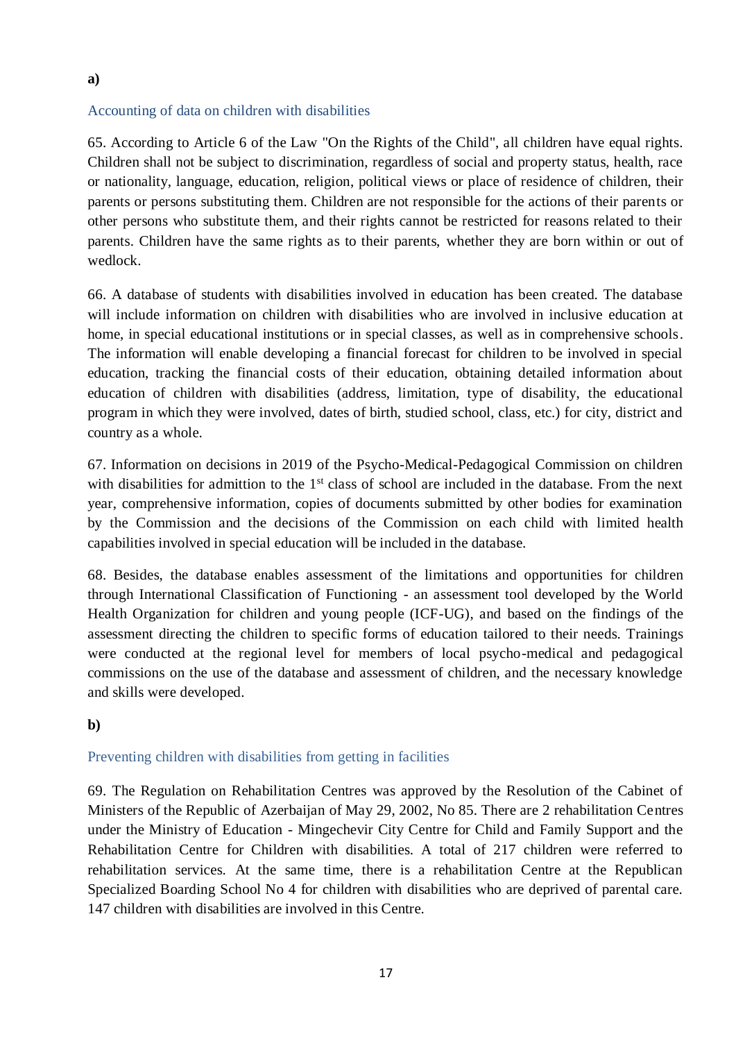**a)**

### Accounting of data on children with disabilities

65. According to Article 6 of the Law "On the Rights of the Child", all children have equal rights. Children shall not be subject to discrimination, regardless of social and property status, health, race or nationality, language, education, religion, political views or place of residence of children, their parents or persons substituting them. Children are not responsible for the actions of their parents or other persons who substitute them, and their rights cannot be restricted for reasons related to their parents. Children have the same rights as to their parents, whether they are born within or out of wedlock.

66. A database of students with disabilities involved in education has been created. The database will include information on children with disabilities who are involved in inclusive education at home, in special educational institutions or in special classes, as well as in comprehensive schools. The information will enable developing a financial forecast for children to be involved in special education, tracking the financial costs of their education, obtaining detailed information about education of children with disabilities (address, limitation, type of disability, the educational program in which they were involved, dates of birth, studied school, class, etc.) for city, district and country as a whole.

67. Information on decisions in 2019 of the Psycho-Medical-Pedagogical Commission on children with disabilities for admittion to the 1st class of school are included in the database. From the next year, comprehensive information, copies of documents submitted by other bodies for examination by the Commission and the decisions of the Commission on each child with limited health capabilities involved in special education will be included in the database.

68. Besides, the database enables assessment of the limitations and opportunities for children through International Classification of Functioning - an assessment tool developed by the World Health Organization for children and young people (ICF-UG), and based on the findings of the assessment directing the children to specific forms of education tailored to their needs. Trainings were conducted at the regional level for members of local psycho-medical and pedagogical commissions on the use of the database and assessment of children, and the necessary knowledge and skills were developed.

**b)**

### Preventing children with disabilities from getting in facilities

69. The Regulation on Rehabilitation Centres was approved by the Resolution of the Cabinet of Ministers of the Republic of Azerbaijan of May 29, 2002, No 85. There are 2 rehabilitation Centres under the Ministry of Education - Mingechevir City Centre for Child and Family Support and the Rehabilitation Centre for Children with disabilities. A total of 217 children were referred to rehabilitation services. At the same time, there is a rehabilitation Centre at the Republican Specialized Boarding School No 4 for children with disabilities who are deprived of parental care. 147 children with disabilities are involved in this Centre.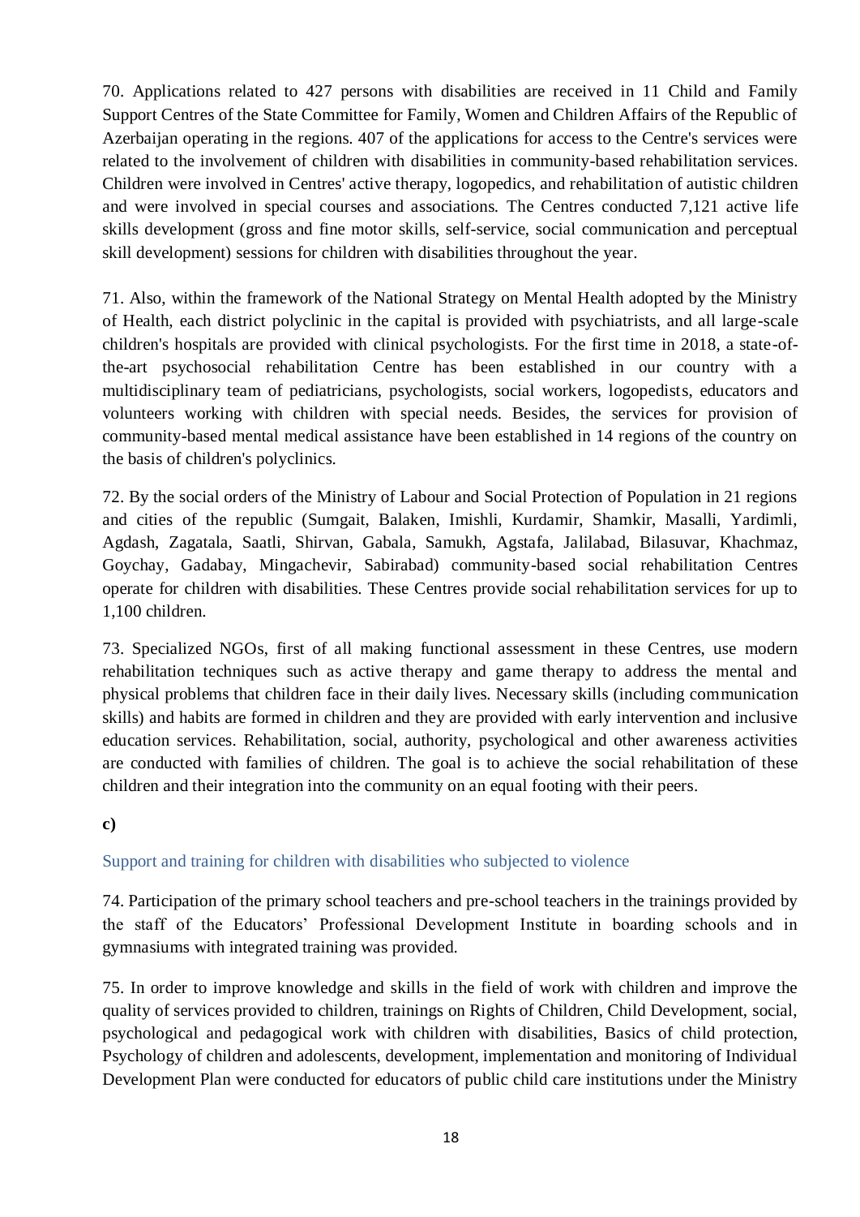70. Applications related to 427 persons with disabilities are received in 11 Child and Family Support Centres of the State Committee for Family, Women and Children Affairs of the Republic of Azerbaijan operating in the regions. 407 of the applications for access to the Centre's services were related to the involvement of children with disabilities in community-based rehabilitation services. Children were involved in Centres' active therapy, logopedics, and rehabilitation of autistic children and were involved in special courses and associations. The Centres conducted 7,121 active life skills development (gross and fine motor skills, self-service, social communication and perceptual skill development) sessions for children with disabilities throughout the year.

71. Also, within the framework of the National Strategy on Mental Health adopted by the Ministry of Health, each district polyclinic in the capital is provided with psychiatrists, and all large-scale children's hospitals are provided with clinical psychologists. For the first time in 2018, a state-of-the-art psychosocial rehabilitation Centre has been established in our country with a multidisciplinary team of pediatricians, psychologists, social workers, logopedists, educators and volunteers working with children with special needs. Besides, the services for provision of community-based mental medical assistance have been established in 14 regions of the country on the basis of children's polyclinics.

72. By the social orders of the Ministry of Labour and Social Protection of Population in 21 regions and cities of the republic (Sumgait, Balaken, Imishli, Kurdamir, Shamkir, Masalli, Yardimli, Agdash, Zagatala, Saatli, Shirvan, Gabala, Samukh, Agstafa, Jalilabad, Bilasuvar, Khachmaz, Goychay, Gadabay, Mingachevir, Sabirabad) community-based social rehabilitation Centres operate for children with disabilities. These Centres provide social rehabilitation services for up to 1,100 children.

73. Specialized NGOs, first of all making functional assessment in these Centres, use modern rehabilitation techniques such as active therapy and game therapy to address the mental and physical problems that children face in their daily lives. Necessary skills (including communication skills) and habits are formed in children and they are provided with early intervention and inclusive education services. Rehabilitation, social, authority, psychological and other awareness activities are conducted with families of children. The goal is to achieve the social rehabilitation of these children and their integration into the community on an equal footing with their peers.

**c)**

### Support and training for children with disabilities who subjected to violence

74. Participation of the primary school teachers and pre-school teachers in the trainings provided by the staff of the Educators' Professional Development Institute in boarding schools and in gymnasiums with integrated training was provided.

75. In order to improve knowledge and skills in the field of work with children and improve the quality of services provided to children, trainings on Rights of Children, Child Development, social, psychological and pedagogical work with children with disabilities, Basics of child protection, Psychology of children and adolescents, development, implementation and monitoring of Individual Development Plan were conducted for educators of public child care institutions under the Ministry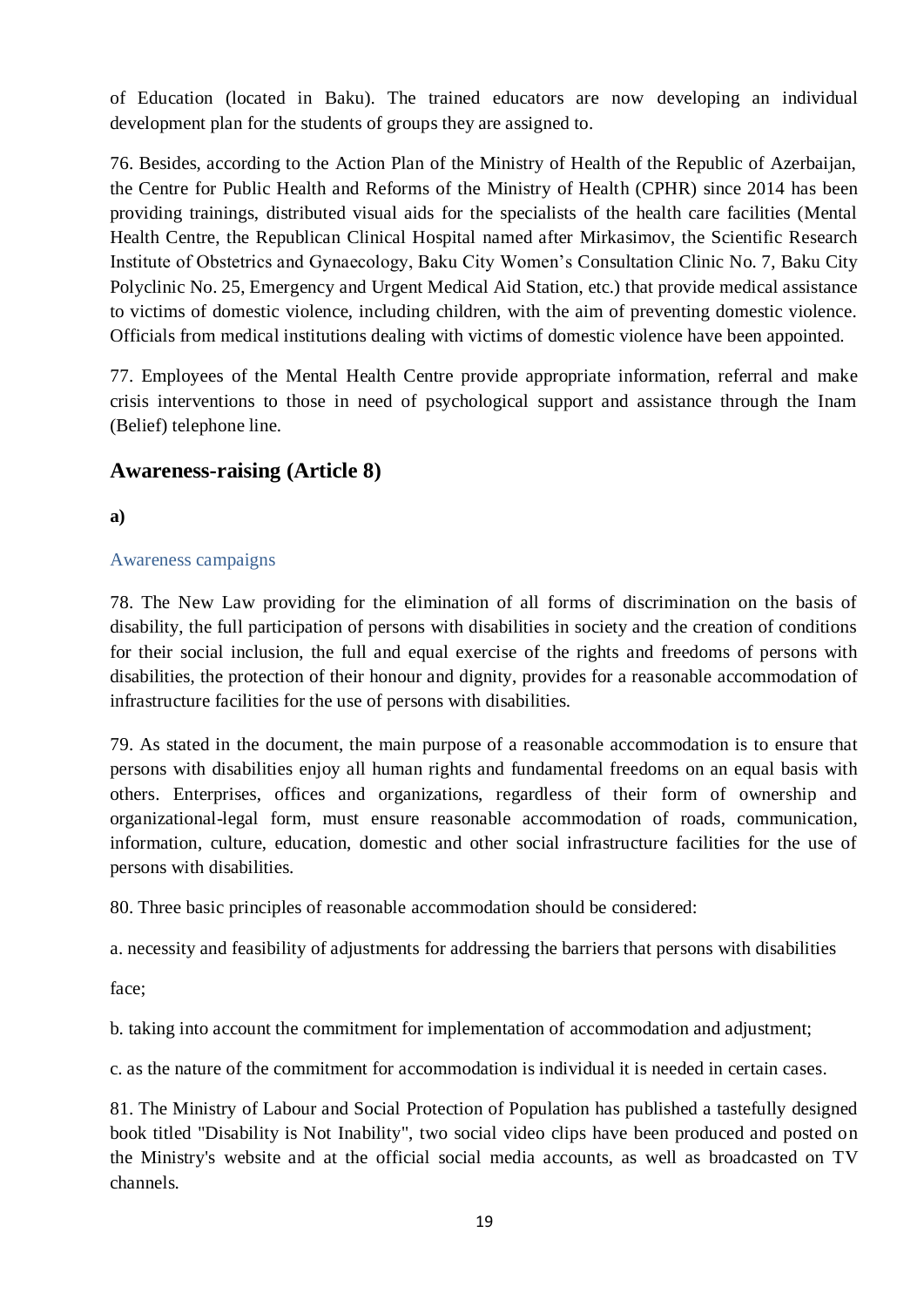of Education (located in Baku). The trained educators are now developing an individual development plan for the students of groups they are assigned to.

76. Besides, according to the Action Plan of the Ministry of Health of the Republic of Azerbaijan, the Centre for Public Health and Reforms of the Ministry of Health (CPHR) since 2014 has been providing trainings, distributed visual aids for the specialists of the health care facilities (Mental Health Centre, the Republican Clinical Hospital named after Mirkasimov, the Scientific Research Institute of Obstetrics and Gynaecology, Baku City Women's Consultation Clinic No. 7, Baku City Polyclinic No. 25, Emergency and Urgent Medical Aid Station, etc.) that provide medical assistance to victims of domestic violence, including children, with the aim of preventing domestic violence. Officials from medical institutions dealing with victims of domestic violence have been appointed.

77. Employees of the Mental Health Centre provide appropriate information, referral and make crisis interventions to those in need of psychological support and assistance through the Inam (Belief) telephone line.

## Awareness-raising (Article 8)

**a)**

### Awareness campaigns

78. The New Law providing for the elimination of all forms of discrimination on the basis of disability, the full participation of persons with disabilities in society and the creation of conditions for their social inclusion, the full and equal exercise of the rights and freedoms of persons with disabilities, the protection of their honour and dignity, provides for a reasonable accommodation of infrastructure facilities for the use of persons with disabilities.

79. As stated in the document, the main purpose of a reasonable accommodation is to ensure that persons with disabilities enjoy all human rights and fundamental freedoms on an equal basis with others. Enterprises, offices and organizations, regardless of their form of ownership and organizational-legal form, must ensure reasonable accommodation of roads, communication, information, culture, education, domestic and other social infrastructure facilities for the use of persons with disabilities.

80. Three basic principles of reasonable accommodation should be considered:

a. necessity and feasibility of adjustments for addressing the barriers that persons with disabilities face;

b. taking into account the commitment for implementation of accommodation and adjustment;

c. as the nature of the commitment for accommodation is individual it is needed in certain cases.

81. The Ministry of Labour and Social Protection of Population has published a tastefully designed book titled "Disability is Not Inability", two social video clips have been produced and posted on the Ministry's website and at the official social media accounts, as well as broadcasted on TV channels.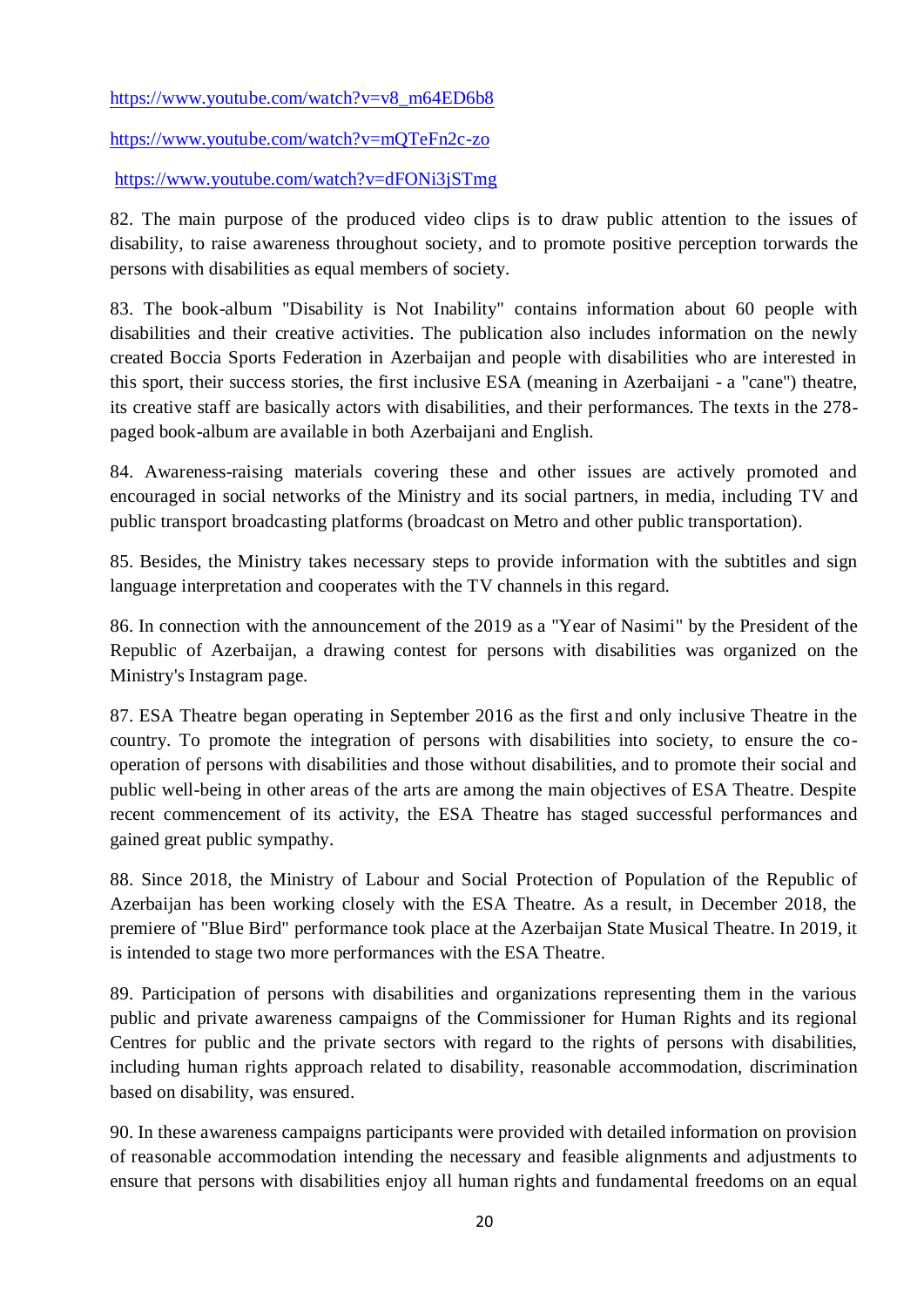https://www.youtube.com/watch?v=v8_m64ED6b8

https://www.youtube.com/watch?v=mQTeFn2c-zo

https://www.youtube.com/watch?v=dFONi3jSTmg

82. The main purpose of the produced video clips is to draw public attention to the issues of disability, to raise awareness throughout society, and to promote positive perception torwards the persons with disabilities as equal members of society.

83. The book-album "Disability is Not Inability" contains information about 60 people with disabilities and their creative activities. The publication also includes information on the newly created Boccia Sports Federation in Azerbaijan and people with disabilities who are interested in this sport, their success stories, the first inclusive ESA (meaning in Azerbaijani - a "cane") theatre, its creative staff are basically actors with disabilities, and their performances. The texts in the 278-paged book-album are available in both Azerbaijani and English.

84. Awareness-raising materials covering these and other issues are actively promoted and encouraged in social networks of the Ministry and its social partners, in media, including TV and public transport broadcasting platforms (broadcast on Metro and other public transportation).

85. Besides, the Ministry takes necessary steps to provide information with the subtitles and sign language interpretation and cooperates with the TV channels in this regard.

86. In connection with the announcement of the 2019 as a "Year of Nasimi" by the President of the Republic of Azerbaijan, a drawing contest for persons with disabilities was organized on the Ministry's Instagram page.

87. ESA Theatre began operating in September 2016 as the first and only inclusive Theatre in the country. To promote the integration of persons with disabilities into society, to ensure the co-operation of persons with disabilities and those without disabilities, and to promote their social and public well-being in other areas of the arts are among the main objectives of ESA Theatre. Despite recent commencement of its activity, the ESA Theatre has staged successful performances and gained great public sympathy.

88. Since 2018, the Ministry of Labour and Social Protection of Population of the Republic of Azerbaijan has been working closely with the ESA Theatre. As a result, in December 2018, the premiere of "Blue Bird" performance took place at the Azerbaijan State Musical Theatre. In 2019, it is intended to stage two more performances with the ESA Theatre.

89. Participation of persons with disabilities and organizations representing them in the various public and private awareness campaigns of the Commissioner for Human Rights and its regional Centres for public and the private sectors with regard to the rights of persons with disabilities, including human rights approach related to disability, reasonable accommodation, discrimination based on disability, was ensured.

90. In these awareness campaigns participants were provided with detailed information on provision of reasonable accommodation intending the necessary and feasible alignments and adjustments to ensure that persons with disabilities enjoy all human rights and fundamental freedoms on an equal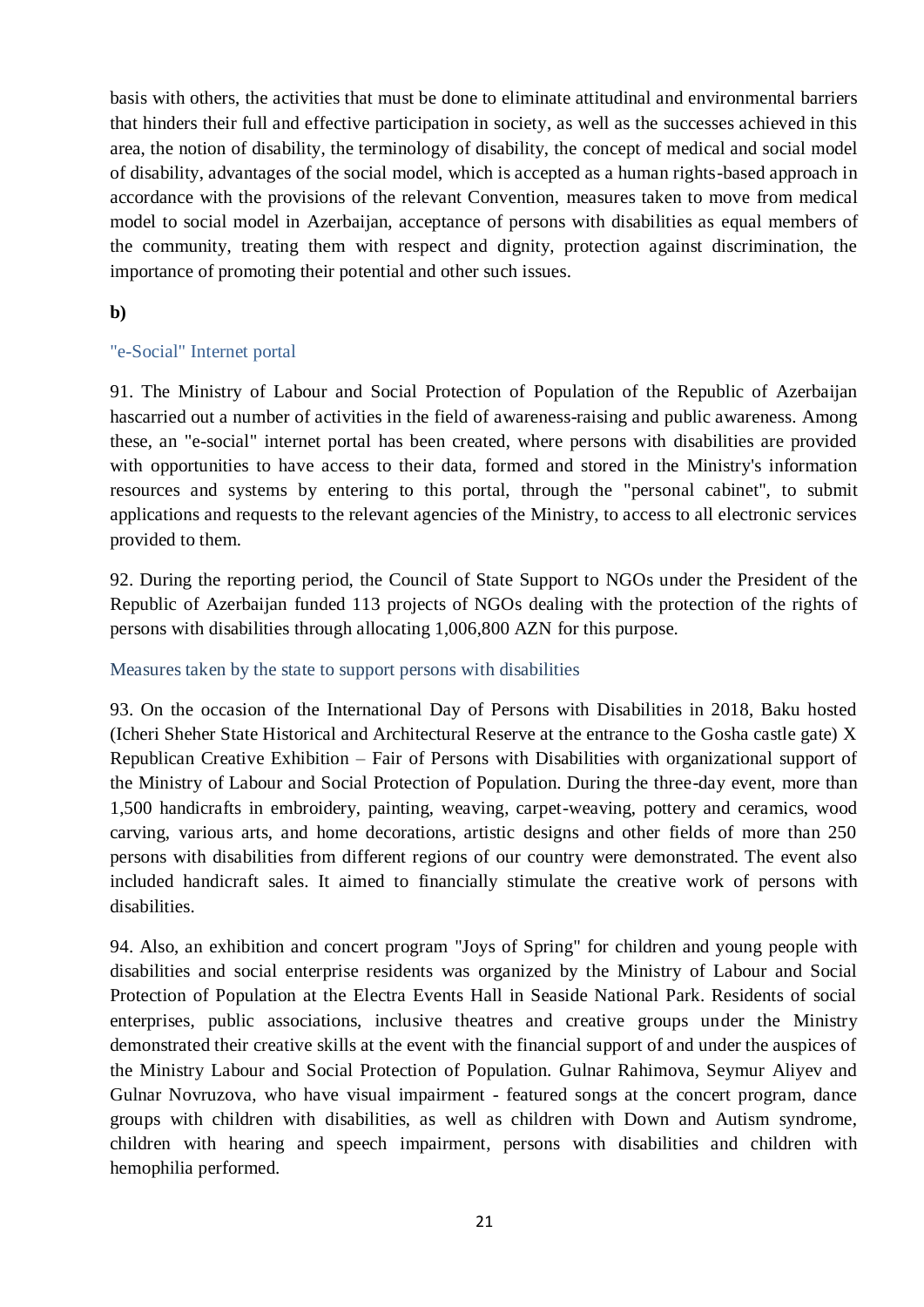basis with others, the activities that must be done to eliminate attitudinal and environmental barriers that hinders their full and effective participation in society, as well as the successes achieved in this area, the notion of disability, the terminology of disability, the concept of medical and social model of disability, advantages of the social model, which is accepted as a human rights-based approach in accordance with the provisions of the relevant Convention, measures taken to move from medical model to social model in Azerbaijan, acceptance of persons with disabilities as equal members of the community, treating them with respect and dignity, protection against discrimination, the importance of promoting their potential and other such issues.

**b)**

### "e-Social" Internet portal

91. The Ministry of Labour and Social Protection of Population of the Republic of Azerbaijan hascarried out a number of activities in the field of awareness-raising and public awareness. Among these, an "e-social" internet portal has been created, where persons with disabilities are provided with opportunities to have access to their data, formed and stored in the Ministry's information resources and systems by entering to this portal, through the "personal cabinet", to submit applications and requests to the relevant agencies of the Ministry, to access to all electronic services provided to them.

92. During the reporting period, the Council of State Support to NGOs under the President of the Republic of Azerbaijan funded 113 projects of NGOs dealing with the protection of the rights of persons with disabilities through allocating 1,006,800 AZN for this purpose.

### Measures taken by the state to support persons with disabilities

93. On the occasion of the International Day of Persons with Disabilities in 2018, Baku hosted (Icheri Sheher State Historical and Architectural Reserve at the entrance to the Gosha castle gate) X Republican Creative Exhibition – Fair of Persons with Disabilities with organizational support of the Ministry of Labour and Social Protection of Population. During the three-day event, more than 1,500 handicrafts in embroidery, painting, weaving, carpet-weaving, pottery and ceramics, wood carving, various arts, and home decorations, artistic designs and other fields of more than 250 persons with disabilities from different regions of our country were demonstrated. The event also included handicraft sales. It aimed to financially stimulate the creative work of persons with disabilities.

94. Also, an exhibition and concert program "Joys of Spring" for children and young people with disabilities and social enterprise residents was organized by the Ministry of Labour and Social Protection of Population at the Electra Events Hall in Seaside National Park. Residents of social enterprises, public associations, inclusive theatres and creative groups under the Ministry demonstrated their creative skills at the event with the financial support of and under the auspices of the Ministry Labour and Social Protection of Population. Gulnar Rahimova, Seymur Aliyev and Gulnar Novruzova, who have visual impairment - featured songs at the concert program, dance groups with children with disabilities, as well as children with Down and Autism syndrome, children with hearing and speech impairment, persons with disabilities and children with hemophilia performed.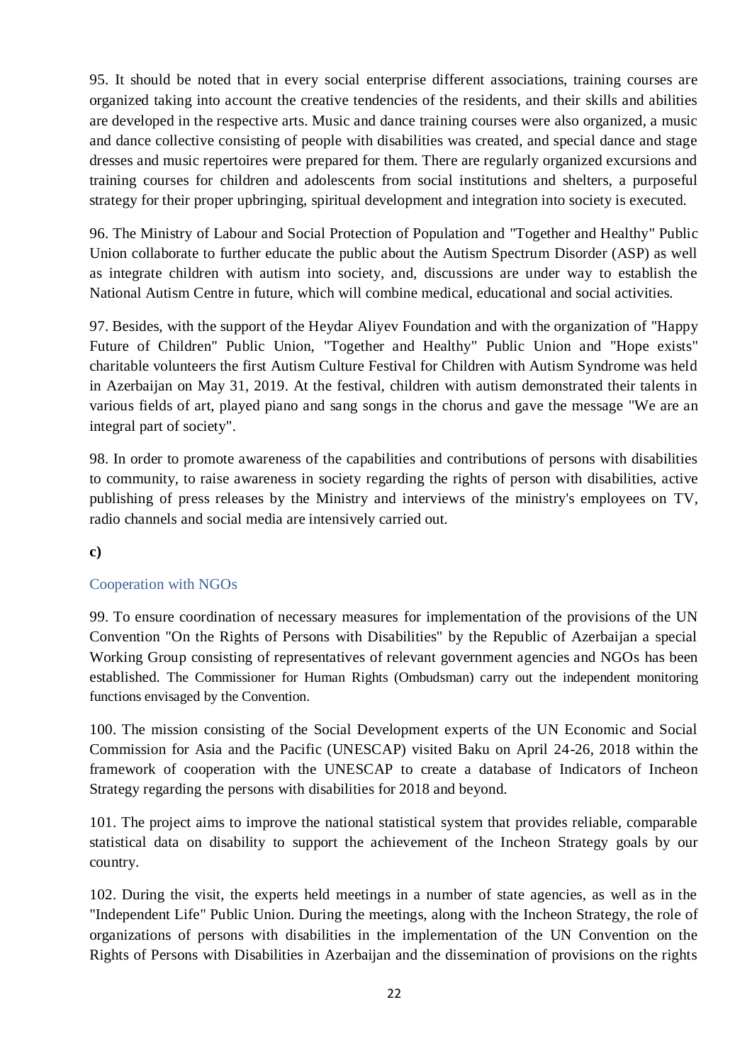95. It should be noted that in every social enterprise different associations, training courses are organized taking into account the creative tendencies of the residents, and their skills and abilities are developed in the respective arts. Music and dance training courses were also organized, a music and dance collective consisting of people with disabilities was created, and special dance and stage dresses and music repertoires were prepared for them. There are regularly organized excursions and training courses for children and adolescents from social institutions and shelters, a purposeful strategy for their proper upbringing, spiritual development and integration into society is executed.

96. The Ministry of Labour and Social Protection of Population and "Together and Healthy" Public Union collaborate to further educate the public about the Autism Spectrum Disorder (ASP) as well as integrate children with autism into society, and, discussions are under way to establish the National Autism Centre in future, which will combine medical, educational and social activities.

97. Besides, with the support of the Heydar Aliyev Foundation and with the organization of "Happy Future of Children" Public Union, "Together and Healthy" Public Union and "Hope exists" charitable volunteers the first Autism Culture Festival for Children with Autism Syndrome was held in Azerbaijan on May 31, 2019. At the festival, children with autism demonstrated their talents in various fields of art, played piano and sang songs in the chorus and gave the message "We are an integral part of society".

98. In order to promote awareness of the capabilities and contributions of persons with disabilities to community, to raise awareness in society regarding the rights of person with disabilities, active publishing of press releases by the Ministry and interviews of the ministry's employees on TV, radio channels and social media are intensively carried out.

**c)**

### Cooperation with NGOs

99. To ensure coordination of necessary measures for implementation of the provisions of the UN Convention "On the Rights of Persons with Disabilities" by the Republic of Azerbaijan a special Working Group consisting of representatives of relevant government agencies and NGOs has been established. The Commissioner for Human Rights (Ombudsman) carry out the independent monitoring functions envisaged by the Convention.

100. The mission consisting of the Social Development experts of the UN Economic and Social Commission for Asia and the Pacific (UNESCAP) visited Baku on April 24-26, 2018 within the framework of cooperation with the UNESCAP to create a database of Indicators of Incheon Strategy regarding the persons with disabilities for 2018 and beyond.

101. The project aims to improve the national statistical system that provides reliable, comparable statistical data on disability to support the achievement of the Incheon Strategy goals by our country.

102. During the visit, the experts held meetings in a number of state agencies, as well as in the "Independent Life" Public Union. During the meetings, along with the Incheon Strategy, the role of organizations of persons with disabilities in the implementation of the UN Convention on the Rights of Persons with Disabilities in Azerbaijan and the dissemination of provisions on the rights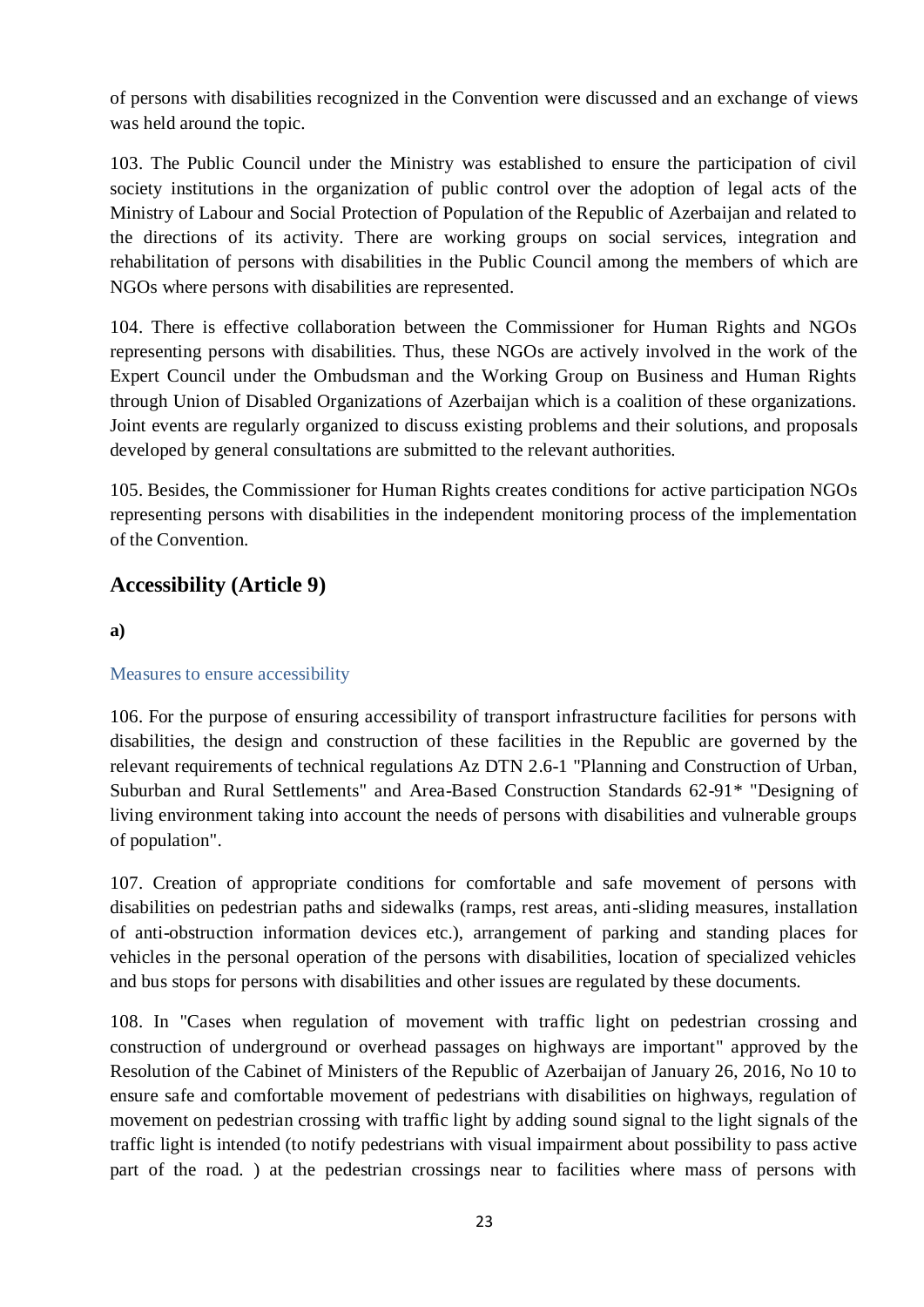of persons with disabilities recognized in the Convention were discussed and an exchange of views was held around the topic.

103. The Public Council under the Ministry was established to ensure the participation of civil society institutions in the organization of public control over the adoption of legal acts of the Ministry of Labour and Social Protection of Population of the Republic of Azerbaijan and related to the directions of its activity. There are working groups on social services, integration and rehabilitation of persons with disabilities in the Public Council among the members of which are NGOs where persons with disabilities are represented.

104. There is effective collaboration between the Commissioner for Human Rights and NGOs representing persons with disabilities. Thus, these NGOs are actively involved in the work of the Expert Council under the Ombudsman and the Working Group on Business and Human Rights through Union of Disabled Organizations of Azerbaijan which is a coalition of these organizations. Joint events are regularly organized to discuss existing problems and their solutions, and proposals developed by general consultations are submitted to the relevant authorities.

105. Besides, the Commissioner for Human Rights creates conditions for active participation NGOs representing persons with disabilities in the independent monitoring process of the implementation of the Convention.

## Accessibility (Article 9)

**a)**

### Measures to ensure accessibility

106. For the purpose of ensuring accessibility of transport infrastructure facilities for persons with disabilities, the design and construction of these facilities in the Republic are governed by the relevant requirements of technical regulations Az DTN 2.6-1 "Planning and Construction of Urban, Suburban and Rural Settlements" and Area-Based Construction Standards 62-91* "Designing of living environment taking into account the needs of persons with disabilities and vulnerable groups of population".

107. Creation of appropriate conditions for comfortable and safe movement of persons with disabilities on pedestrian paths and sidewalks (ramps, rest areas, anti-sliding measures, installation of anti-obstruction information devices etc.), arrangement of parking and standing places for vehicles in the personal operation of the persons with disabilities, location of specialized vehicles and bus stops for persons with disabilities and other issues are regulated by these documents.

108. In "Cases when regulation of movement with traffic light on pedestrian crossing and construction of underground or overhead passages on highways are important" approved by the Resolution of the Cabinet of Ministers of the Republic of Azerbaijan of January 26, 2016, No 10 to ensure safe and comfortable movement of pedestrians with disabilities on highways, regulation of movement on pedestrian crossing with traffic light by adding sound signal to the light signals of the traffic light is intended (to notify pedestrians with visual impairment about possibility to pass active part of the road. ) at the pedestrian crossings near to facilities where mass of persons with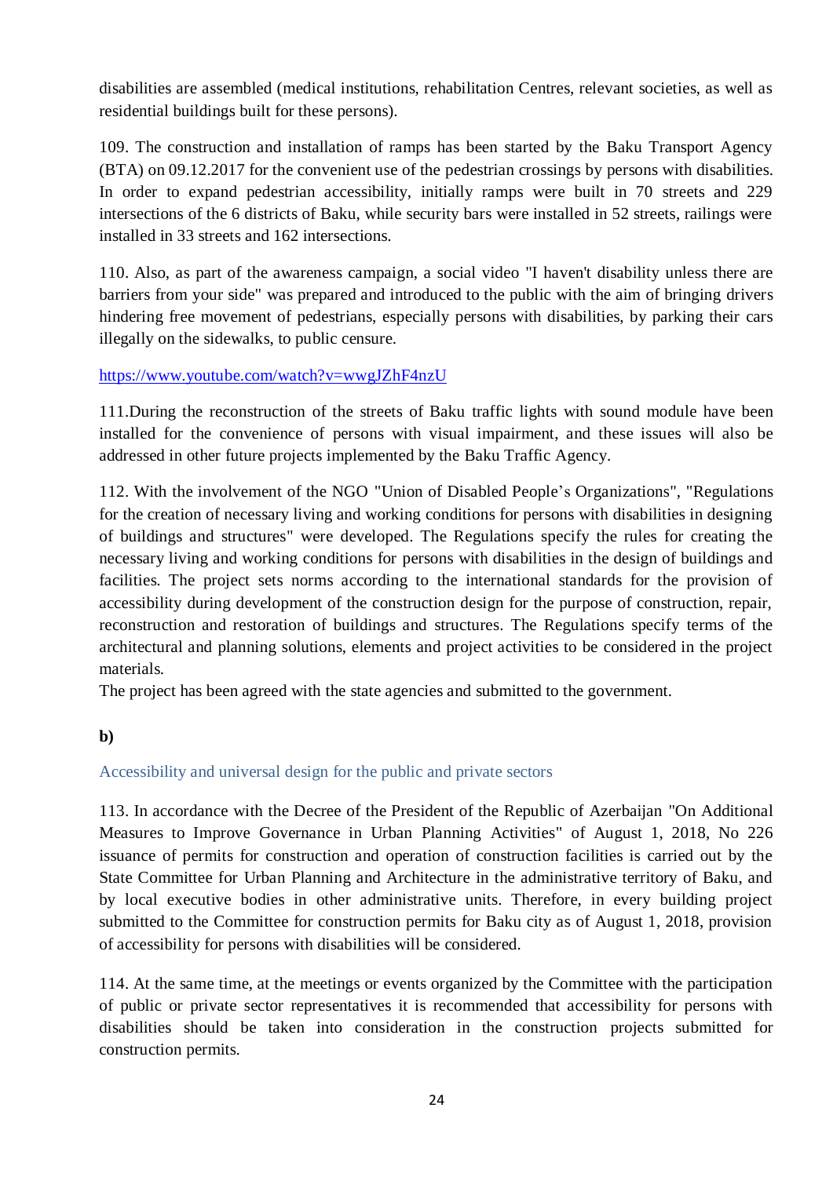disabilities are assembled (medical institutions, rehabilitation Centres, relevant societies, as well as residential buildings built for these persons).

109. The construction and installation of ramps has been started by the Baku Transport Agency (BTA) on 09.12.2017 for the convenient use of the pedestrian crossings by persons with disabilities. In order to expand pedestrian accessibility, initially ramps were built in 70 streets and 229 intersections of the 6 districts of Baku, while security bars were installed in 52 streets, railings were installed in 33 streets and 162 intersections.

110. Also, as part of the awareness campaign, a social video "I haven't disability unless there are barriers from your side" was prepared and introduced to the public with the aim of bringing drivers hindering free movement of pedestrians, especially persons with disabilities, by parking their cars illegally on the sidewalks, to public censure.

https://www.youtube.com/watch?v=wwgJZhF4nzU

111.During the reconstruction of the streets of Baku traffic lights with sound module have been installed for the convenience of persons with visual impairment, and these issues will also be addressed in other future projects implemented by the Baku Traffic Agency.

112. With the involvement of the NGO "Union of Disabled People's Organizations", "Regulations for the creation of necessary living and working conditions for persons with disabilities in designing of buildings and structures" were developed. The Regulations specify the rules for creating the necessary living and working conditions for persons with disabilities in the design of buildings and facilities. The project sets norms according to the international standards for the provision of accessibility during development of the construction design for the purpose of construction, repair, reconstruction and restoration of buildings and structures. The Regulations specify terms of the architectural and planning solutions, elements and project activities to be considered in the project materials.
The project has been agreed with the state agencies and submitted to the government.

**b)**

### Accessibility and universal design for the public and private sectors

113. In accordance with the Decree of the President of the Republic of Azerbaijan "On Additional Measures to Improve Governance in Urban Planning Activities" of August 1, 2018, No 226 issuance of permits for construction and operation of construction facilities is carried out by the State Committee for Urban Planning and Architecture in the administrative territory of Baku, and by local executive bodies in other administrative units. Therefore, in every building project submitted to the Committee for construction permits for Baku city as of August 1, 2018, provision of accessibility for persons with disabilities will be considered.

114. At the same time, at the meetings or events organized by the Committee with the participation of public or private sector representatives it is recommended that accessibility for persons with disabilities should be taken into consideration in the construction projects submitted for construction permits.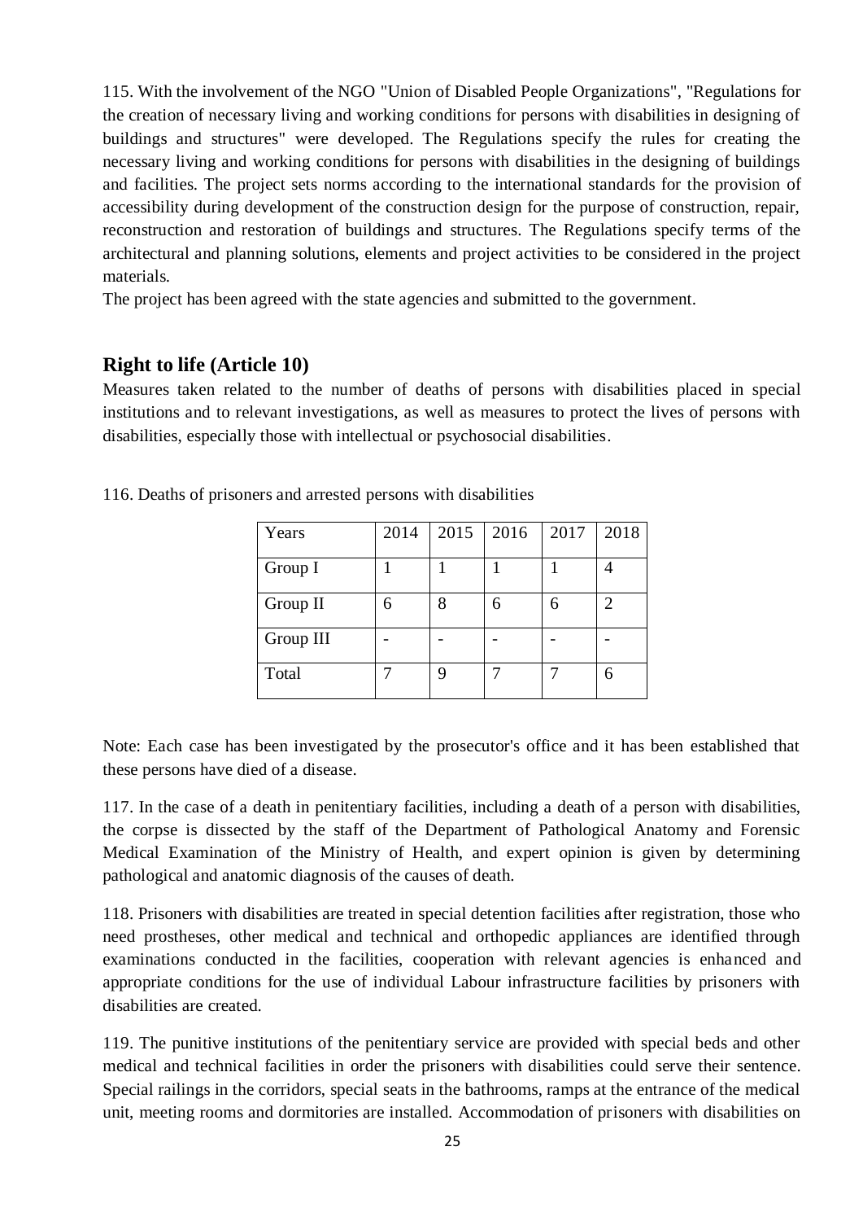115. With the involvement of the NGO "Union of Disabled People Organizations", "Regulations for the creation of necessary living and working conditions for persons with disabilities in designing of buildings and structures" were developed. The Regulations specify the rules for creating the necessary living and working conditions for persons with disabilities in the designing of buildings and facilities. The project sets norms according to the international standards for the provision of accessibility during development of the construction design for the purpose of construction, repair, reconstruction and restoration of buildings and structures. The Regulations specify terms of the architectural and planning solutions, elements and project activities to be considered in the project materials.

The project has been agreed with the state agencies and submitted to the government.

## Right to life (Article 10)

Measures taken related to the number of deaths of persons with disabilities placed in special institutions and to relevant investigations, as well as measures to protect the lives of persons with disabilities, especially those with intellectual or psychosocial disabilities.

116. Deaths of prisoners and arrested persons with disabilities

| Years | 2014 | 2015 | 2016 | 2017 | 2018 |
|---|---|---|---|---|---|
| Group I | 1 | 1 | 1 | 1 | 4 |
| Group II | 6 | 8 | 6 | 6 | 2 |
| Group III | - | - | - | - | - |
| Total | 7 | 9 | 7 | 7 | 6 |

Note: Each case has been investigated by the prosecutor's office and it has been established that these persons have died of a disease.

117. In the case of a death in penitentiary facilities, including a death of a person with disabilities, the corpse is dissected by the staff of the Department of Pathological Anatomy and Forensic Medical Examination of the Ministry of Health, and expert opinion is given by determining pathological and anatomic diagnosis of the causes of death.

118. Prisoners with disabilities are treated in special detention facilities after registration, those who need prostheses, other medical and technical and orthopedic appliances are identified through examinations conducted in the facilities, cooperation with relevant agencies is enhanced and appropriate conditions for the use of individual Labour infrastructure facilities by prisoners with disabilities are created.

119. The punitive institutions of the penitentiary service are provided with special beds and other medical and technical facilities in order the prisoners with disabilities could serve their sentence. Special railings in the corridors, special seats in the bathrooms, ramps at the entrance of the medical unit, meeting rooms and dormitories are installed. Accommodation of prisoners with disabilities on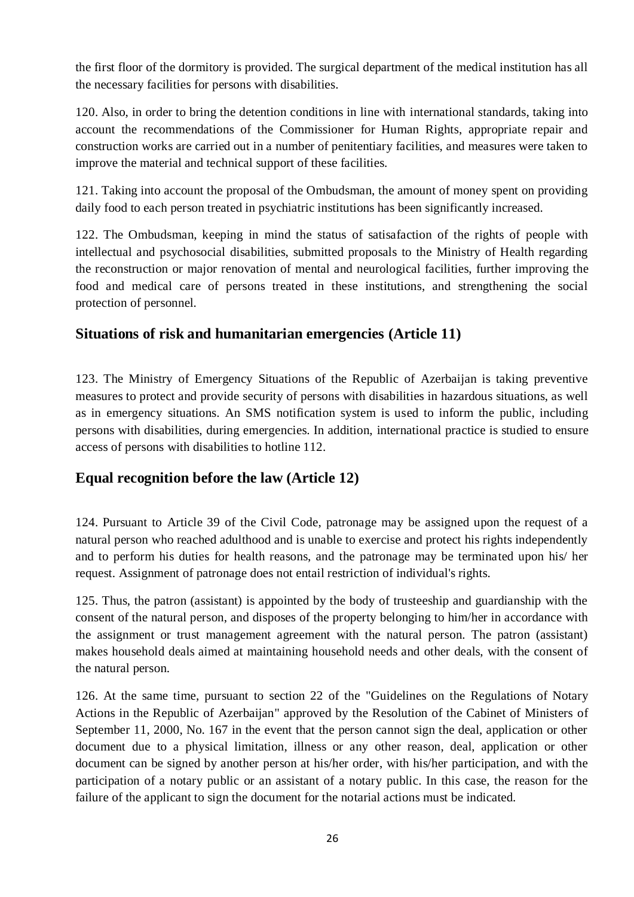the first floor of the dormitory is provided. The surgical department of the medical institution has all the necessary facilities for persons with disabilities.

120. Also, in order to bring the detention conditions in line with international standards, taking into account the recommendations of the Commissioner for Human Rights, appropriate repair and construction works are carried out in a number of penitentiary facilities, and measures were taken to improve the material and technical support of these facilities.

121. Taking into account the proposal of the Ombudsman, the amount of money spent on providing daily food to each person treated in psychiatric institutions has been significantly increased.

122. The Ombudsman, keeping in mind the status of satisfaction of the rights of people with intellectual and psychosocial disabilities, submitted proposals to the Ministry of Health regarding the reconstruction or major renovation of mental and neurological facilities, further improving the food and medical care of persons treated in these institutions, and strengthening the social protection of personnel.

## Situations of risk and humanitarian emergencies (Article 11)

123. The Ministry of Emergency Situations of the Republic of Azerbaijan is taking preventive measures to protect and provide security of persons with disabilities in hazardous situations, as well as in emergency situations. An SMS notification system is used to inform the public, including persons with disabilities, during emergencies. In addition, international practice is studied to ensure access of persons with disabilities to hotline 112.

## Equal recognition before the law (Article 12)

124. Pursuant to Article 39 of the Civil Code, patronage may be assigned upon the request of a natural person who reached adulthood and is unable to exercise and protect his rights independently and to perform his duties for health reasons, and the patronage may be terminated upon his/ her request. Assignment of patronage does not entail restriction of individual's rights.

125. Thus, the patron (assistant) is appointed by the body of trusteeship and guardianship with the consent of the natural person, and disposes of the property belonging to him/her in accordance with the assignment or trust management agreement with the natural person. The patron (assistant) makes household deals aimed at maintaining household needs and other deals, with the consent of the natural person.

126. At the same time, pursuant to section 22 of the "Guidelines on the Regulations of Notary Actions in the Republic of Azerbaijan" approved by the Resolution of the Cabinet of Ministers of September 11, 2000, No. 167 in the event that the person cannot sign the deal, application or other document due to a physical limitation, illness or any other reason, deal, application or other document can be signed by another person at his/her order, with his/her participation, and with the participation of a notary public or an assistant of a notary public. In this case, the reason for the failure of the applicant to sign the document for the notarial actions must be indicated.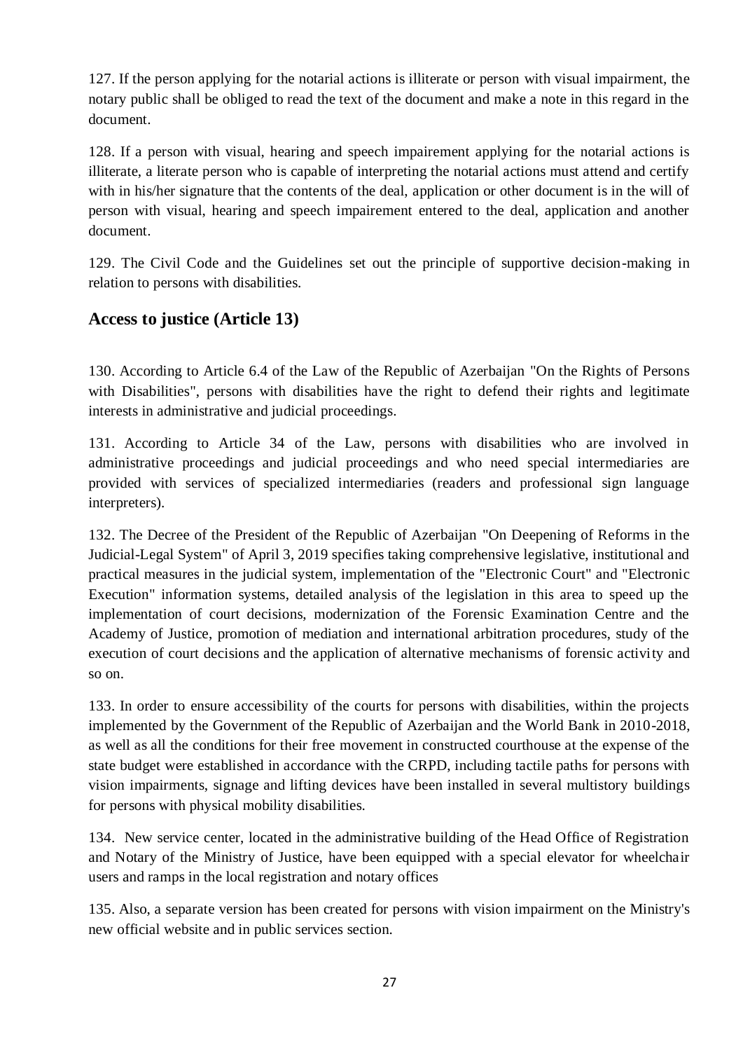127. If the person applying for the notarial actions is illiterate or person with visual impairment, the notary public shall be obliged to read the text of the document and make a note in this regard in the document.

128. If a person with visual, hearing and speech impairement applying for the notarial actions is illiterate, a literate person who is capable of interpreting the notarial actions must attend and certify with in his/her signature that the contents of the deal, application or other document is in the will of person with visual, hearing and speech impairement entered to the deal, application and another document.

129. The Civil Code and the Guidelines set out the principle of supportive decision-making in relation to persons with disabilities.

## Access to justice (Article 13)

130. According to Article 6.4 of the Law of the Republic of Azerbaijan "On the Rights of Persons with Disabilities", persons with disabilities have the right to defend their rights and legitimate interests in administrative and judicial proceedings.

131. According to Article 34 of the Law, persons with disabilities who are involved in administrative proceedings and judicial proceedings and who need special intermediaries are provided with services of specialized intermediaries (readers and professional sign language interpreters).

132. The Decree of the President of the Republic of Azerbaijan "On Deepening of Reforms in the Judicial-Legal System" of April 3, 2019 specifies taking comprehensive legislative, institutional and practical measures in the judicial system, implementation of the "Electronic Court" and "Electronic Execution" information systems, detailed analysis of the legislation in this area to speed up the implementation of court decisions, modernization of the Forensic Examination Centre and the Academy of Justice, promotion of mediation and international arbitration procedures, study of the execution of court decisions and the application of alternative mechanisms of forensic activity and so on.

133. In order to ensure accessibility of the courts for persons with disabilities, within the projects implemented by the Government of the Republic of Azerbaijan and the World Bank in 2010-2018, as well as all the conditions for their free movement in constructed courthouse at the expense of the state budget were established in accordance with the CRPD, including tactile paths for persons with vision impairments, signage and lifting devices have been installed in several multistory buildings for persons with physical mobility disabilities.

134. New service center, located in the administrative building of the Head Office of Registration and Notary of the Ministry of Justice, have been equipped with a special elevator for wheelchair users and ramps in the local registration and notary offices

135. Also, a separate version has been created for persons with vision impairment on the Ministry's new official website and in public services section.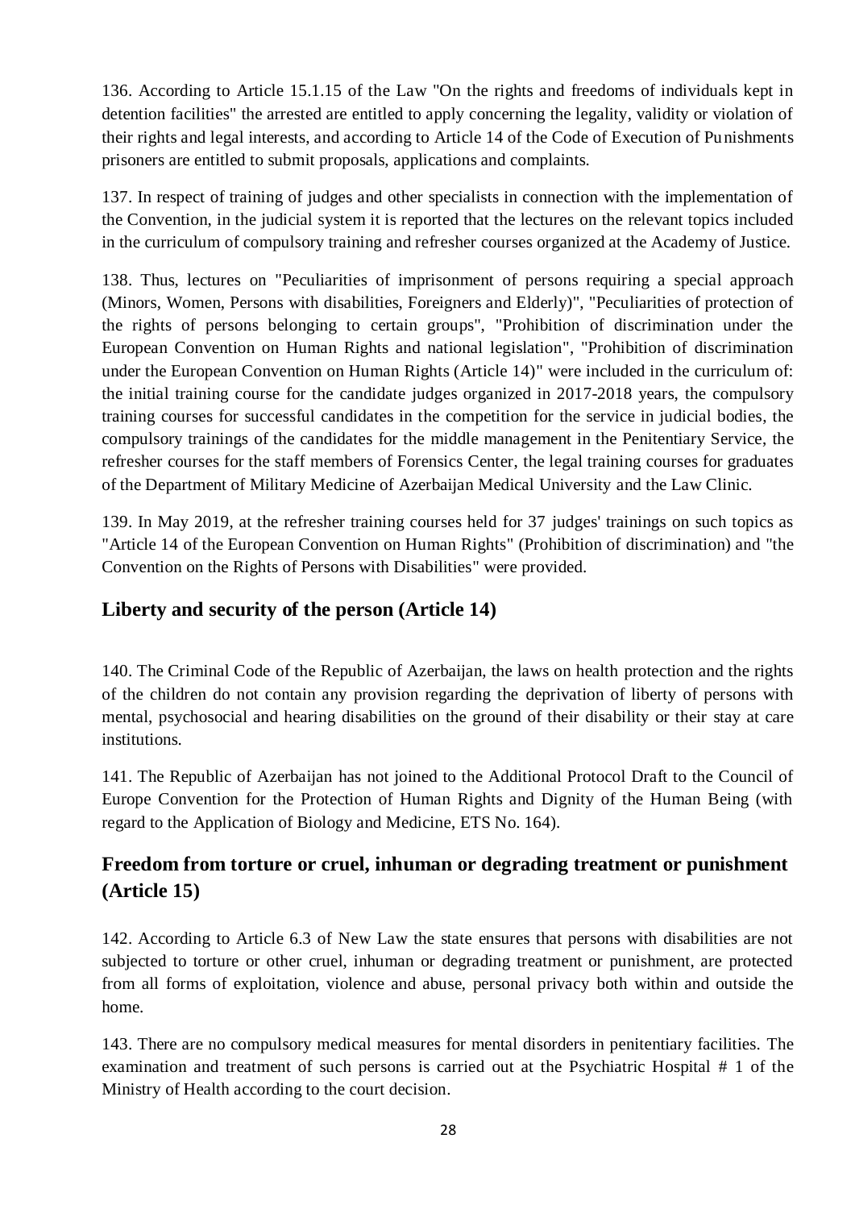136. According to Article 15.1.15 of the Law "On the rights and freedoms of individuals kept in detention facilities" the arrested are entitled to apply concerning the legality, validity or violation of their rights and legal interests, and according to Article 14 of the Code of Execution of Punishments prisoners are entitled to submit proposals, applications and complaints.

137. In respect of training of judges and other specialists in connection with the implementation of the Convention, in the judicial system it is reported that the lectures on the relevant topics included in the curriculum of compulsory training and refresher courses organized at the Academy of Justice.

138. Thus, lectures on "Peculiarities of imprisonment of persons requiring a special approach (Minors, Women, Persons with disabilities, Foreigners and Elderly)", "Peculiarities of protection of the rights of persons belonging to certain groups", "Prohibition of discrimination under the European Convention on Human Rights and national legislation", "Prohibition of discrimination under the European Convention on Human Rights (Article 14)" were included in the curriculum of: the initial training course for the candidate judges organized in 2017-2018 years, the compulsory training courses for successful candidates in the competition for the service in judicial bodies, the compulsory trainings of the candidates for the middle management in the Penitentiary Service, the refresher courses for the staff members of Forensics Center, the legal training courses for graduates of the Department of Military Medicine of Azerbaijan Medical University and the Law Clinic.

139. In May 2019, at the refresher training courses held for 37 judges' trainings on such topics as "Article 14 of the European Convention on Human Rights" (Prohibition of discrimination) and "the Convention on the Rights of Persons with Disabilities" were provided.

## Liberty and security of the person (Article 14)

140. The Criminal Code of the Republic of Azerbaijan, the laws on health protection and the rights of the children do not contain any provision regarding the deprivation of liberty of persons with mental, psychosocial and hearing disabilities on the ground of their disability or their stay at care institutions.

141. The Republic of Azerbaijan has not joined to the Additional Protocol Draft to the Council of Europe Convention for the Protection of Human Rights and Dignity of the Human Being (with regard to the Application of Biology and Medicine, ETS No. 164).

## Freedom from torture or cruel, inhuman or degrading treatment or punishment (Article 15)

142. According to Article 6.3 of New Law the state ensures that persons with disabilities are not subjected to torture or other cruel, inhuman or degrading treatment or punishment, are protected from all forms of exploitation, violence and abuse, personal privacy both within and outside the home.

143. There are no compulsory medical measures for mental disorders in penitentiary facilities. The examination and treatment of such persons is carried out at the Psychiatric Hospital # 1 of the Ministry of Health according to the court decision.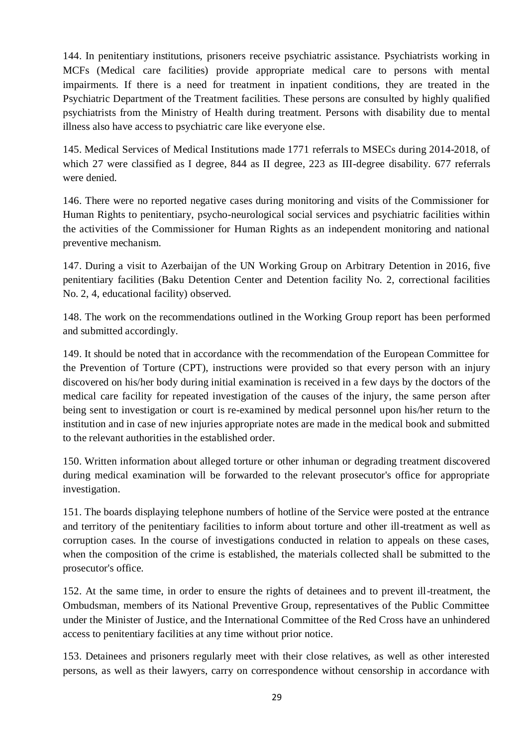144. In penitentiary institutions, prisoners receive psychiatric assistance. Psychiatrists working in MCFs (Medical care facilities) provide appropriate medical care to persons with mental impairments. If there is a need for treatment in inpatient conditions, they are treated in the Psychiatric Department of the Treatment facilities. These persons are consulted by highly qualified psychiatrists from the Ministry of Health during treatment. Persons with disability due to mental illness also have access to psychiatric care like everyone else.

145. Medical Services of Medical Institutions made 1771 referrals to MSECs during 2014-2018, of which 27 were classified as I degree, 844 as II degree, 223 as III-degree disability. 677 referrals were denied.

146. There were no reported negative cases during monitoring and visits of the Commissioner for Human Rights to penitentiary, psycho-neurological social services and psychiatric facilities within the activities of the Commissioner for Human Rights as an independent monitoring and national preventive mechanism.

147. During a visit to Azerbaijan of the UN Working Group on Arbitrary Detention in 2016, five penitentiary facilities (Baku Detention Center and Detention facility No. 2, correctional facilities No. 2, 4, educational facility) observed.

148. The work on the recommendations outlined in the Working Group report has been performed and submitted accordingly.

149. It should be noted that in accordance with the recommendation of the European Committee for the Prevention of Torture (CPT), instructions were provided so that every person with an injury discovered on his/her body during initial examination is received in a few days by the doctors of the medical care facility for repeated investigation of the causes of the injury, the same person after being sent to investigation or court is re-examined by medical personnel upon his/her return to the institution and in case of new injuries appropriate notes are made in the medical book and submitted to the relevant authorities in the established order.

150. Written information about alleged torture or other inhuman or degrading treatment discovered during medical examination will be forwarded to the relevant prosecutor's office for appropriate investigation.

151. The boards displaying telephone numbers of hotline of the Service were posted at the entrance and territory of the penitentiary facilities to inform about torture and other ill-treatment as well as corruption cases. In the course of investigations conducted in relation to appeals on these cases, when the composition of the crime is established, the materials collected shall be submitted to the prosecutor's office.

152. At the same time, in order to ensure the rights of detainees and to prevent ill-treatment, the Ombudsman, members of its National Preventive Group, representatives of the Public Committee under the Minister of Justice, and the International Committee of the Red Cross have an unhindered access to penitentiary facilities at any time without prior notice.

153. Detainees and prisoners regularly meet with their close relatives, as well as other interested persons, as well as their lawyers, carry on correspondence without censorship in accordance with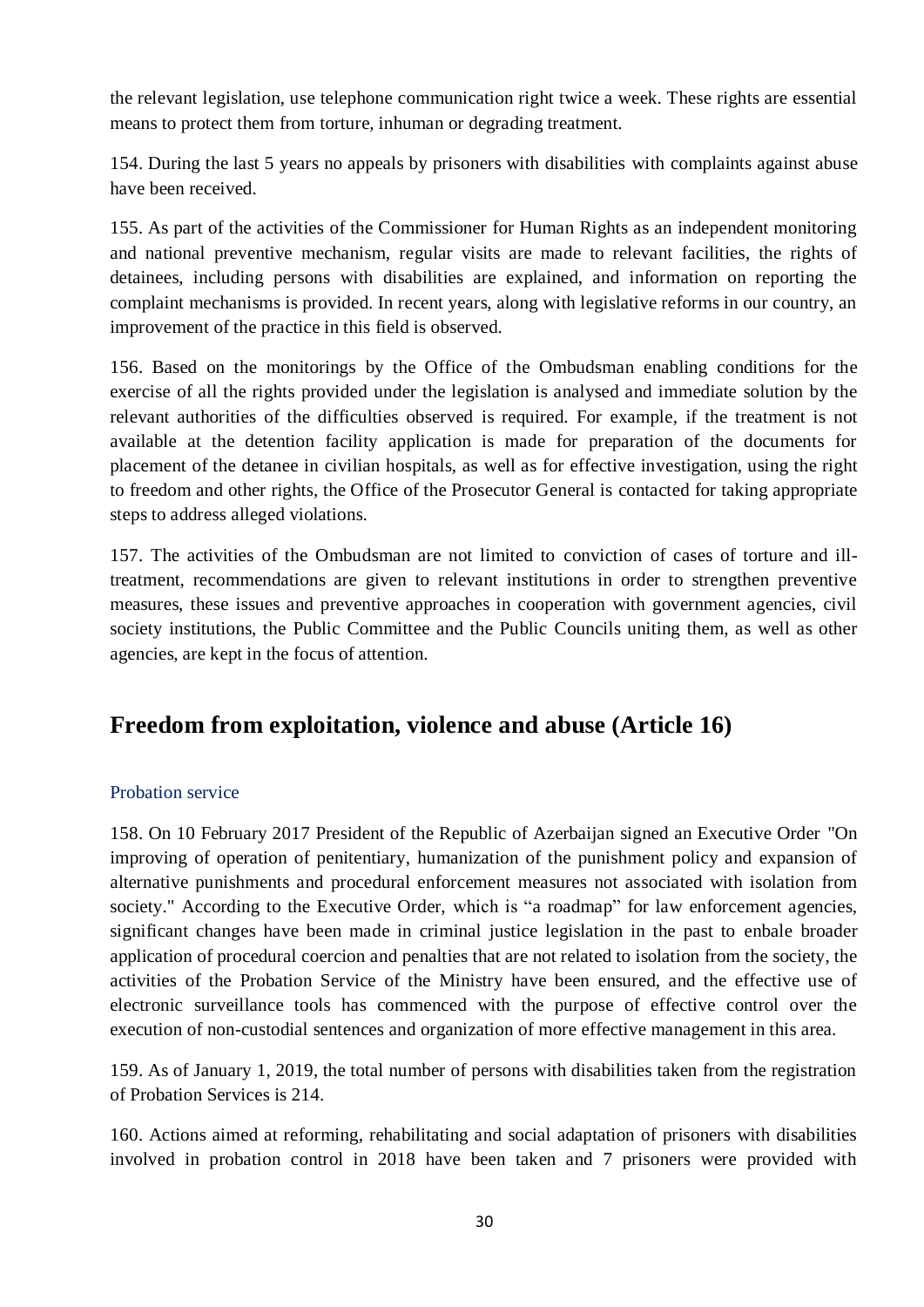the relevant legislation, use telephone communication right twice a week. These rights are essential means to protect them from torture, inhuman or degrading treatment.

154. During the last 5 years no appeals by prisoners with disabilities with complaints against abuse have been received.

155. As part of the activities of the Commissioner for Human Rights as an independent monitoring and national preventive mechanism, regular visits are made to relevant facilities, the rights of detainees, including persons with disabilities are explained, and information on reporting the complaint mechanisms is provided. In recent years, along with legislative reforms in our country, an improvement of the practice in this field is observed.

156. Based on the monitorings by the Office of the Ombudsman enabling conditions for the exercise of all the rights provided under the legislation is analysed and immediate solution by the relevant authorities of the difficulties observed is required. For example, if the treatment is not available at the detention facility application is made for preparation of the documents for placement of the detanee in civilian hospitals, as well as for effective investigation, using the right to freedom and other rights, the Office of the Prosecutor General is contacted for taking appropriate steps to address alleged violations.

157. The activities of the Ombudsman are not limited to conviction of cases of torture and ill-treatment, recommendations are given to relevant institutions in order to strengthen preventive measures, these issues and preventive approaches in cooperation with government agencies, civil society institutions, the Public Committee and the Public Councils uniting them, as well as other agencies, are kept in the focus of attention.

## Freedom from exploitation, violence and abuse (Article 16)

### Probation service

158. On 10 February 2017 President of the Republic of Azerbaijan signed an Executive Order "On improving of operation of penitentiary, humanization of the punishment policy and expansion of alternative punishments and procedural enforcement measures not associated with isolation from society." According to the Executive Order, which is "a roadmap" for law enforcement agencies, significant changes have been made in criminal justice legislation in the past to enbale broader application of procedural coercion and penalties that are not related to isolation from the society, the activities of the Probation Service of the Ministry have been ensured, and the effective use of electronic surveillance tools has commenced with the purpose of effective control over the execution of non-custodial sentences and organization of more effective management in this area.

159. As of January 1, 2019, the total number of persons with disabilities taken from the registration of Probation Services is 214.

160. Actions aimed at reforming, rehabilitating and social adaptation of prisoners with disabilities involved in probation control in 2018 have been taken and 7 prisoners were provided with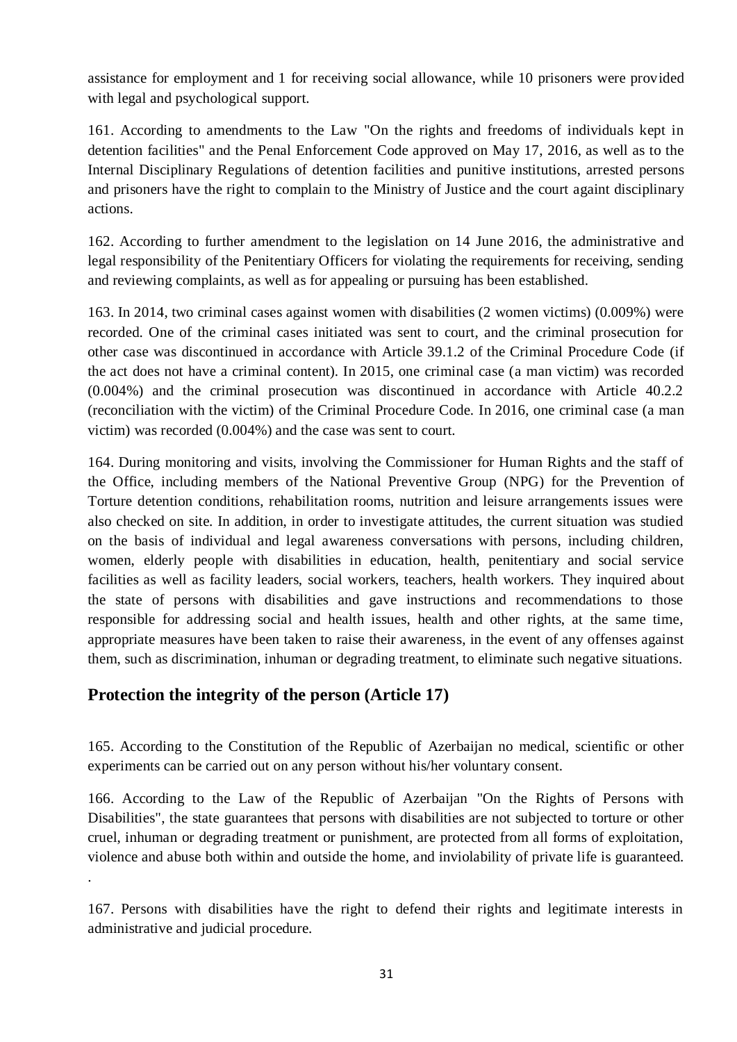assistance for employment and 1 for receiving social allowance, while 10 prisoners were provided with legal and psychological support.

161. According to amendments to the Law "On the rights and freedoms of individuals kept in detention facilities" and the Penal Enforcement Code approved on May 17, 2016, as well as to the Internal Disciplinary Regulations of detention facilities and punitive institutions, arrested persons and prisoners have the right to complain to the Ministry of Justice and the court againt disciplinary actions.

162. According to further amendment to the legislation on 14 June 2016, the administrative and legal responsibility of the Penitentiary Officers for violating the requirements for receiving, sending and reviewing complaints, as well as for appealing or pursuing has been established.

163. In 2014, two criminal cases against women with disabilities (2 women victims) (0.009%) were recorded. One of the criminal cases initiated was sent to court, and the criminal prosecution for other case was discontinued in accordance with Article 39.1.2 of the Criminal Procedure Code (if the act does not have a criminal content). In 2015, one criminal case (a man victim) was recorded (0.004%) and the criminal prosecution was discontinued in accordance with Article 40.2.2 (reconciliation with the victim) of the Criminal Procedure Code. In 2016, one criminal case (a man victim) was recorded (0.004%) and the case was sent to court.

164. During monitoring and visits, involving the Commissioner for Human Rights and the staff of the Office, including members of the National Preventive Group (NPG) for the Prevention of Torture detention conditions, rehabilitation rooms, nutrition and leisure arrangements issues were also checked on site. In addition, in order to investigate attitudes, the current situation was studied on the basis of individual and legal awareness conversations with persons, including children, women, elderly people with disabilities in education, health, penitentiary and social service facilities as well as facility leaders, social workers, teachers, health workers. They inquired about the state of persons with disabilities and gave instructions and recommendations to those responsible for addressing social and health issues, health and other rights, at the same time, appropriate measures have been taken to raise their awareness, in the event of any offenses against them, such as discrimination, inhuman or degrading treatment, to eliminate such negative situations.

## Protection the integrity of the person (Article 17)

165. According to the Constitution of the Republic of Azerbaijan no medical, scientific or other experiments can be carried out on any person without his/her voluntary consent.

166. According to the Law of the Republic of Azerbaijan "On the Rights of Persons with Disabilities", the state guarantees that persons with disabilities are not subjected to torture or other cruel, inhuman or degrading treatment or punishment, are protected from all forms of exploitation, violence and abuse both within and outside the home, and inviolability of private life is guaranteed.

167. Persons with disabilities have the right to defend their rights and legitimate interests in administrative and judicial procedure.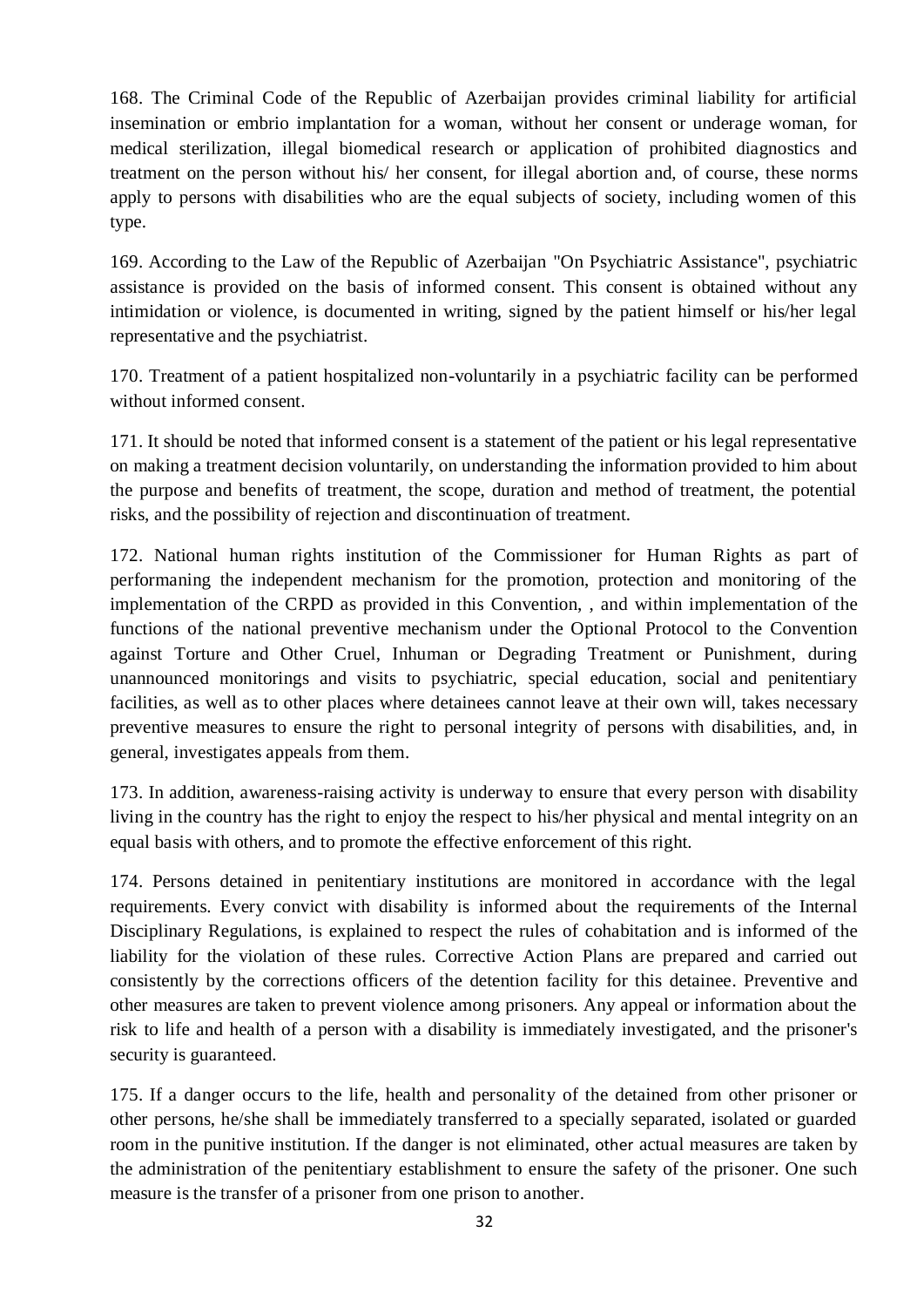168. The Criminal Code of the Republic of Azerbaijan provides criminal liability for artificial insemination or embrio implantation for a woman, without her consent or underage woman, for medical sterilization, illegal biomedical research or application of prohibited diagnostics and treatment on the person without his/ her consent, for illegal abortion and, of course, these norms apply to persons with disabilities who are the equal subjects of society, including women of this type.

169. According to the Law of the Republic of Azerbaijan "On Psychiatric Assistance", psychiatric assistance is provided on the basis of informed consent. This consent is obtained without any intimidation or violence, is documented in writing, signed by the patient himself or his/her legal representative and the psychiatrist.

170. Treatment of a patient hospitalized non-voluntarily in a psychiatric facility can be performed without informed consent.

171. It should be noted that informed consent is a statement of the patient or his legal representative on making a treatment decision voluntarily, on understanding the information provided to him about the purpose and benefits of treatment, the scope, duration and method of treatment, the potential risks, and the possibility of rejection and discontinuation of treatment.

172. National human rights institution of the Commissioner for Human Rights as part of performaning the independent mechanism for the promotion, protection and monitoring of the implementation of the CRPD as provided in this Convention, , and within implementation of the functions of the national preventive mechanism under the Optional Protocol to the Convention against Torture and Other Cruel, Inhuman or Degrading Treatment or Punishment, during unannounced monitorings and visits to psychiatric, special education, social and penitentiary facilities, as well as to other places where detainees cannot leave at their own will, takes necessary preventive measures to ensure the right to personal integrity of persons with disabilities, and, in general, investigates appeals from them.

173. In addition, awareness-raising activity is underway to ensure that every person with disability living in the country has the right to enjoy the respect to his/her physical and mental integrity on an equal basis with others, and to promote the effective enforcement of this right.

174. Persons detained in penitentiary institutions are monitored in accordance with the legal requirements. Every convict with disability is informed about the requirements of the Internal Disciplinary Regulations, is explained to respect the rules of cohabitation and is informed of the liability for the violation of these rules. Corrective Action Plans are prepared and carried out consistently by the corrections officers of the detention facility for this detainee. Preventive and other measures are taken to prevent violence among prisoners. Any appeal or information about the risk to life and health of a person with a disability is immediately investigated, and the prisoner's security is guaranteed.

175. If a danger occurs to the life, health and personality of the detained from other prisoner or other persons, he/she shall be immediately transferred to a specially separated, isolated or guarded room in the punitive institution. If the danger is not eliminated, other actual measures are taken by the administration of the penitentiary establishment to ensure the safety of the prisoner. One such measure is the transfer of a prisoner from one prison to another.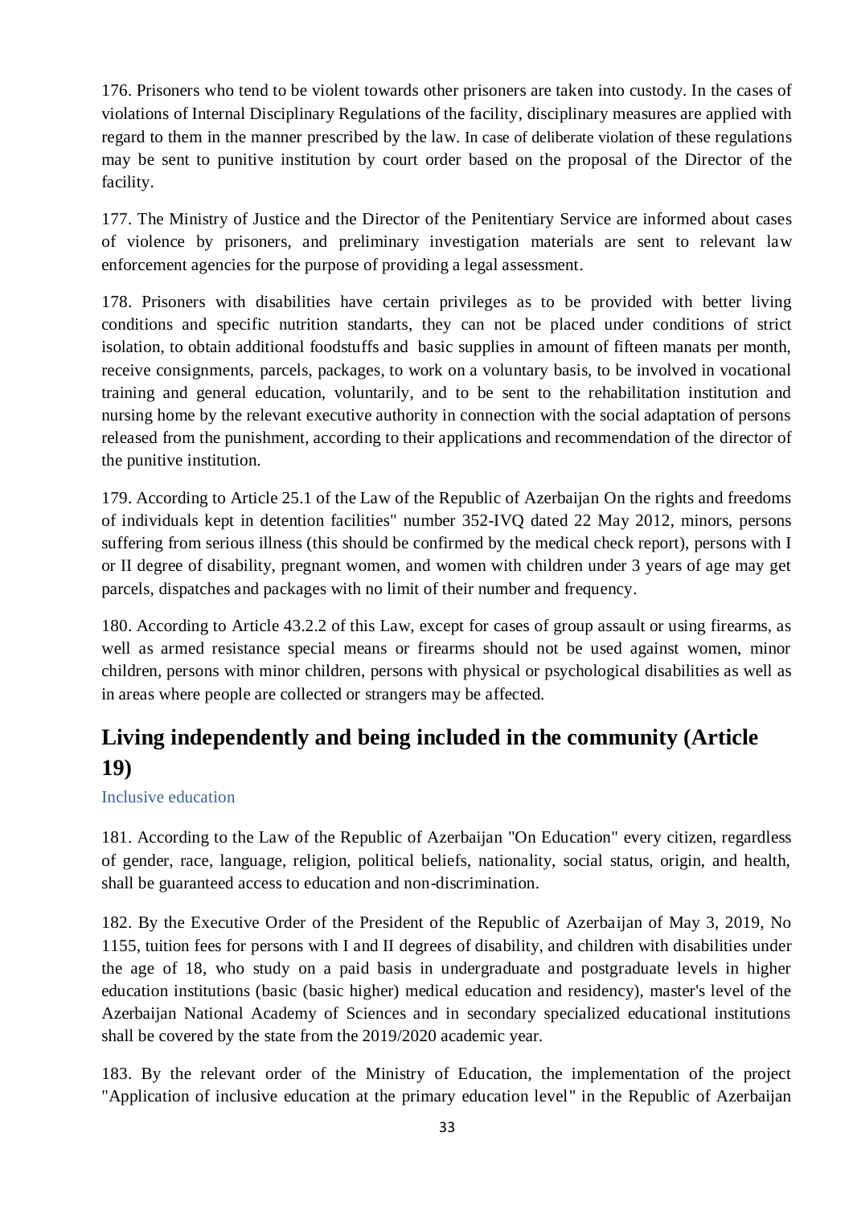176. Prisoners who tend to be violent towards other prisoners are taken into custody. In the cases of violations of Internal Disciplinary Regulations of the facility, disciplinary measures are applied with regard to them in the manner prescribed by the law. In case of deliberate violation of these regulations may be sent to punitive institution by court order based on the proposal of the Director of the facility.

177. The Ministry of Justice and the Director of the Penitentiary Service are informed about cases of violence by prisoners, and preliminary investigation materials are sent to relevant law enforcement agencies for the purpose of providing a legal assessment.

178. Prisoners with disabilities have certain privileges as to be provided with better living conditions and specific nutrition standarts, they can not be placed under conditions of strict isolation, to obtain additional foodstuffs and basic supplies in amount of fifteen manats per month, receive consignments, parcels, packages, to work on a voluntary basis, to be involved in vocational training and general education, voluntarily, and to be sent to the rehabilitation institution and nursing home by the relevant executive authority in connection with the social adaptation of persons released from the punishment, according to their applications and recommendation of the director of the punitive institution.

179. According to Article 25.1 of the Law of the Republic of Azerbaijan On the rights and freedoms of individuals kept in detention facilities" number 352-IVQ dated 22 May 2012, minors, persons suffering from serious illness (this should be confirmed by the medical check report), persons with I or II degree of disability, pregnant women, and women with children under 3 years of age may get parcels, dispatches and packages with no limit of their number and frequency.

180. According to Article 43.2.2 of this Law, except for cases of group assault or using firearms, as well as armed resistance special means or firearms should not be used against women, minor children, persons with minor children, persons with physical or psychological disabilities as well as in areas where people are collected or strangers may be affected.

## Living independently and being included in the community (Article 19)

### Inclusive education

181. According to the Law of the Republic of Azerbaijan "On Education" every citizen, regardless of gender, race, language, religion, political beliefs, nationality, social status, origin, and health, shall be guaranteed access to education and non-discrimination.

182. By the Executive Order of the President of the Republic of Azerbaijan of May 3, 2019, No 1155, tuition fees for persons with I and II degrees of disability, and children with disabilities under the age of 18, who study on a paid basis in undergraduate and postgraduate levels in higher education institutions (basic (basic higher) medical education and residency), master's level of the Azerbaijan National Academy of Sciences and in secondary specialized educational institutions shall be covered by the state from the 2019/2020 academic year.

183. By the relevant order of the Ministry of Education, the implementation of the project "Application of inclusive education at the primary education level" in the Republic of Azerbaijan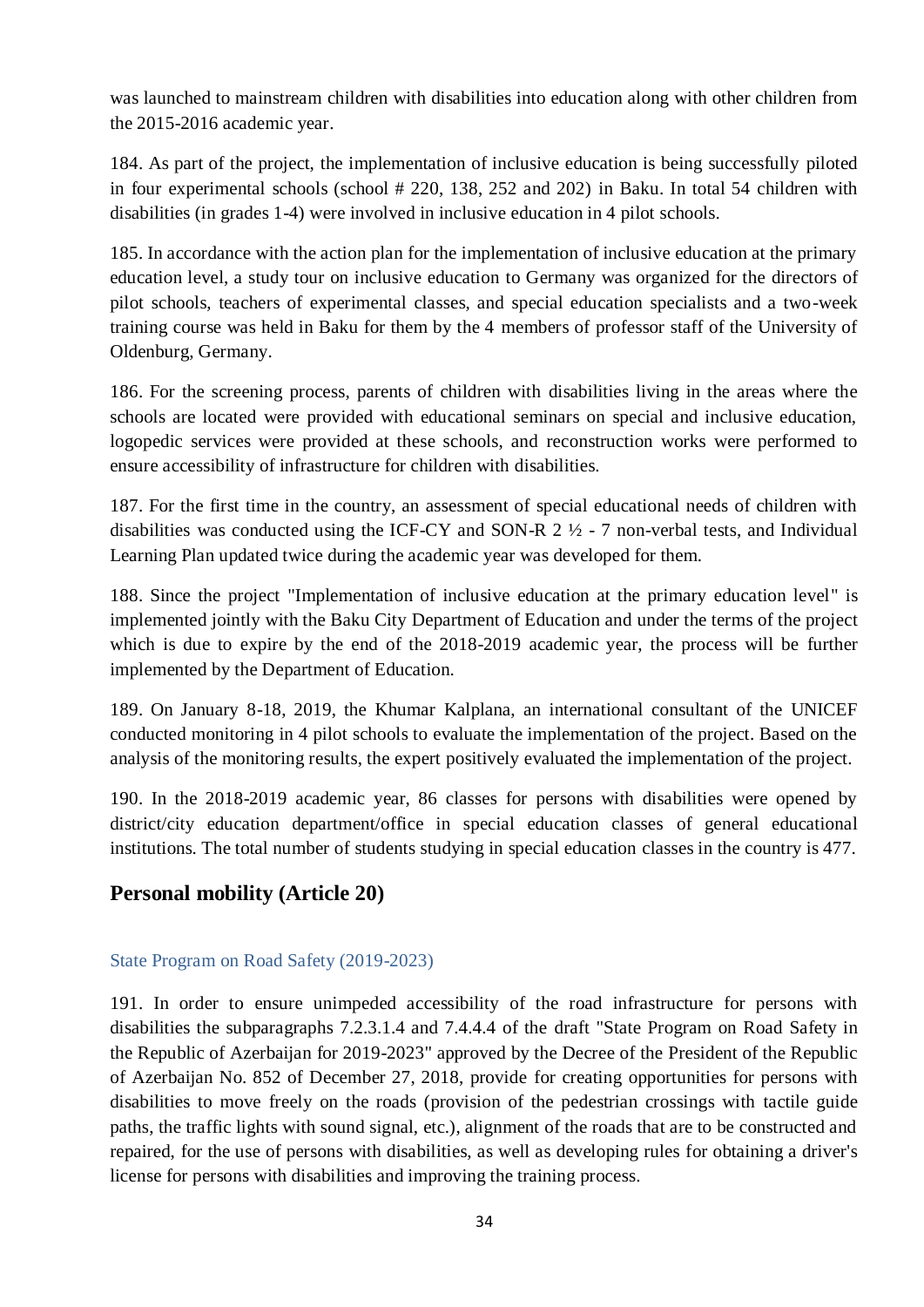was launched to mainstream children with disabilities into education along with other children from the 2015-2016 academic year.

184. As part of the project, the implementation of inclusive education is being successfully piloted in four experimental schools (school # 220, 138, 252 and 202) in Baku. In total 54 children with disabilities (in grades 1-4) were involved in inclusive education in 4 pilot schools.

185. In accordance with the action plan for the implementation of inclusive education at the primary education level, a study tour on inclusive education to Germany was organized for the directors of pilot schools, teachers of experimental classes, and special education specialists and a two-week training course was held in Baku for them by the 4 members of professor staff of the University of Oldenburg, Germany.

186. For the screening process, parents of children with disabilities living in the areas where the schools are located were provided with educational seminars on special and inclusive education, logopedic services were provided at these schools, and reconstruction works were performed to ensure accessibility of infrastructure for children with disabilities.

187. For the first time in the country, an assessment of special educational needs of children with disabilities was conducted using the ICF-CY and SON-R 2 ½ - 7 non-verbal tests, and Individual Learning Plan updated twice during the academic year was developed for them.

188. Since the project "Implementation of inclusive education at the primary education level" is implemented jointly with the Baku City Department of Education and under the terms of the project which is due to expire by the end of the 2018-2019 academic year, the process will be further implemented by the Department of Education.

189. On January 8-18, 2019, the Khumar Kalplana, an international consultant of the UNICEF conducted monitoring in 4 pilot schools to evaluate the implementation of the project. Based on the analysis of the monitoring results, the expert positively evaluated the implementation of the project.

190. In the 2018-2019 academic year, 86 classes for persons with disabilities were opened by district/city education department/office in special education classes of general educational institutions. The total number of students studying in special education classes in the country is 477.

## Personal mobility (Article 20)

### State Program on Road Safety (2019-2023)

191. In order to ensure unimpeded accessibility of the road infrastructure for persons with disabilities the subparagraphs 7.2.3.1.4 and 7.4.4.4 of the draft "State Program on Road Safety in the Republic of Azerbaijan for 2019-2023" approved by the Decree of the President of the Republic of Azerbaijan No. 852 of December 27, 2018, provide for creating opportunities for persons with disabilities to move freely on the roads (provision of the pedestrian crossings with tactile guide paths, the traffic lights with sound signal, etc.), alignment of the roads that are to be constructed and repaired, for the use of persons with disabilities, as well as developing rules for obtaining a driver's license for persons with disabilities and improving the training process.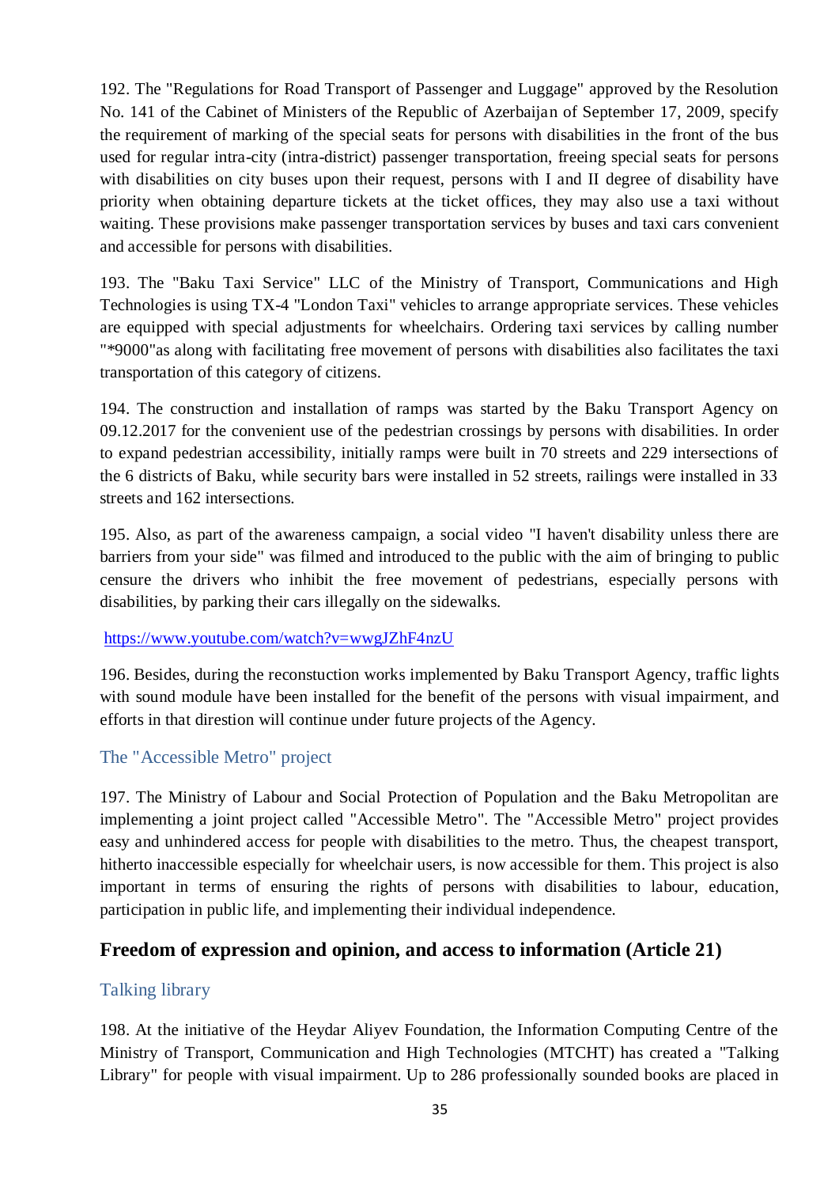192. The "Regulations for Road Transport of Passenger and Luggage" approved by the Resolution No. 141 of the Cabinet of Ministers of the Republic of Azerbaijan of September 17, 2009, specify the requirement of marking of the special seats for persons with disabilities in the front of the bus used for regular intra-city (intra-district) passenger transportation, freeing special seats for persons with disabilities on city buses upon their request, persons with I and II degree of disability have priority when obtaining departure tickets at the ticket offices, they may also use a taxi without waiting. These provisions make passenger transportation services by buses and taxi cars convenient and accessible for persons with disabilities.

193. The "Baku Taxi Service" LLC of the Ministry of Transport, Communications and High Technologies is using TX-4 "London Taxi" vehicles to arrange appropriate services. These vehicles are equipped with special adjustments for wheelchairs. Ordering taxi services by calling number "*9000"as along with facilitating free movement of persons with disabilities also facilitates the taxi transportation of this category of citizens.

194. The construction and installation of ramps was started by the Baku Transport Agency on 09.12.2017 for the convenient use of the pedestrian crossings by persons with disabilities. In order to expand pedestrian accessibility, initially ramps were built in 70 streets and 229 intersections of the 6 districts of Baku, while security bars were installed in 52 streets, railings were installed in 33 streets and 162 intersections.

195. Also, as part of the awareness campaign, a social video "I haven't disability unless there are barriers from your side" was filmed and introduced to the public with the aim of bringing to public censure the drivers who inhibit the free movement of pedestrians, especially persons with disabilities, by parking their cars illegally on the sidewalks.

https://www.youtube.com/watch?v=wwgJZhF4nzU

196. Besides, during the reconstuction works implemented by Baku Transport Agency, traffic lights with sound module have been installed for the benefit of the persons with visual impairment, and efforts in that diretion will continue under future projects of the Agency.

### The "Accessible Metro" project

197. The Ministry of Labour and Social Protection of Population and the Baku Metropolitan are implementing a joint project called "Accessible Metro". The "Accessible Metro" project provides easy and unhindered access for people with disabilities to the metro. Thus, the cheapest transport, hitherto inaccessible especially for wheelchair users, is now accessible for them. This project is also important in terms of ensuring the rights of persons with disabilities to labour, education, participation in public life, and implementing their individual independence.

## Freedom of expression and opinion, and access to information (Article 21)

### Talking library

198. At the initiative of the Heydar Aliyev Foundation, the Information Computing Centre of the Ministry of Transport, Communication and High Technologies (MTCHT) has created a "Talking Library" for people with visual impairment. Up to 286 professionally sounded books are placed in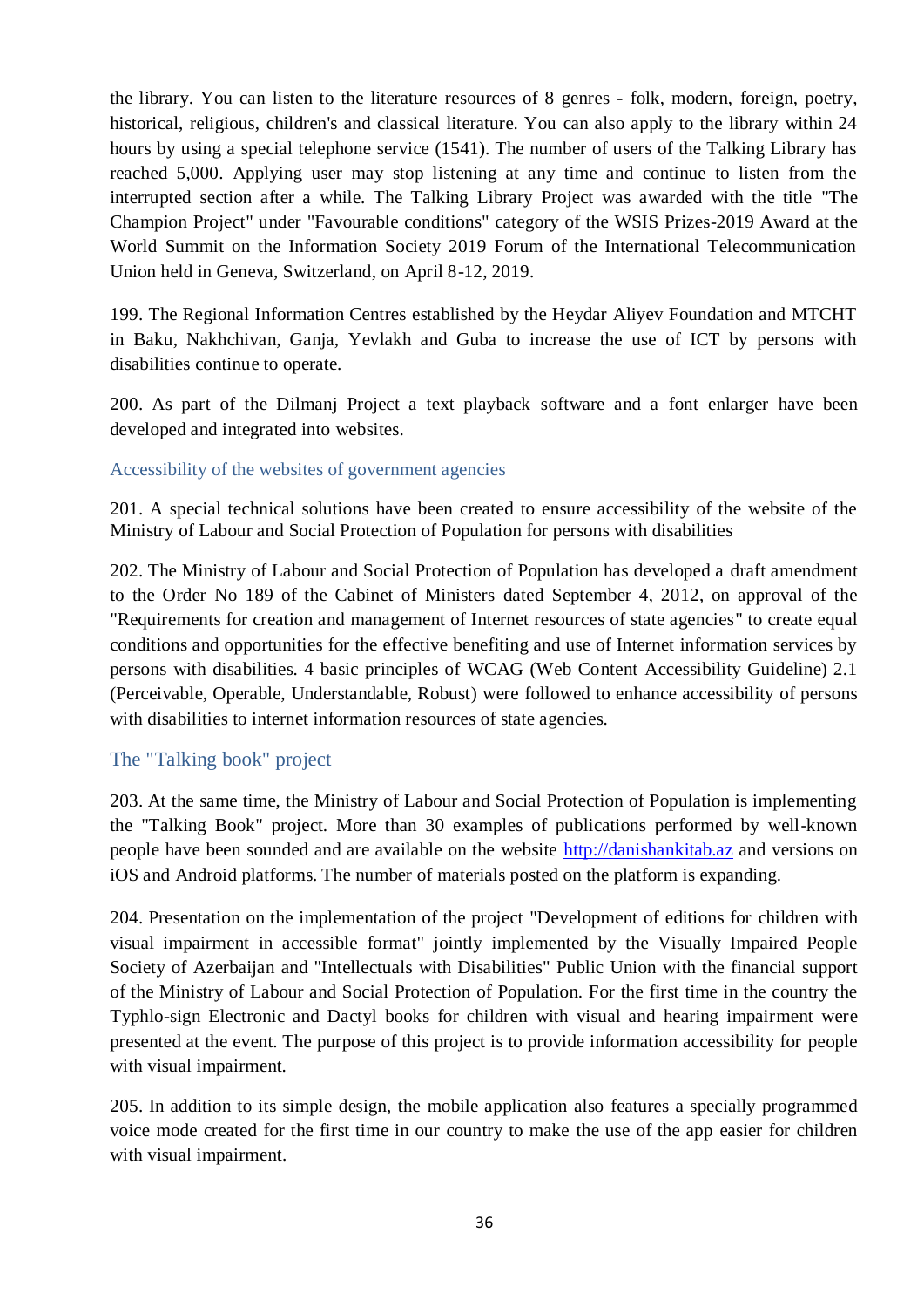the library. You can listen to the literature resources of 8 genres - folk, modern, foreign, poetry, historical, religious, children's and classical literature. You can also apply to the library within 24 hours by using a special telephone service (1541). The number of users of the Talking Library has reached 5,000. Applying user may stop listening at any time and continue to listen from the interrupted section after a while. The Talking Library Project was awarded with the title "The Champion Project" under "Favourable conditions" category of the WSIS Prizes-2019 Award at the World Summit on the Information Society 2019 Forum of the International Telecommunication Union held in Geneva, Switzerland, on April 8-12, 2019.

199. The Regional Information Centres established by the Heydar Aliyev Foundation and MTCHT in Baku, Nakhchivan, Ganja, Yevlakh and Guba to increase the use of ICT by persons with disabilities continue to operate.

200. As part of the Dilmanj Project a text playback software and a font enlarger have been developed and integrated into websites.

### Accessibility of the websites of government agencies

201. A special technical solutions have been created to ensure accessibility of the website of the Ministry of Labour and Social Protection of Population for persons with disabilities

202. The Ministry of Labour and Social Protection of Population has developed a draft amendment to the Order No 189 of the Cabinet of Ministers dated September 4, 2012, on approval of the "Requirements for creation and management of Internet resources of state agencies" to create equal conditions and opportunities for the effective benefiting and use of Internet information services by persons with disabilities. 4 basic principles of WCAG (Web Content Accessibility Guideline) 2.1 (Perceivable, Operable, Understandable, Robust) were followed to enhance accessibility of persons with disabilities to internet information resources of state agencies.

### The "Talking book" project

203. At the same time, the Ministry of Labour and Social Protection of Population is implementing the "Talking Book" project. More than 30 examples of publications performed by well-known people have been sounded and are available on the website http://danishankitab.az and versions on iOS and Android platforms. The number of materials posted on the platform is expanding.

204. Presentation on the implementation of the project "Development of editions for children with visual impairment in accessible format" jointly implemented by the Visually Impaired People Society of Azerbaijan and "Intellectuals with Disabilities" Public Union with the financial support of the Ministry of Labour and Social Protection of Population. For the first time in the country the Typhlo-sign Electronic and Dactyl books for children with visual and hearing impairment were presented at the event. The purpose of this project is to provide information accessibility for people with visual impairment.

205. In addition to its simple design, the mobile application also features a specially programmed voice mode created for the first time in our country to make the use of the app easier for children with visual impairment.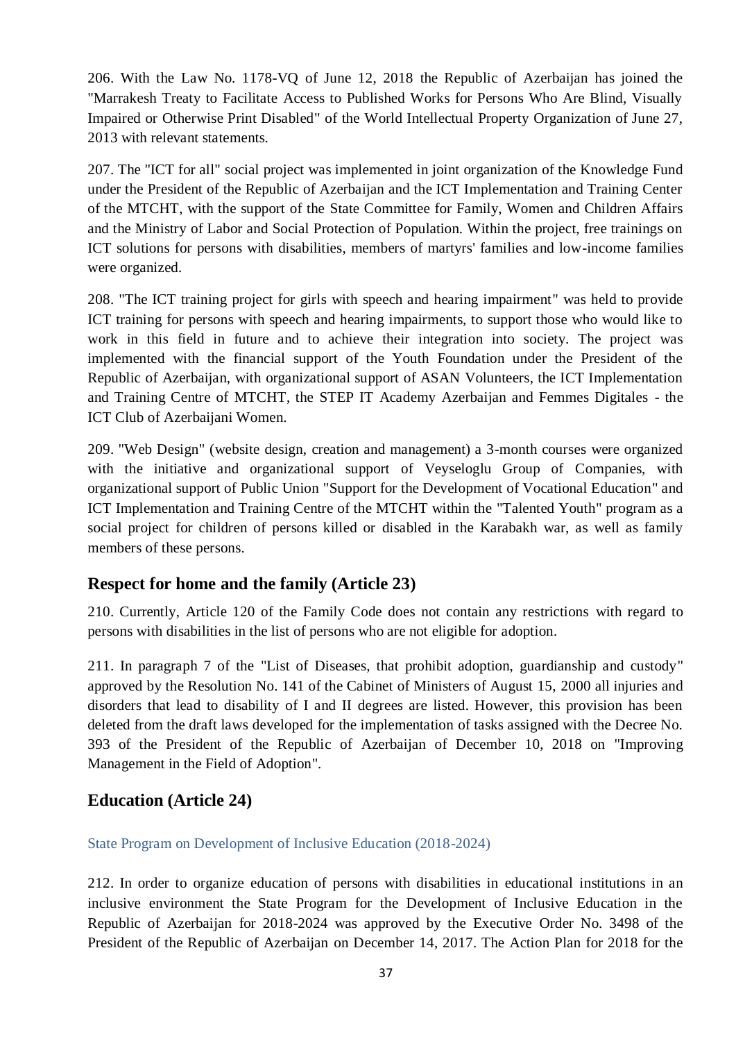206. With the Law No. 1178-VQ of June 12, 2018 the Republic of Azerbaijan has joined the "Marrakesh Treaty to Facilitate Access to Published Works for Persons Who Are Blind, Visually Impaired or Otherwise Print Disabled" of the World Intellectual Property Organization of June 27, 2013 with relevant statements.

207. The "ICT for all" social project was implemented in joint organization of the Knowledge Fund under the President of the Republic of Azerbaijan and the ICT Implementation and Training Center of the MTCHT, with the support of the State Committee for Family, Women and Children Affairs and the Ministry of Labor and Social Protection of Population. Within the project, free trainings on ICT solutions for persons with disabilities, members of martyrs' families and low-income families were organized.

208. "The ICT training project for girls with speech and hearing impairment" was held to provide ICT training for persons with speech and hearing impairments, to support those who would like to work in this field in future and to achieve their integration into society. The project was implemented with the financial support of the Youth Foundation under the President of the Republic of Azerbaijan, with organizational support of ASAN Volunteers, the ICT Implementation and Training Centre of MTCHT, the STEP IT Academy Azerbaijan and Femmes Digitales - the ICT Club of Azerbaijani Women.

209. "Web Design" (website design, creation and management) a 3-month courses were organized with the initiative and organizational support of Veyseloglu Group of Companies, with organizational support of Public Union "Support for the Development of Vocational Education" and ICT Implementation and Training Centre of the MTCHT within the "Talented Youth" program as a social project for children of persons killed or disabled in the Karabakh war, as well as family members of these persons.

## Respect for home and the family (Article 23)

210. Currently, Article 120 of the Family Code does not contain any restrictions with regard to persons with disabilities in the list of persons who are not eligible for adoption.

211. In paragraph 7 of the "List of Diseases, that prohibit adoption, guardianship and custody" approved by the Resolution No. 141 of the Cabinet of Ministers of August 15, 2000 all injuries and disorders that lead to disability of I and II degrees are listed. However, this provision has been deleted from the draft laws developed for the implementation of tasks assigned with the Decree No. 393 of the President of the Republic of Azerbaijan of December 10, 2018 on "Improving Management in the Field of Adoption".

## Education (Article 24)

### State Program on Development of Inclusive Education (2018-2024)

212. In order to organize education of persons with disabilities in educational institutions in an inclusive environment the State Program for the Development of Inclusive Education in the Republic of Azerbaijan for 2018-2024 was approved by the Executive Order No. 3498 of the President of the Republic of Azerbaijan on December 14, 2017. The Action Plan for 2018 for the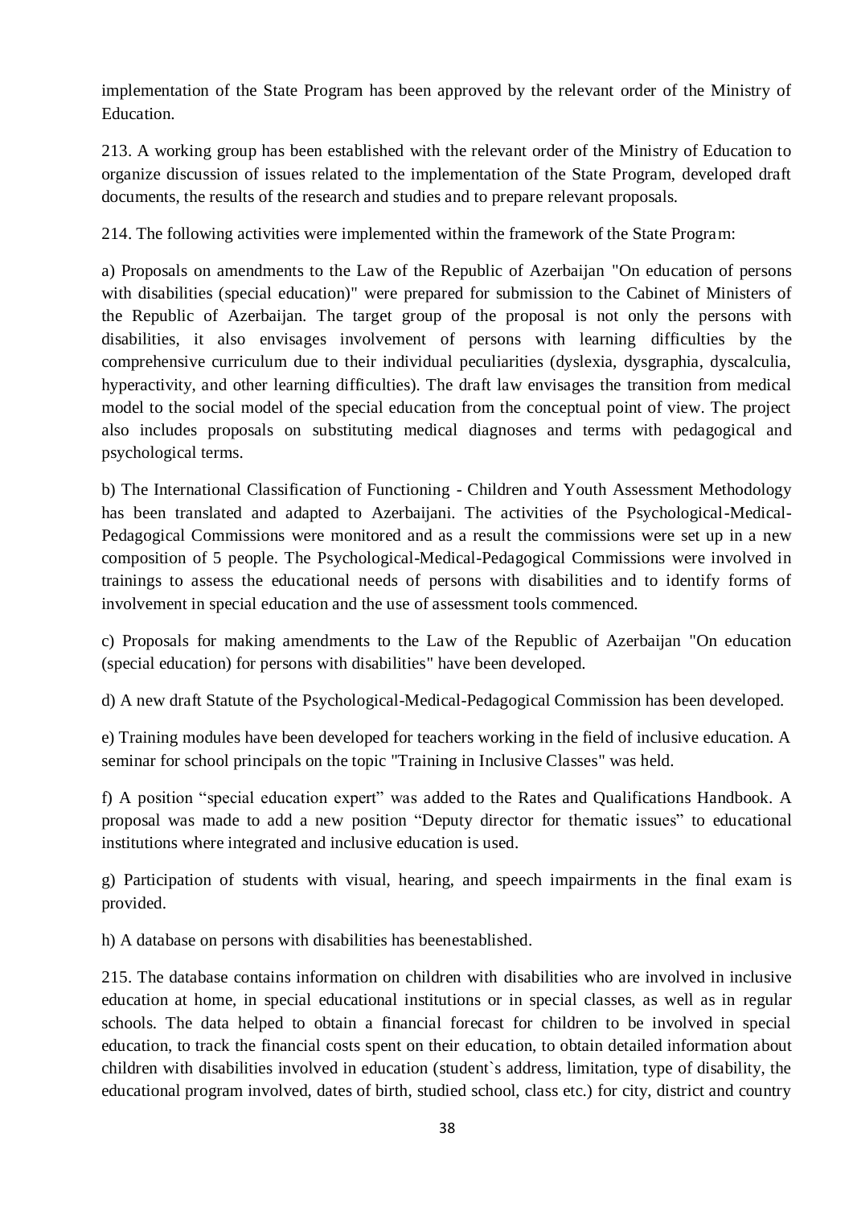implementation of the State Program has been approved by the relevant order of the Ministry of Education.

213. A working group has been established with the relevant order of the Ministry of Education to organize discussion of issues related to the implementation of the State Program, developed draft documents, the results of the research and studies and to prepare relevant proposals.

214. The following activities were implemented within the framework of the State Program:

a) Proposals on amendments to the Law of the Republic of Azerbaijan "On education of persons with disabilities (special education)" were prepared for submission to the Cabinet of Ministers of the Republic of Azerbaijan. The target group of the proposal is not only the persons with disabilities, it also envisages involvement of persons with learning difficulties by the comprehensive curriculum due to their individual peculiarities (dyslexia, dysgraphia, dyscalculia, hyperactivity, and other learning difficulties). The draft law envisages the transition from medical model to the social model of the special education from the conceptual point of view. The project also includes proposals on substituting medical diagnoses and terms with pedagogical and psychological terms.

b) The International Classification of Functioning - Children and Youth Assessment Methodology has been translated and adapted to Azerbaijani. The activities of the Psychological-Medical-Pedagogical Commissions were monitored and as a result the commissions were set up in a new composition of 5 people. The Psychological-Medical-Pedagogical Commissions were involved in trainings to assess the educational needs of persons with disabilities and to identify forms of involvement in special education and the use of assessment tools commenced.

c) Proposals for making amendments to the Law of the Republic of Azerbaijan "On education (special education) for persons with disabilities" have been developed.

d) A new draft Statute of the Psychological-Medical-Pedagogical Commission has been developed.

e) Training modules have been developed for teachers working in the field of inclusive education. A seminar for school principals on the topic "Training in Inclusive Classes" was held.

f) A position "special education expert" was added to the Rates and Qualifications Handbook. A proposal was made to add a new position "Deputy director for thematic issues" to educational institutions where integrated and inclusive education is used.

g) Participation of students with visual, hearing, and speech impairments in the final exam is provided.

h) A database on persons with disabilities has beenestablished.

215. The database contains information on children with disabilities who are involved in inclusive education at home, in special educational institutions or in special classes, as well as in regular schools. The data helped to obtain a financial forecast for children to be involved in special education, to track the financial costs spent on their education, to obtain detailed information about children with disabilities involved in education (student`s address, limitation, type of disability, the educational program involved, dates of birth, studied school, class etc.) for city, district and country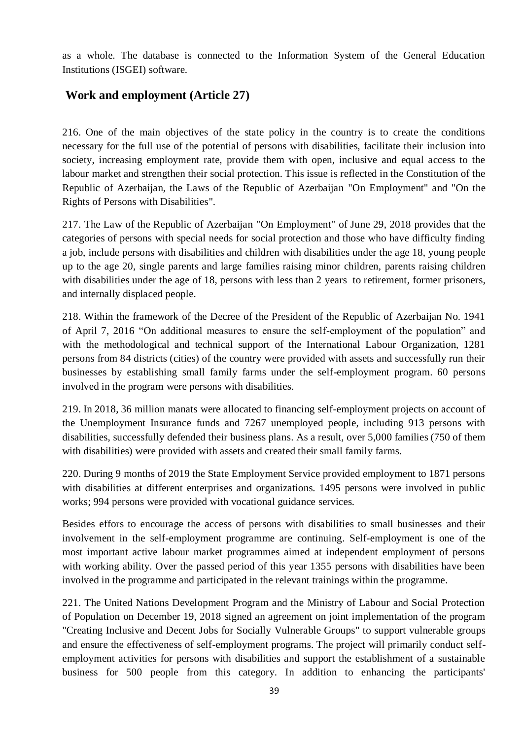as a whole. The database is connected to the Information System of the General Education Institutions (ISGEI) software.

## Work and employment (Article 27)

216. One of the main objectives of the state policy in the country is to create the conditions necessary for the full use of the potential of persons with disabilities, facilitate their inclusion into society, increasing employment rate, provide them with open, inclusive and equal access to the labour market and strengthen their social protection. This issue is reflected in the Constitution of the Republic of Azerbaijan, the Laws of the Republic of Azerbaijan "On Employment" and "On the Rights of Persons with Disabilities".

217. The Law of the Republic of Azerbaijan "On Employment" of June 29, 2018 provides that the categories of persons with special needs for social protection and those who have difficulty finding a job, include persons with disabilities and children with disabilities under the age 18, young people up to the age 20, single parents and large families raising minor children, parents raising children with disabilities under the age of 18, persons with less than 2 years to retirement, former prisoners, and internally displaced people.

218. Within the framework of the Decree of the President of the Republic of Azerbaijan No. 1941 of April 7, 2016 "On additional measures to ensure the self-employment of the population" and with the methodological and technical support of the International Labour Organization, 1281 persons from 84 districts (cities) of the country were provided with assets and successfully run their businesses by establishing small family farms under the self-employment program. 60 persons involved in the program were persons with disabilities.

219. In 2018, 36 million manats were allocated to financing self-employment projects on account of the Unemployment Insurance funds and 7267 unemployed people, including 913 persons with disabilities, successfully defended their business plans. As a result, over 5,000 families (750 of them with disabilities) were provided with assets and created their small family farms.

220. During 9 months of 2019 the State Employment Service provided employment to 1871 persons with disabilities at different enterprises and organizations. 1495 persons were involved in public works; 994 persons were provided with vocational guidance services.

Besides effors to encourage the access of persons with disabilities to small businesses and their involvement in the self-employment programme are continuing. Self-employment is one of the most important active labour market programmes aimed at independent employment of persons with working ability. Over the passed period of this year 1355 persons with disabilities have been involved in the programme and participated in the relevant trainings within the programme.

221. The United Nations Development Program and the Ministry of Labour and Social Protection of Population on December 19, 2018 signed an agreement on joint implementation of the program "Creating Inclusive and Decent Jobs for Socially Vulnerable Groups" to support vulnerable groups and ensure the effectiveness of self-employment programs. The project will primarily conduct self-employment activities for persons with disabilities and support the establishment of a sustainable business for 500 people from this category. In addition to enhancing the participants'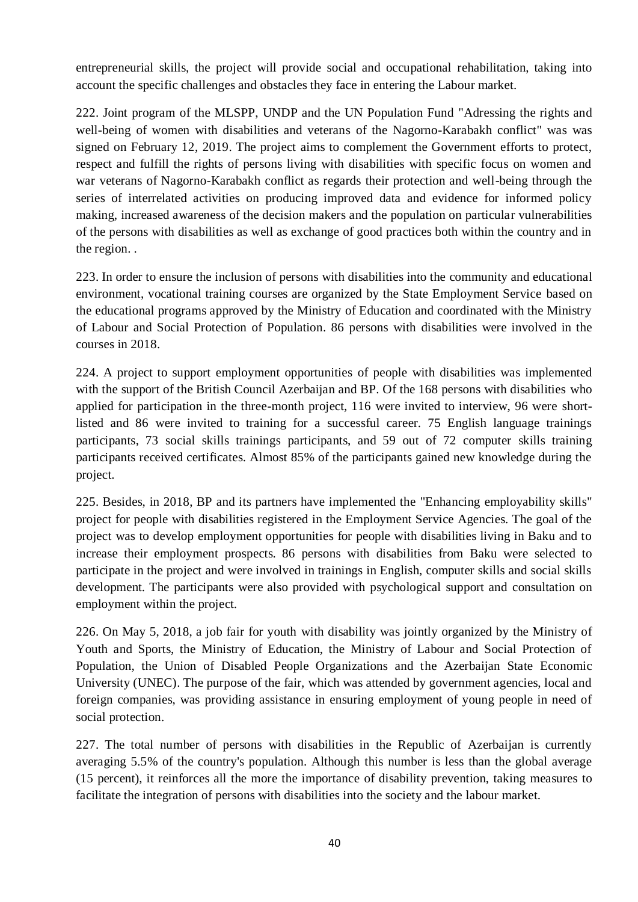entrepreneurial skills, the project will provide social and occupational rehabilitation, taking into account the specific challenges and obstacles they face in entering the Labour market.

222. Joint program of the MLSPP, UNDP and the UN Population Fund "Adressing the rights and well-being of women with disabilities and veterans of the Nagorno-Karabakh conflict" was was signed on February 12, 2019. The project aims to complement the Government efforts to protect, respect and fulfill the rights of persons living with disabilities with specific focus on women and war veterans of Nagorno-Karabakh conflict as regards their protection and well-being through the series of interrelated activities on producing improved data and evidence for informed policy making, increased awareness of the decision makers and the population on particular vulnerabilities of the persons with disabilities as well as exchange of good practices both within the country and in the region. .

223. In order to ensure the inclusion of persons with disabilities into the community and educational environment, vocational training courses are organized by the State Employment Service based on the educational programs approved by the Ministry of Education and coordinated with the Ministry of Labour and Social Protection of Population. 86 persons with disabilities were involved in the courses in 2018.

224. A project to support employment opportunities of people with disabilities was implemented with the support of the British Council Azerbaijan and BP. Of the 168 persons with disabilities who applied for participation in the three-month project, 116 were invited to interview, 96 were short-listed and 86 were invited to training for a successful career. 75 English language trainings participants, 73 social skills trainings participants, and 59 out of 72 computer skills training participants received certificates. Almost 85% of the participants gained new knowledge during the project.

225. Besides, in 2018, BP and its partners have implemented the "Enhancing employability skills" project for people with disabilities registered in the Employment Service Agencies. The goal of the project was to develop employment opportunities for people with disabilities living in Baku and to increase their employment prospects. 86 persons with disabilities from Baku were selected to participate in the project and were involved in trainings in English, computer skills and social skills development. The participants were also provided with psychological support and consultation on employment within the project.

226. On May 5, 2018, a job fair for youth with disability was jointly organized by the Ministry of Youth and Sports, the Ministry of Education, the Ministry of Labour and Social Protection of Population, the Union of Disabled People Organizations and the Azerbaijan State Economic University (UNEC). The purpose of the fair, which was attended by government agencies, local and foreign companies, was providing assistance in ensuring employment of young people in need of social protection.

227. The total number of persons with disabilities in the Republic of Azerbaijan is currently averaging 5.5% of the country's population. Although this number is less than the global average (15 percent), it reinforces all the more the importance of disability prevention, taking measures to facilitate the integration of persons with disabilities into the society and the labour market.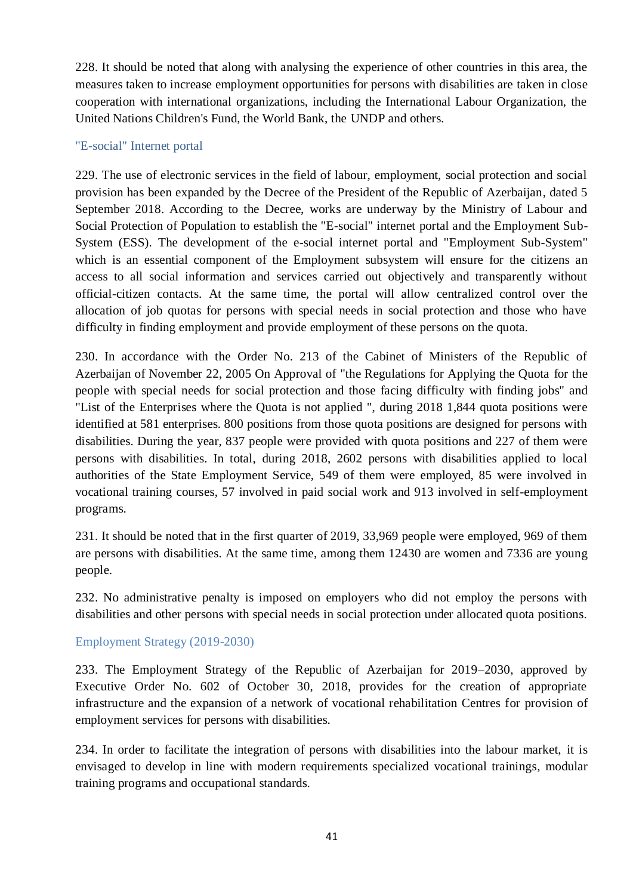228. It should be noted that along with analysing the experience of other countries in this area, the measures taken to increase employment opportunities for persons with disabilities are taken in close cooperation with international organizations, including the International Labour Organization, the United Nations Children's Fund, the World Bank, the UNDP and others.

### "E-social" Internet portal

229. The use of electronic services in the field of labour, employment, social protection and social provision has been expanded by the Decree of the President of the Republic of Azerbaijan, dated 5 September 2018. According to the Decree, works are underway by the Ministry of Labour and Social Protection of Population to establish the "E-social" internet portal and the Employment Sub-System (ESS). The development of the e-social internet portal and "Employment Sub-System" which is an essential component of the Employment subsystem will ensure for the citizens an access to all social information and services carried out objectively and transparently without official-citizen contacts. At the same time, the portal will allow centralized control over the allocation of job quotas for persons with special needs in social protection and those who have difficulty in finding employment and provide employment of these persons on the quota.

230. In accordance with the Order No. 213 of the Cabinet of Ministers of the Republic of Azerbaijan of November 22, 2005 On Approval of "the Regulations for Applying the Quota for the people with special needs for social protection and those facing difficulty with finding jobs" and "List of the Enterprises where the Quota is not applied ", during 2018 1,844 quota positions were identified at 581 enterprises. 800 positions from those quota positions are designed for persons with disabilities. During the year, 837 people were provided with quota positions and 227 of them were persons with disabilities. In total, during 2018, 2602 persons with disabilities applied to local authorities of the State Employment Service, 549 of them were employed, 85 were involved in vocational training courses, 57 involved in paid social work and 913 involved in self-employment programs.

231. It should be noted that in the first quarter of 2019, 33,969 people were employed, 969 of them are persons with disabilities. At the same time, among them 12430 are women and 7336 are young people.

232. No administrative penalty is imposed on employers who did not employ the persons with disabilities and other persons with special needs in social protection under allocated quota positions.

### Employment Strategy (2019-2030)

233. The Employment Strategy of the Republic of Azerbaijan for 2019–2030, approved by Executive Order No. 602 of October 30, 2018, provides for the creation of appropriate infrastructure and the expansion of a network of vocational rehabilitation Centres for provision of employment services for persons with disabilities.

234. In order to facilitate the integration of persons with disabilities into the labour market, it is envisaged to develop in line with modern requirements specialized vocational trainings, modular training programs and occupational standards.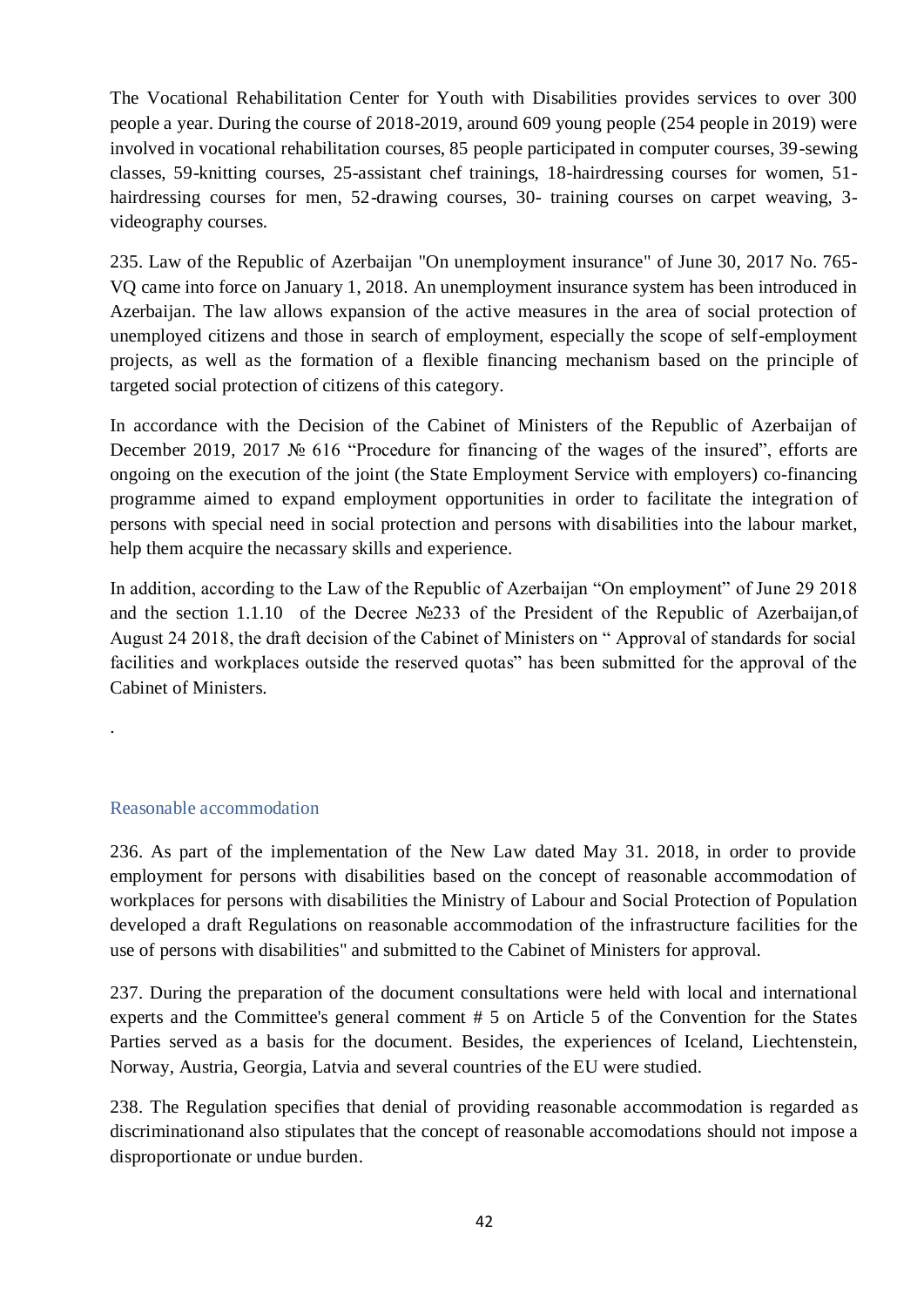The Vocational Rehabilitation Center for Youth with Disabilities provides services to over 300 people a year. During the course of 2018-2019, around 609 young people (254 people in 2019) were involved in vocational rehabilitation courses, 85 people participated in computer courses, 39-sewing classes, 59-knitting courses, 25-assistant chef trainings, 18-hairdressing courses for women, 51-hairdressing courses for men, 52-drawing courses, 30- training courses on carpet weaving, 3-videography courses.

235. Law of the Republic of Azerbaijan "On unemployment insurance" of June 30, 2017 No. 765-VQ came into force on January 1, 2018. An unemployment insurance system has been introduced in Azerbaijan. The law allows expansion of the active measures in the area of social protection of unemployed citizens and those in search of employment, especially the scope of self-employment projects, as well as the formation of a flexible financing mechanism based on the principle of targeted social protection of citizens of this category.

In accordance with the Decision of the Cabinet of Ministers of the Republic of Azerbaijan of December 2019, 2017 № 616 "Procedure for financing of the wages of the insured", efforts are ongoing on the execution of the joint (the State Employment Service with employers) co-financing programme aimed to expand employment opportunities in order to facilitate the integration of persons with special need in social protection and persons with disabilities into the labour market, help them acquire the necassary skills and experience.

In addition, according to the Law of the Republic of Azerbaijan "On employment" of June 29 2018 and the section 1.1.10 of the Decree №233 of the President of the Republic of Azerbaijan,of August 24 2018, the draft decision of the Cabinet of Ministers on " Approval of standards for social facilities and workplaces outside the reserved quotas" has been submitted for the approval of the Cabinet of Ministers.

.

## Reasonable accommodation

236. As part of the implementation of the New Law dated May 31. 2018, in order to provide employment for persons with disabilities based on the concept of reasonable accommodation of workplaces for persons with disabilities the Ministry of Labour and Social Protection of Population developed a draft Regulations on reasonable accommodation of the infrastructure facilities for the use of persons with disabilities" and submitted to the Cabinet of Ministers for approval.

237. During the preparation of the document consultations were held with local and international experts and the Committee's general comment # 5 on Article 5 of the Convention for the States Parties served as a basis for the document. Besides, the experiences of Iceland, Liechtenstein, Norway, Austria, Georgia, Latvia and several countries of the EU were studied.

238. The Regulation specifies that denial of providing reasonable accommodation is regarded as discriminationand also stipulates that the concept of reasonable accomodations should not impose a disproportionate or undue burden.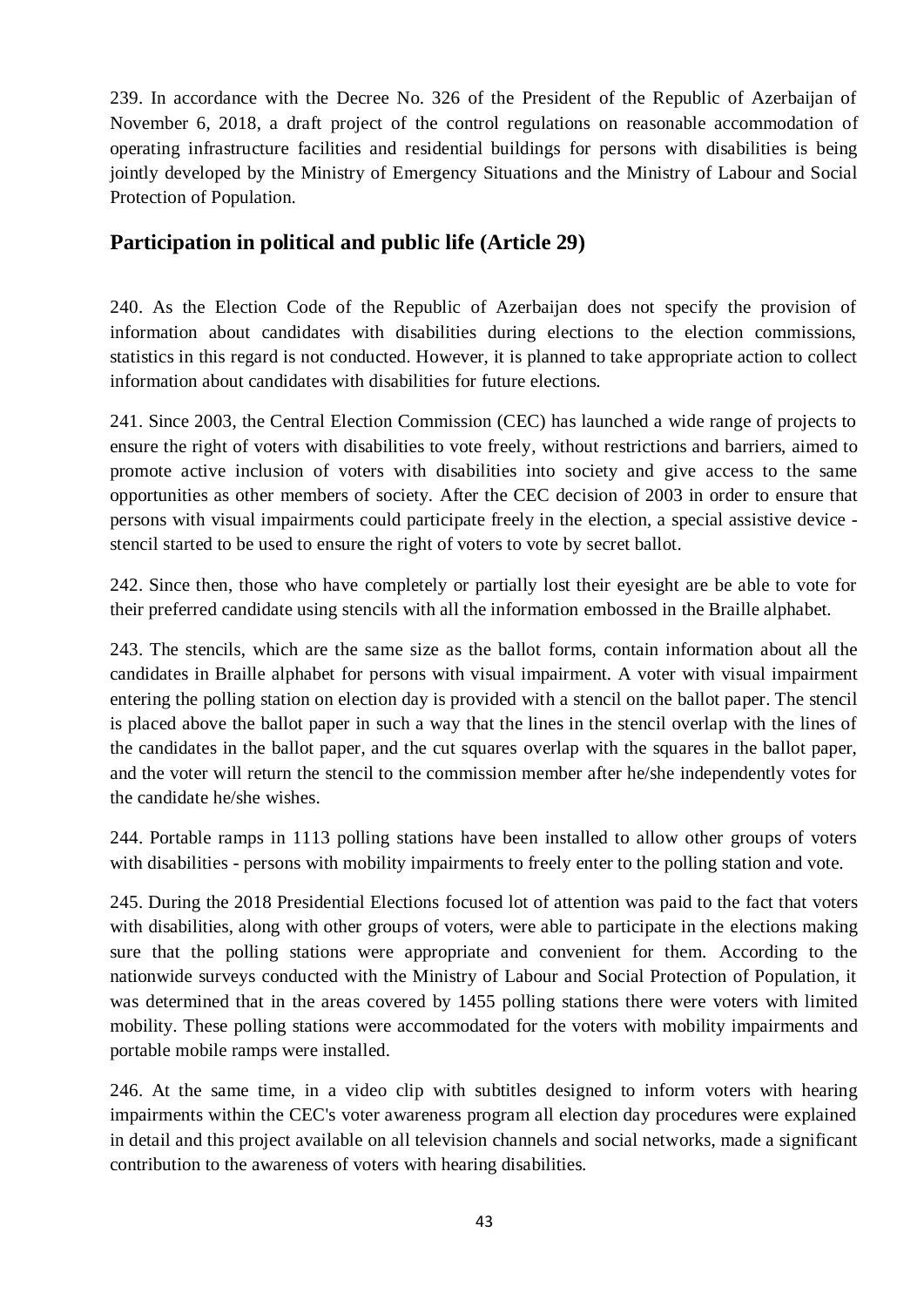239. In accordance with the Decree No. 326 of the President of the Republic of Azerbaijan of November 6, 2018, a draft project of the control regulations on reasonable accommodation of operating infrastructure facilities and residential buildings for persons with disabilities is being jointly developed by the Ministry of Emergency Situations and the Ministry of Labour and Social Protection of Population.

## Participation in political and public life (Article 29)

240. As the Election Code of the Republic of Azerbaijan does not specify the provision of information about candidates with disabilities during elections to the election commissions, statistics in this regard is not conducted. However, it is planned to take appropriate action to collect information about candidates with disabilities for future elections.

241. Since 2003, the Central Election Commission (CEC) has launched a wide range of projects to ensure the right of voters with disabilities to vote freely, without restrictions and barriers, aimed to promote active inclusion of voters with disabilities into society and give access to the same opportunities as other members of society. After the CEC decision of 2003 in order to ensure that persons with visual impairments could participate freely in the election, a special assistive device - stencil started to be used to ensure the right of voters to vote by secret ballot.

242. Since then, those who have completely or partially lost their eyesight are be able to vote for their preferred candidate using stencils with all the information embossed in the Braille alphabet.

243. The stencils, which are the same size as the ballot forms, contain information about all the candidates in Braille alphabet for persons with visual impairment. A voter with visual impairment entering the polling station on election day is provided with a stencil on the ballot paper. The stencil is placed above the ballot paper in such a way that the lines in the stencil overlap with the lines of the candidates in the ballot paper, and the cut squares overlap with the squares in the ballot paper, and the voter will return the stencil to the commission member after he/she independently votes for the candidate he/she wishes.

244. Portable ramps in 1113 polling stations have been installed to allow other groups of voters with disabilities - persons with mobility impairments to freely enter to the polling station and vote.

245. During the 2018 Presidential Elections focused lot of attention was paid to the fact that voters with disabilities, along with other groups of voters, were able to participate in the elections making sure that the polling stations were appropriate and convenient for them. According to the nationwide surveys conducted with the Ministry of Labour and Social Protection of Population, it was determined that in the areas covered by 1455 polling stations there were voters with limited mobility. These polling stations were accommodated for the voters with mobility impairments and portable mobile ramps were installed.

246. At the same time, in a video clip with subtitles designed to inform voters with hearing impairments within the CEC's voter awareness program all election day procedures were explained in detail and this project available on all television channels and social networks, made a significant contribution to the awareness of voters with hearing disabilities.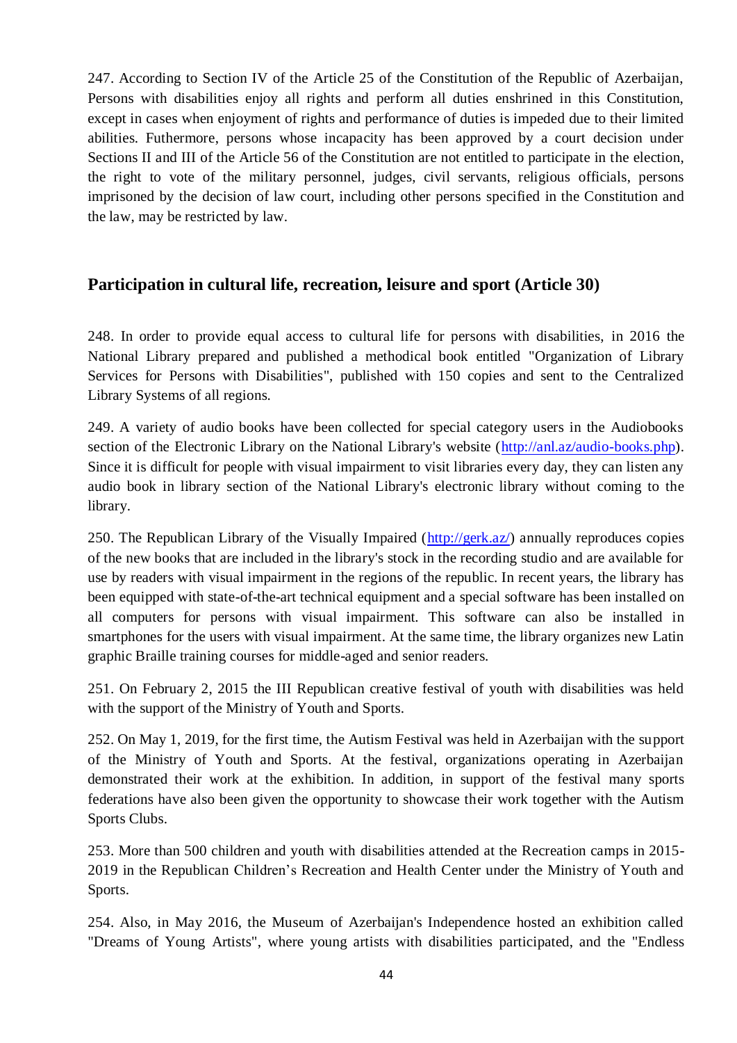247. According to Section IV of the Article 25 of the Constitution of the Republic of Azerbaijan, Persons with disabilities enjoy all rights and perform all duties enshrined in this Constitution, except in cases when enjoyment of rights and performance of duties is impeded due to their limited abilities. Futhermore, persons whose incapacity has been approved by a court decision under Sections II and III of the Article 56 of the Constitution are not entitled to participate in the election, the right to vote of the military personnel, judges, civil servants, religious officials, persons imprisoned by the decision of law court, including other persons specified in the Constitution and the law, may be restricted by law.

## Participation in cultural life, recreation, leisure and sport (Article 30)

248. In order to provide equal access to cultural life for persons with disabilities, in 2016 the National Library prepared and published a methodical book entitled "Organization of Library Services for Persons with Disabilities", published with 150 copies and sent to the Centralized Library Systems of all regions.

249. A variety of audio books have been collected for special category users in the Audiobooks section of the Electronic Library on the National Library's website (http://anl.az/audio-books.php). Since it is difficult for people with visual impairment to visit libraries every day, they can listen any audio book in library section of the National Library's electronic library without coming to the library.

250. The Republican Library of the Visually Impaired (http://gerk.az/) annually reproduces copies of the new books that are included in the library's stock in the recording studio and are available for use by readers with visual impairment in the regions of the republic. In recent years, the library has been equipped with state-of-the-art technical equipment and a special software has been installed on all computers for persons with visual impairment. This software can also be installed in smartphones for the users with visual impairment. At the same time, the library organizes new Latin graphic Braille training courses for middle-aged and senior readers.

251. On February 2, 2015 the III Republican creative festival of youth with disabilities was held with the support of the Ministry of Youth and Sports.

252. On May 1, 2019, for the first time, the Autism Festival was held in Azerbaijan with the support of the Ministry of Youth and Sports. At the festival, organizations operating in Azerbaijan demonstrated their work at the exhibition. In addition, in support of the festival many sports federations have also been given the opportunity to showcase their work together with the Autism Sports Clubs.

253. More than 500 children and youth with disabilities attended at the Recreation camps in 2015-2019 in the Republican Children's Recreation and Health Center under the Ministry of Youth and Sports.

254. Also, in May 2016, the Museum of Azerbaijan's Independence hosted an exhibition called "Dreams of Young Artists", where young artists with disabilities participated, and the "Endless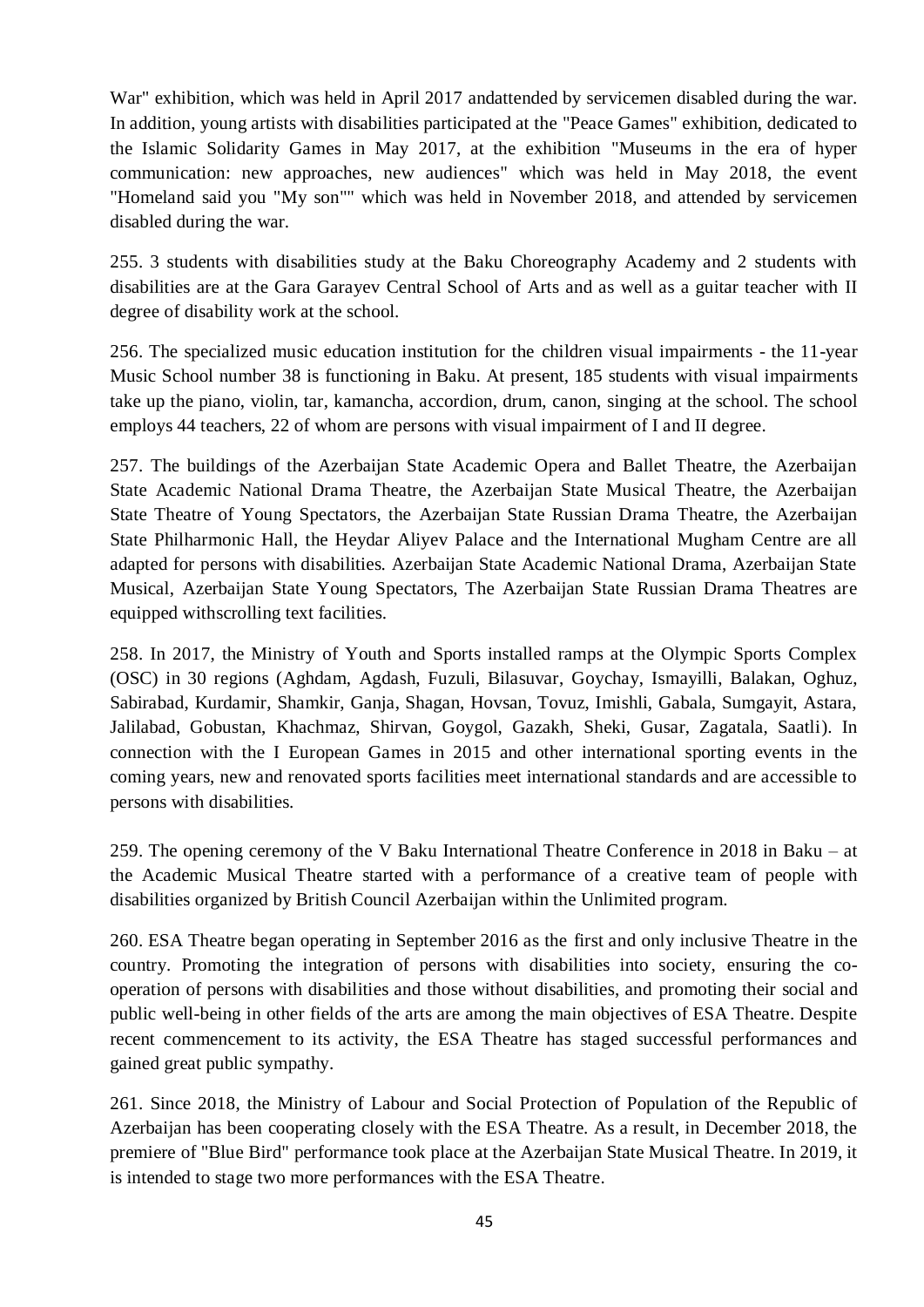War" exhibition, which was held in April 2017 andattended by servicemen disabled during the war. In addition, young artists with disabilities participated at the "Peace Games" exhibition, dedicated to the Islamic Solidarity Games in May 2017, at the exhibition "Museums in the era of hyper communication: new approaches, new audiences" which was held in May 2018, the event "Homeland said you "My son"" which was held in November 2018, and attended by servicemen disabled during the war.

255. 3 students with disabilities study at the Baku Choreography Academy and 2 students with disabilities are at the Gara Garayev Central School of Arts and as well as a guitar teacher with II degree of disability work at the school.

256. The specialized music education institution for the children visual impairments - the 11-year Music School number 38 is functioning in Baku. At present, 185 students with visual impairments take up the piano, violin, tar, kamancha, accordion, drum, canon, singing at the school. The school employs 44 teachers, 22 of whom are persons with visual impairment of I and II degree.

257. The buildings of the Azerbaijan State Academic Opera and Ballet Theatre, the Azerbaijan State Academic National Drama Theatre, the Azerbaijan State Musical Theatre, the Azerbaijan State Theatre of Young Spectators, the Azerbaijan State Russian Drama Theatre, the Azerbaijan State Philharmonic Hall, the Heydar Aliyev Palace and the International Mugham Centre are all adapted for persons with disabilities. Azerbaijan State Academic National Drama, Azerbaijan State Musical, Azerbaijan State Young Spectators, The Azerbaijan State Russian Drama Theatres are equipped withscrolling text facilities.

258. In 2017, the Ministry of Youth and Sports installed ramps at the Olympic Sports Complex (OSC) in 30 regions (Aghdam, Agdash, Fuzuli, Bilasuvar, Goychay, Ismayilli, Balakan, Oghuz, Sabirabad, Kurdamir, Shamkir, Ganja, Shagan, Hovsan, Tovuz, Imishli, Gabala, Sumgayit, Astara, Jalilabad, Gobustan, Khachmaz, Shirvan, Goygol, Gazakh, Sheki, Gusar, Zagatala, Saatli). In connection with the I European Games in 2015 and other international sporting events in the coming years, new and renovated sports facilities meet international standards and are accessible to persons with disabilities.

259. The opening ceremony of the V Baku International Theatre Conference in 2018 in Baku – at the Academic Musical Theatre started with a performance of a creative team of people with disabilities organized by British Council Azerbaijan within the Unlimited program.

260. ESA Theatre began operating in September 2016 as the first and only inclusive Theatre in the country. Promoting the integration of persons with disabilities into society, ensuring the co-operation of persons with disabilities and those without disabilities, and promoting their social and public well-being in other fields of the arts are among the main objectives of ESA Theatre. Despite recent commencement to its activity, the ESA Theatre has staged successful performances and gained great public sympathy.

261. Since 2018, the Ministry of Labour and Social Protection of Population of the Republic of Azerbaijan has been cooperating closely with the ESA Theatre. As a result, in December 2018, the premiere of "Blue Bird" performance took place at the Azerbaijan State Musical Theatre. In 2019, it is intended to stage two more performances with the ESA Theatre.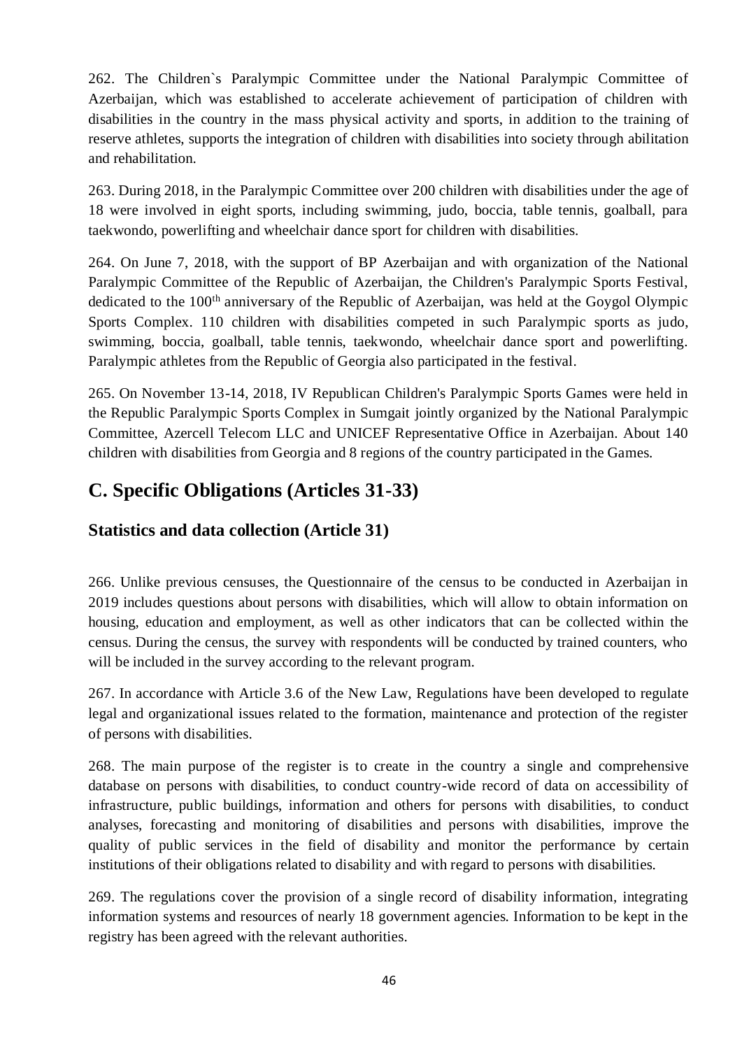262. The Children`s Paralympic Committee under the National Paralympic Committee of Azerbaijan, which was established to accelerate achievement of participation of children with disabilities in the country in the mass physical activity and sports, in addition to the training of reserve athletes, supports the integration of children with disabilities into society through abilitation and rehabilitation.

263. During 2018, in the Paralympic Committee over 200 children with disabilities under the age of 18 were involved in eight sports, including swimming, judo, boccia, table tennis, goalball, para taekwondo, powerlifting and wheelchair dance sport for children with disabilities.

264. On June 7, 2018, with the support of BP Azerbaijan and with organization of the National Paralympic Committee of the Republic of Azerbaijan, the Children's Paralympic Sports Festival, dedicated to the 100th anniversary of the Republic of Azerbaijan, was held at the Goygol Olympic Sports Complex. 110 children with disabilities competed in such Paralympic sports as judo, swimming, boccia, goalball, table tennis, taekwondo, wheelchair dance sport and powerlifting. Paralympic athletes from the Republic of Georgia also participated in the festival.

265. On November 13-14, 2018, IV Republican Children's Paralympic Sports Games were held in the Republic Paralympic Sports Complex in Sumgait jointly organized by the National Paralympic Committee, Azercell Telecom LLC and UNICEF Representative Office in Azerbaijan. About 140 children with disabilities from Georgia and 8 regions of the country participated in the Games.

## C. Specific Obligations (Articles 31-33)

### Statistics and data collection (Article 31)

266. Unlike previous censuses, the Questionnaire of the census to be conducted in Azerbaijan in 2019 includes questions about persons with disabilities, which will allow to obtain information on housing, education and employment, as well as other indicators that can be collected within the census. During the census, the survey with respondents will be conducted by trained counters, who will be included in the survey according to the relevant program.

267. In accordance with Article 3.6 of the New Law, Regulations have been developed to regulate legal and organizational issues related to the formation, maintenance and protection of the register of persons with disabilities.

268. The main purpose of the register is to create in the country a single and comprehensive database on persons with disabilities, to conduct country-wide record of data on accessibility of infrastructure, public buildings, information and others for persons with disabilities, to conduct analyses, forecasting and monitoring of disabilities and persons with disabilities, improve the quality of public services in the field of disability and monitor the performance by certain institutions of their obligations related to disability and with regard to persons with disabilities.

269. The regulations cover the provision of a single record of disability information, integrating information systems and resources of nearly 18 government agencies. Information to be kept in the registry has been agreed with the relevant authorities.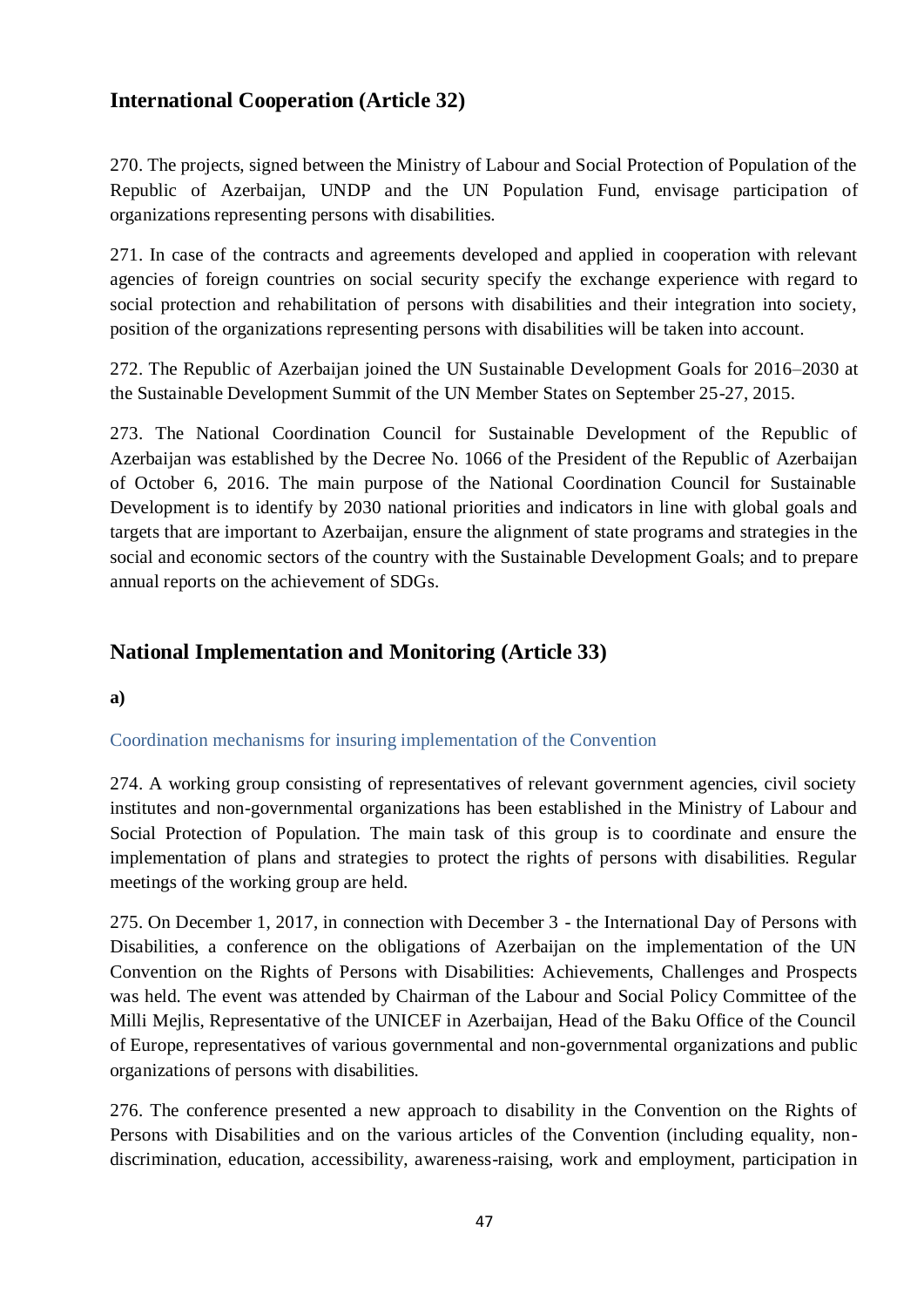## International Cooperation (Article 32)

270. The projects, signed between the Ministry of Labour and Social Protection of Population of the Republic of Azerbaijan, UNDP and the UN Population Fund, envisage participation of organizations representing persons with disabilities.

271. In case of the contracts and agreements developed and applied in cooperation with relevant agencies of foreign countries on social security specify the exchange experience with regard to social protection and rehabilitation of persons with disabilities and their integration into society, position of the organizations representing persons with disabilities will be taken into account.

272. The Republic of Azerbaijan joined the UN Sustainable Development Goals for 2016–2030 at the Sustainable Development Summit of the UN Member States on September 25-27, 2015.

273. The National Coordination Council for Sustainable Development of the Republic of Azerbaijan was established by the Decree No. 1066 of the President of the Republic of Azerbaijan of October 6, 2016. The main purpose of the National Coordination Council for Sustainable Development is to identify by 2030 national priorities and indicators in line with global goals and targets that are important to Azerbaijan, ensure the alignment of state programs and strategies in the social and economic sectors of the country with the Sustainable Development Goals; and to prepare annual reports on the achievement of SDGs.

## National Implementation and Monitoring (Article 33)

**a)**

### Coordination mechanisms for insuring implementation of the Convention

274. A working group consisting of representatives of relevant government agencies, civil society institutes and non-governmental organizations has been established in the Ministry of Labour and Social Protection of Population. The main task of this group is to coordinate and ensure the implementation of plans and strategies to protect the rights of persons with disabilities. Regular meetings of the working group are held.

275. On December 1, 2017, in connection with December 3 - the International Day of Persons with Disabilities, a conference on the obligations of Azerbaijan on the implementation of the UN Convention on the Rights of Persons with Disabilities: Achievements, Challenges and Prospects was held. The event was attended by Chairman of the Labour and Social Policy Committee of the Milli Mejlis, Representative of the UNICEF in Azerbaijan, Head of the Baku Office of the Council of Europe, representatives of various governmental and non-governmental organizations and public organizations of persons with disabilities.

276. The conference presented a new approach to disability in the Convention on the Rights of Persons with Disabilities and on the various articles of the Convention (including equality, non-discrimination, education, accessibility, awareness-raising, work and employment, participation in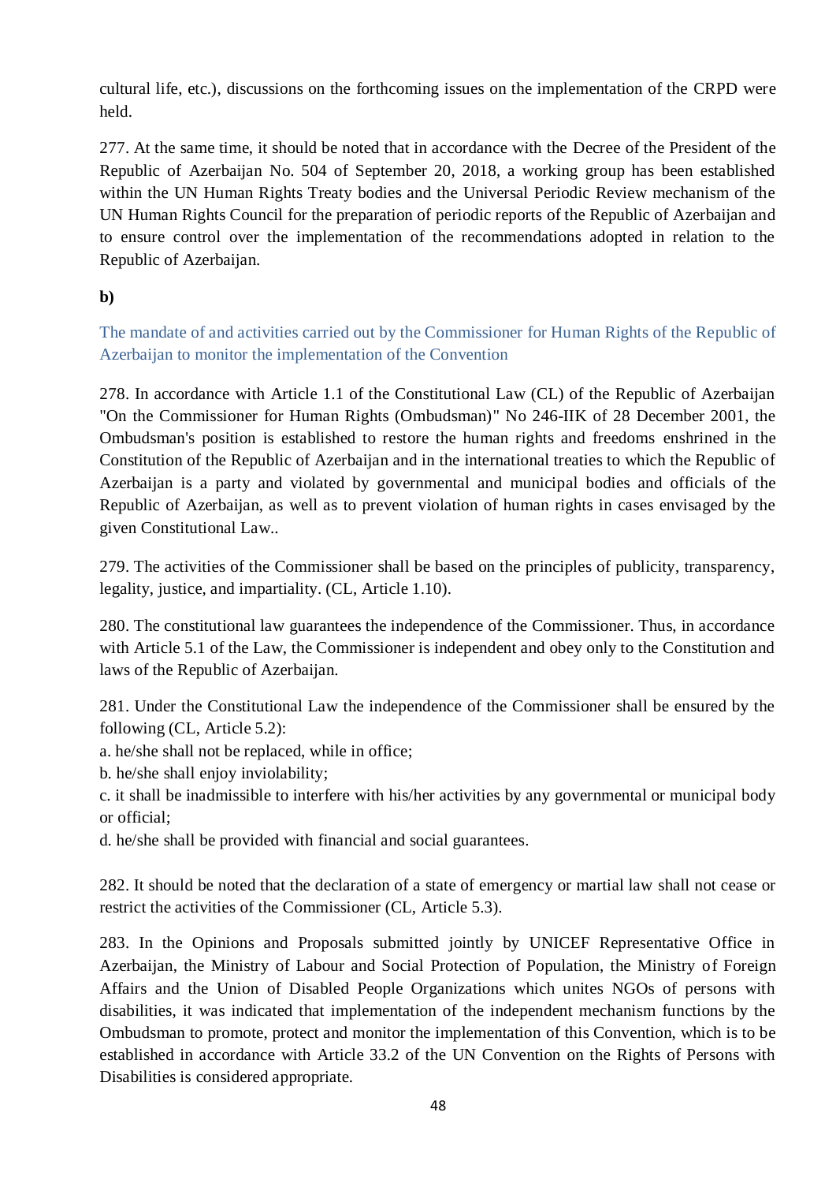cultural life, etc.), discussions on the forthcoming issues on the implementation of the CRPD were held.

277. At the same time, it should be noted that in accordance with the Decree of the President of the Republic of Azerbaijan No. 504 of September 20, 2018, a working group has been established within the UN Human Rights Treaty bodies and the Universal Periodic Review mechanism of the UN Human Rights Council for the preparation of periodic reports of the Republic of Azerbaijan and to ensure control over the implementation of the recommendations adopted in relation to the Republic of Azerbaijan.

**b)**

### The mandate of and activities carried out by the Commissioner for Human Rights of the Republic of Azerbaijan to monitor the implementation of the Convention

278. In accordance with Article 1.1 of the Constitutional Law (CL) of the Republic of Azerbaijan "On the Commissioner for Human Rights (Ombudsman)" No 246-IIK of 28 December 2001, the Ombudsman's position is established to restore the human rights and freedoms enshrined in the Constitution of the Republic of Azerbaijan and in the international treaties to which the Republic of Azerbaijan is a party and violated by governmental and municipal bodies and officials of the Republic of Azerbaijan, as well as to prevent violation of human rights in cases envisaged by the given Constitutional Law..

279. The activities of the Commissioner shall be based on the principles of publicity, transparency, legality, justice, and impartiality. (CL, Article 1.10).

280. The constitutional law guarantees the independence of the Commissioner. Thus, in accordance with Article 5.1 of the Law, the Commissioner is independent and obey only to the Constitution and laws of the Republic of Azerbaijan.

281. Under the Constitutional Law the independence of the Commissioner shall be ensured by the following (CL, Article 5.2):

a. he/she shall not be replaced, while in office;
b. he/she shall enjoy inviolability;
c. it shall be inadmissible to interfere with his/her activities by any governmental or municipal body or official;
d. he/she shall be provided with financial and social guarantees.

282. It should be noted that the declaration of a state of emergency or martial law shall not cease or restrict the activities of the Commissioner (CL, Article 5.3).

283. In the Opinions and Proposals submitted jointly by UNICEF Representative Office in Azerbaijan, the Ministry of Labour and Social Protection of Population, the Ministry of Foreign Affairs and the Union of Disabled People Organizations which unites NGOs of persons with disabilities, it was indicated that implementation of the independent mechanism functions by the Ombudsman to promote, protect and monitor the implementation of this Convention, which is to be established in accordance with Article 33.2 of the UN Convention on the Rights of Persons with Disabilities is considered appropriate.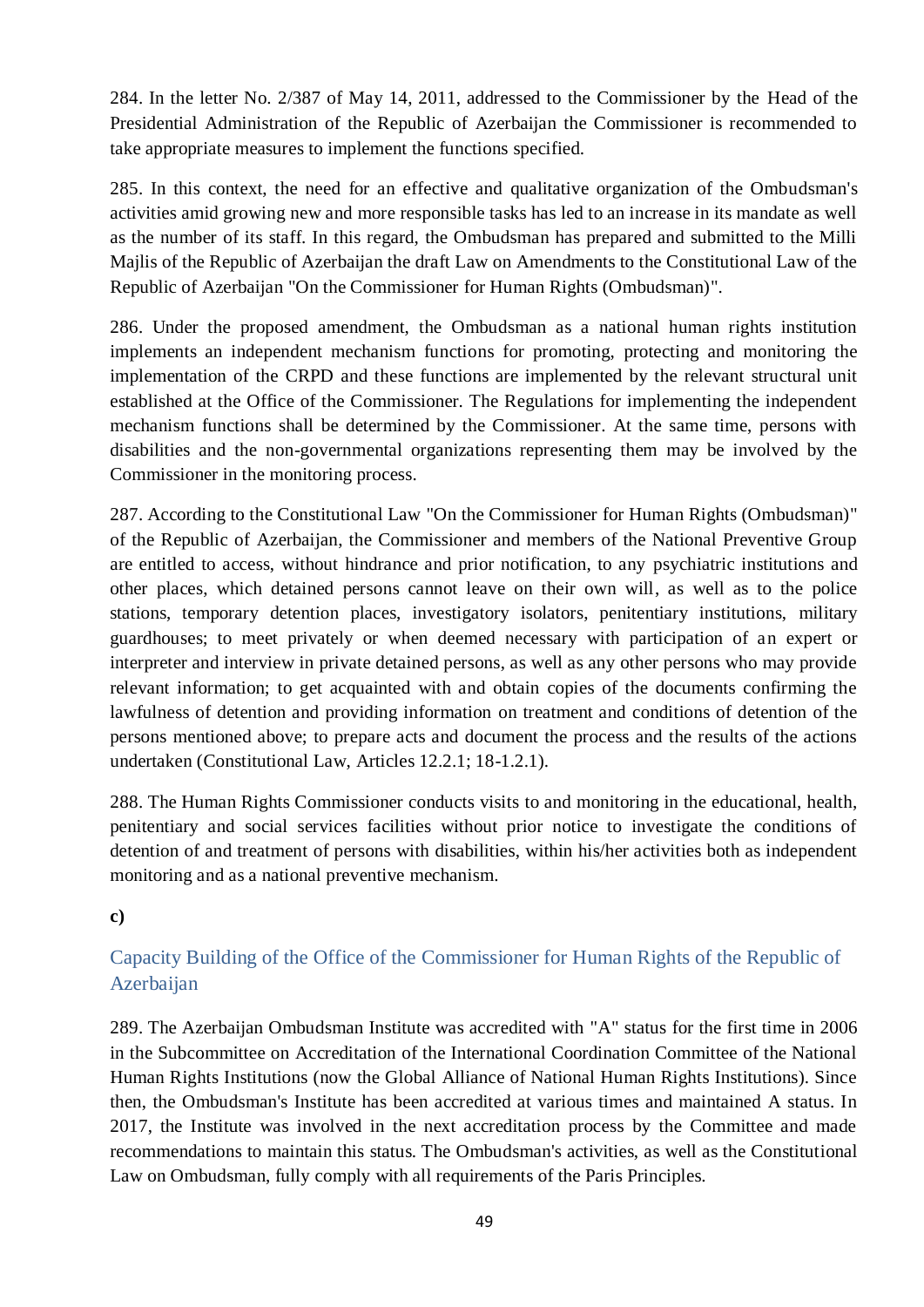284. In the letter No. 2/387 of May 14, 2011, addressed to the Commissioner by the Head of the Presidential Administration of the Republic of Azerbaijan the Commissioner is recommended to take appropriate measures to implement the functions specified.

285. In this context, the need for an effective and qualitative organization of the Ombudsman's activities amid growing new and more responsible tasks has led to an increase in its mandate as well as the number of its staff. In this regard, the Ombudsman has prepared and submitted to the Milli Majlis of the Republic of Azerbaijan the draft Law on Amendments to the Constitutional Law of the Republic of Azerbaijan "On the Commissioner for Human Rights (Ombudsman)".

286. Under the proposed amendment, the Ombudsman as a national human rights institution implements an independent mechanism functions for promoting, protecting and monitoring the implementation of the CRPD and these functions are implemented by the relevant structural unit established at the Office of the Commissioner. The Regulations for implementing the independent mechanism functions shall be determined by the Commissioner. At the same time, persons with disabilities and the non-governmental organizations representing them may be involved by the Commissioner in the monitoring process.

287. According to the Constitutional Law "On the Commissioner for Human Rights (Ombudsman)" of the Republic of Azerbaijan, the Commissioner and members of the National Preventive Group are entitled to access, without hindrance and prior notification, to any psychiatric institutions and other places, which detained persons cannot leave on their own will, as well as to the police stations, temporary detention places, investigatory isolators, penitentiary institutions, military guardhouses; to meet privately or when deemed necessary with participation of an expert or interpreter and interview in private detained persons, as well as any other persons who may provide relevant information; to get acquainted with and obtain copies of the documents confirming the lawfulness of detention and providing information on treatment and conditions of detention of the persons mentioned above; to prepare acts and document the process and the results of the actions undertaken (Constitutional Law, Articles 12.2.1; 18-1.2.1).

288. The Human Rights Commissioner conducts visits to and monitoring in the educational, health, penitentiary and social services facilities without prior notice to investigate the conditions of detention of and treatment of persons with disabilities, within his/her activities both as independent monitoring and as a national preventive mechanism.

**c)**

## Capacity Building of the Office of the Commissioner for Human Rights of the Republic of Azerbaijan

289. The Azerbaijan Ombudsman Institute was accredited with "A" status for the first time in 2006 in the Subcommittee on Accreditation of the International Coordination Committee of the National Human Rights Institutions (now the Global Alliance of National Human Rights Institutions). Since then, the Ombudsman's Institute has been accredited at various times and maintained A status. In 2017, the Institute was involved in the next accreditation process by the Committee and made recommendations to maintain this status. The Ombudsman's activities, as well as the Constitutional Law on Ombudsman, fully comply with all requirements of the Paris Principles.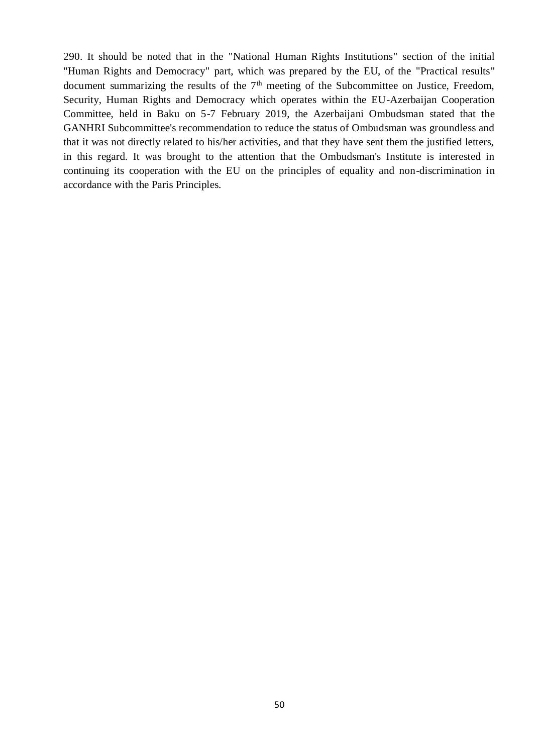290. It should be noted that in the "National Human Rights Institutions" section of the initial "Human Rights and Democracy" part, which was prepared by the EU, of the "Practical results" document summarizing the results of the 7th meeting of the Subcommittee on Justice, Freedom, Security, Human Rights and Democracy which operates within the EU-Azerbaijan Cooperation Committee, held in Baku on 5-7 February 2019, the Azerbaijani Ombudsman stated that the GANHRI Subcommittee's recommendation to reduce the status of Ombudsman was groundless and that it was not directly related to his/her activities, and that they have sent them the justified letters, in this regard. It was brought to the attention that the Ombudsman's Institute is interested in continuing its cooperation with the EU on the principles of equality and non-discrimination in accordance with the Paris Principles.